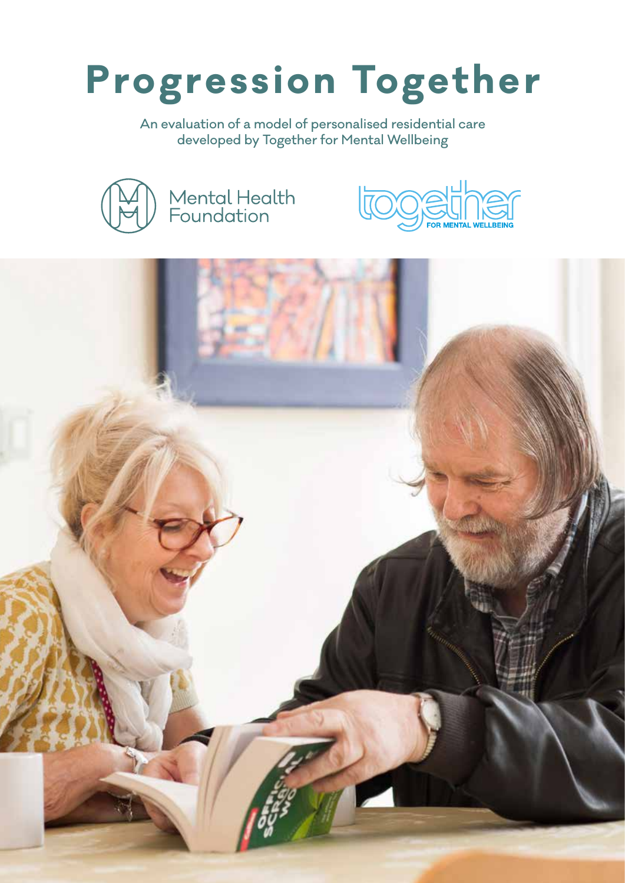# Progression Together

An evaluation of a model of personalised residential care developed by Together for Mental Wellbeing

Mental Health Foundation

together FOR MENTAL WELLBEING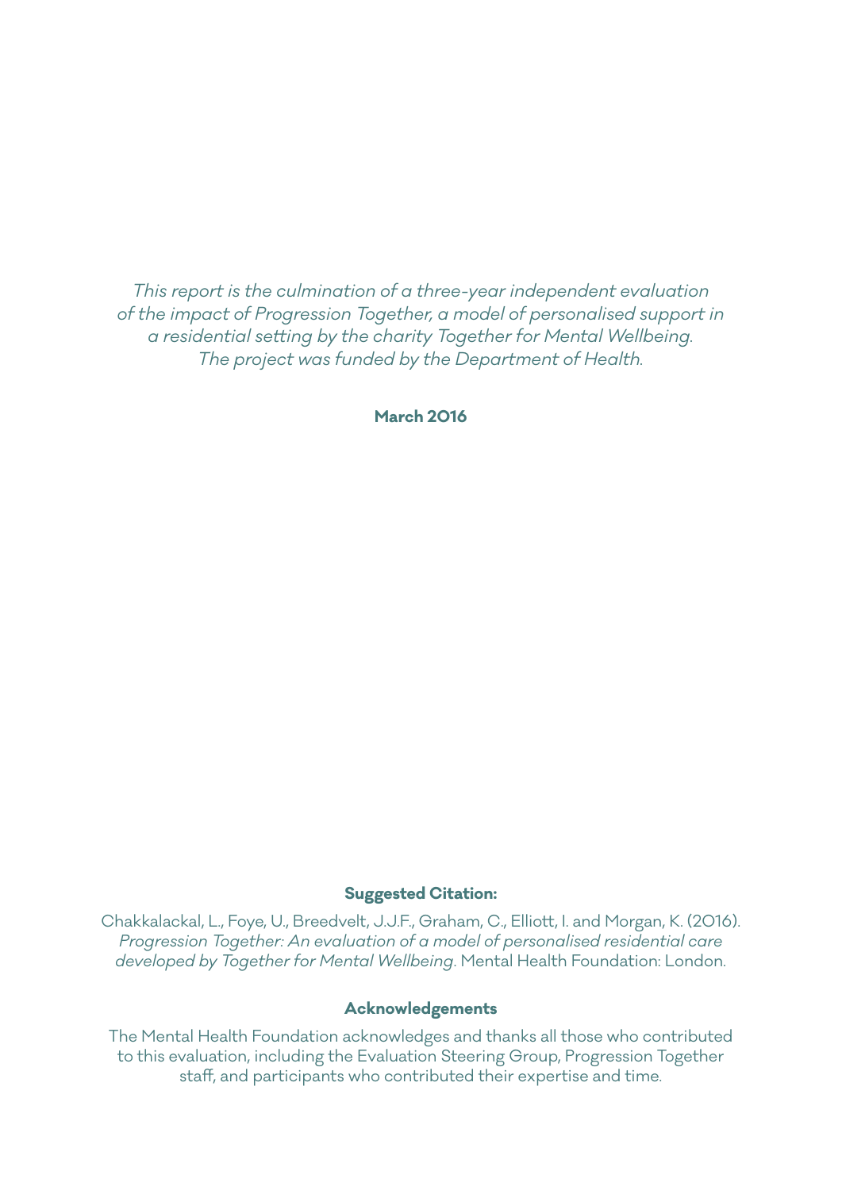*This report is the culmination of a three-year independent evaluation of the impact of Progression Together, a model of personalised support in a residential setting by the charity Together for Mental Wellbeing. The project was funded by the Department of Health.*

**March 2016**

**Suggested Citation:**

Chakkalackal, L., Foye, U., Breedvelt, J.J.F., Graham, C., Elliott, I. and Morgan, K. (2016). *Progression Together: An evaluation of a model of personalised residential care developed by Together for Mental Wellbeing*. Mental Health Foundation: London.

**Acknowledgements**

The Mental Health Foundation acknowledges and thanks all those who contributed to this evaluation, including the Evaluation Steering Group, Progression Together staff, and participants who contributed their expertise and time.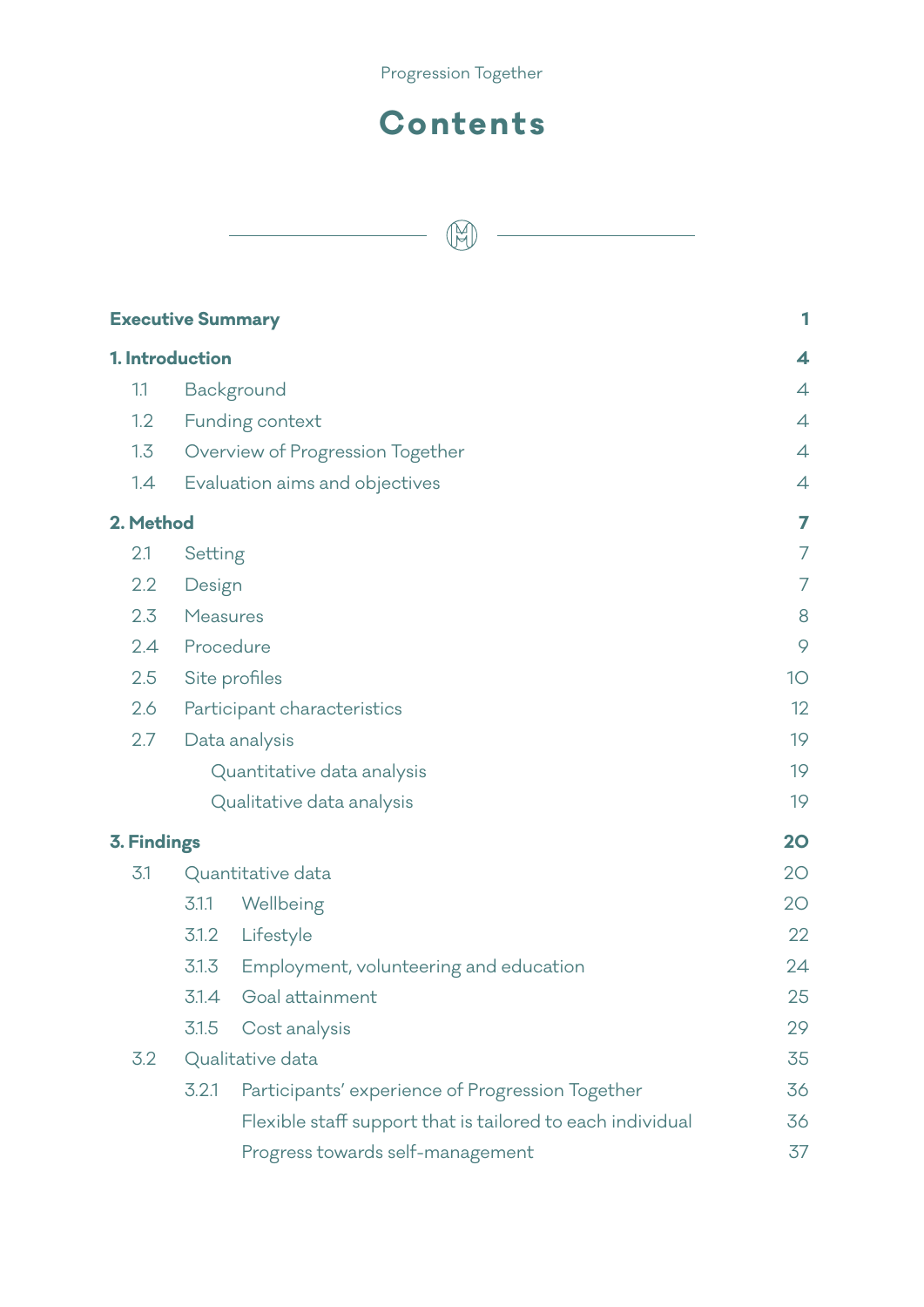# Contents

| | | | |
|---|---|---|---|
| **Executive Summary** | | | **1** |
| **1. Introduction** | | | **4** |
| 1.1 | Background | | 4 |
| 1.2 | Funding context | | 4 |
| 1.3 | Overview of Progression Together | | 4 |
| 1.4 | Evaluation aims and objectives | | 4 |
| **2. Method** | | | **7** |
| 2.1 | Setting | | 7 |
| 2.2 | Design | | 7 |
| 2.3 | Measures | | 8 |
| 2.4 | Procedure | | 9 |
| 2.5 | Site profiles | | 10 |
| 2.6 | Participant characteristics | | 12 |
| 2.7 | Data analysis | | 19 |
| | Quantitative data analysis | | 19 |
| | Qualitative data analysis | | 19 |
| **3. Findings** | | | **20** |
| 3.1 | Quantitative data | | 20 |
| | 3.1.1 | Wellbeing | 20 |
| | 3.1.2 | Lifestyle | 22 |
| | 3.1.3 | Employment, volunteering and education | 24 |
| | 3.1.4 | Goal attainment | 25 |
| | 3.1.5 | Cost analysis | 29 |
| 3.2 | Qualitative data | | 35 |
| | 3.2.1 | Participants' experience of Progression Together | 36 |
| | | Flexible staff support that is tailored to each individual | 36 |
| | | Progress towards self-management | 37 |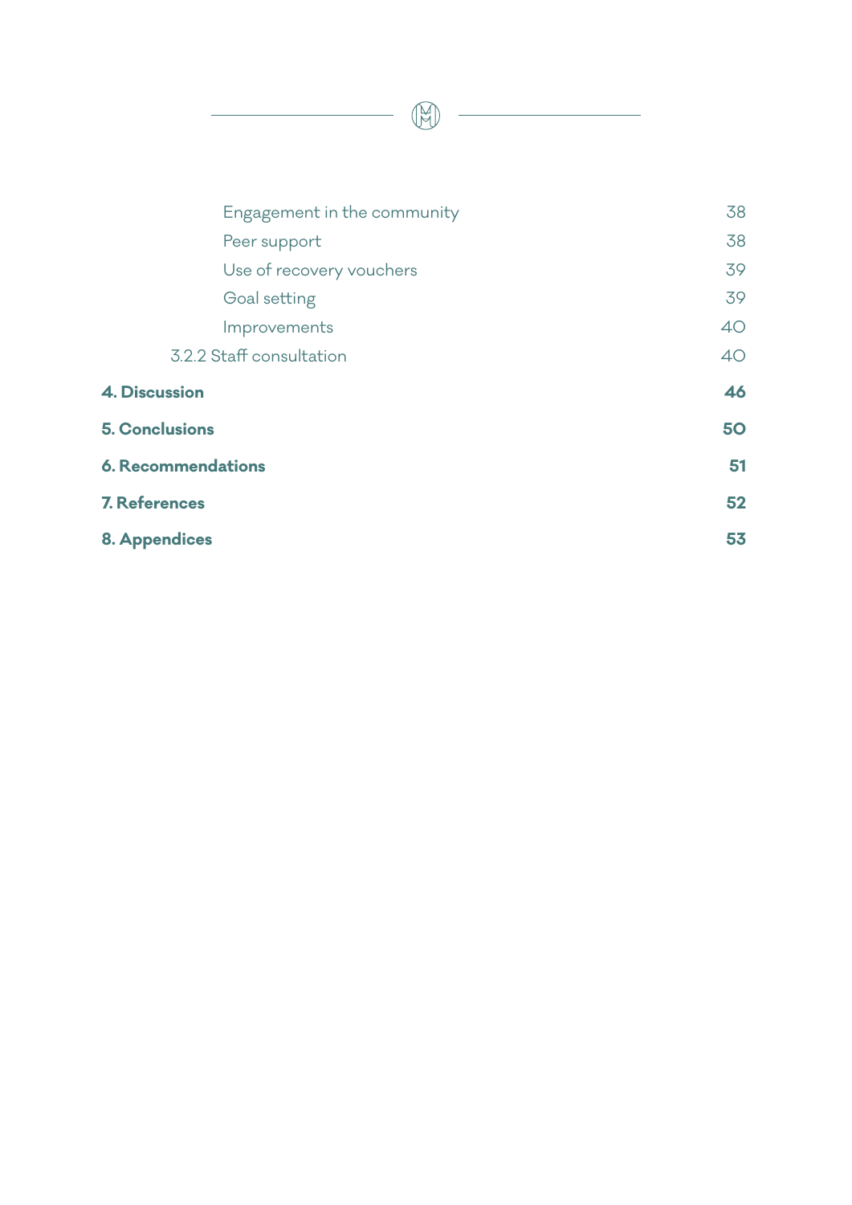| | |
|---|---|
| Engagement in the community | 38 |
| Peer support | 38 |
| Use of recovery vouchers | 39 |
| Goal setting | 39 |
| Improvements | 40 |
| 3.2.2 Staff consultation | 40 |
| **4. Discussion** | **46** |
| **5. Conclusions** | **50** |
| **6. Recommendations** | **51** |
| **7. References** | **52** |
| **8. Appendices** | **53** |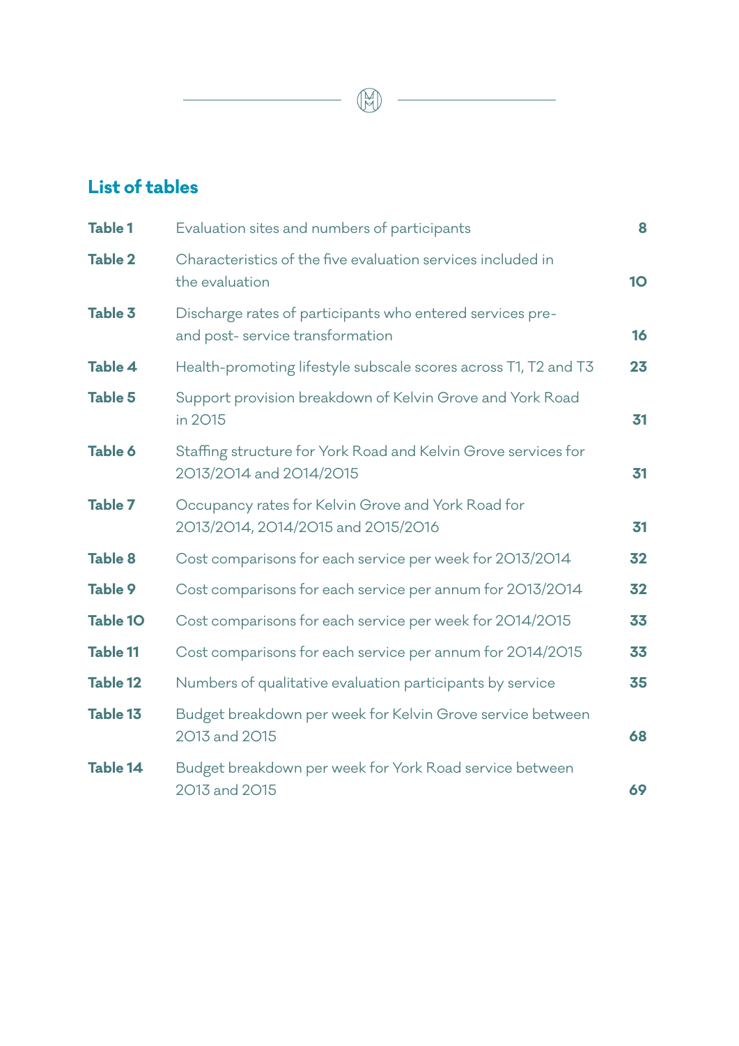## List of tables

| | | |
|---|---|---|
| **Table 1** | Evaluation sites and numbers of participants | **8** |
| **Table 2** | Characteristics of the five evaluation services included in the evaluation | **10** |
| **Table 3** | Discharge rates of participants who entered services pre- and post- service transformation | **16** |
| **Table 4** | Health-promoting lifestyle subscale scores across T1, T2 and T3 | **23** |
| **Table 5** | Support provision breakdown of Kelvin Grove and York Road in 2015 | **31** |
| **Table 6** | Staffing structure for York Road and Kelvin Grove services for 2013/2014 and 2014/2015 | **31** |
| **Table 7** | Occupancy rates for Kelvin Grove and York Road for 2013/2014, 2014/2015 and 2015/2016 | **31** |
| **Table 8** | Cost comparisons for each service per week for 2013/2014 | **32** |
| **Table 9** | Cost comparisons for each service per annum for 2013/2014 | **32** |
| **Table 10** | Cost comparisons for each service per week for 2014/2015 | **33** |
| **Table 11** | Cost comparisons for each service per annum for 2014/2015 | **33** |
| **Table 12** | Numbers of qualitative evaluation participants by service | **35** |
| **Table 13** | Budget breakdown per week for Kelvin Grove service between 2013 and 2015 | **68** |
| **Table 14** | Budget breakdown per week for York Road service between 2013 and 2015 | **69** |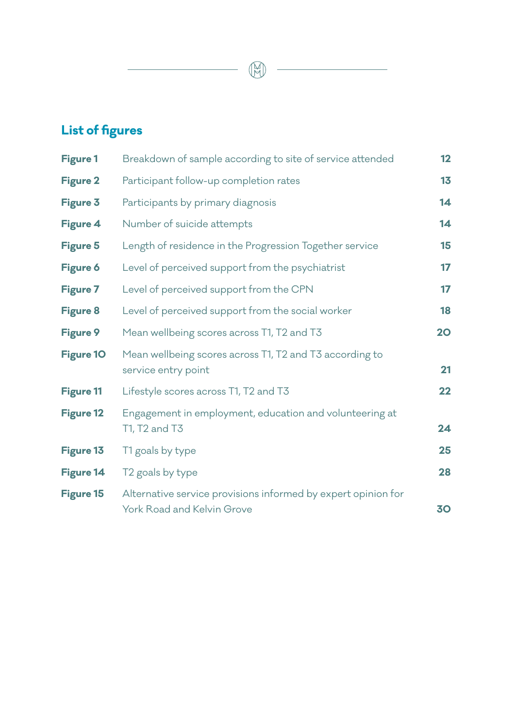## List of figures

| | | |
|---|---|---|
| **Figure 1** | Breakdown of sample according to site of service attended | **12** |
| **Figure 2** | Participant follow-up completion rates | **13** |
| **Figure 3** | Participants by primary diagnosis | **14** |
| **Figure 4** | Number of suicide attempts | **14** |
| **Figure 5** | Length of residence in the Progression Together service | **15** |
| **Figure 6** | Level of perceived support from the psychiatrist | **17** |
| **Figure 7** | Level of perceived support from the CPN | **17** |
| **Figure 8** | Level of perceived support from the social worker | **18** |
| **Figure 9** | Mean wellbeing scores across T1, T2 and T3 | **20** |
| **Figure 10** | Mean wellbeing scores across T1, T2 and T3 according to service entry point | **21** |
| **Figure 11** | Lifestyle scores across T1, T2 and T3 | **22** |
| **Figure 12** | Engagement in employment, education and volunteering at T1, T2 and T3 | **24** |
| **Figure 13** | T1 goals by type | **25** |
| **Figure 14** | T2 goals by type | **28** |
| **Figure 15** | Alternative service provisions informed by expert opinion for York Road and Kelvin Grove | **30** |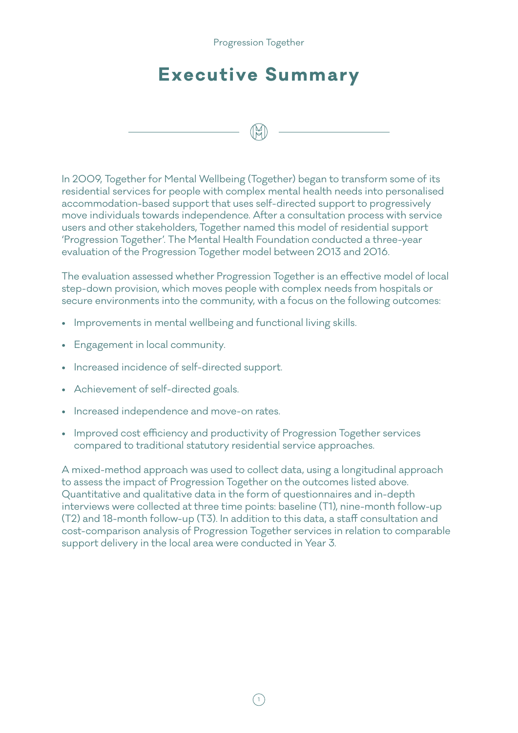# Executive Summary

In 2009, Together for Mental Wellbeing (Together) began to transform some of its residential services for people with complex mental health needs into personalised accommodation-based support that uses self-directed support to progressively move individuals towards independence. After a consultation process with service users and other stakeholders, Together named this model of residential support 'Progression Together'. The Mental Health Foundation conducted a three-year evaluation of the Progression Together model between 2013 and 2016.

The evaluation assessed whether Progression Together is an effective model of local step-down provision, which moves people with complex needs from hospitals or secure environments into the community, with a focus on the following outcomes:

- Improvements in mental wellbeing and functional living skills.
- Engagement in local community.
- Increased incidence of self-directed support.
- Achievement of self-directed goals.
- Increased independence and move-on rates.
- Improved cost efficiency and productivity of Progression Together services compared to traditional statutory residential service approaches.

A mixed-method approach was used to collect data, using a longitudinal approach to assess the impact of Progression Together on the outcomes listed above. Quantitative and qualitative data in the form of questionnaires and in-depth interviews were collected at three time points: baseline (T1), nine-month follow-up (T2) and 18-month follow-up (T3). In addition to this data, a staff consultation and cost-comparison analysis of Progression Together services in relation to comparable support delivery in the local area were conducted in Year 3.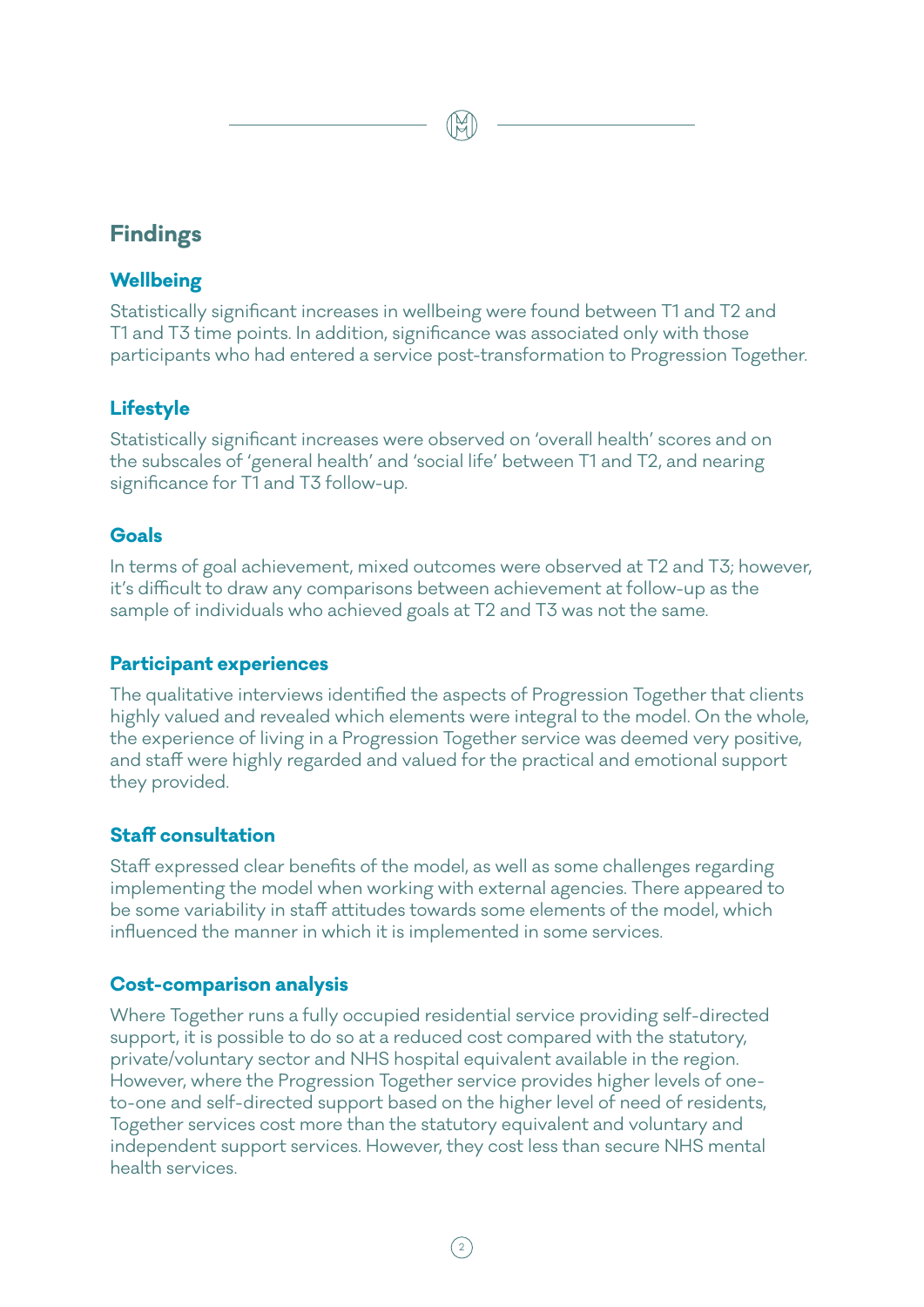## Findings

### Wellbeing

Statistically significant increases in wellbeing were found between T1 and T2 and T1 and T3 time points. In addition, significance was associated only with those participants who had entered a service post-transformation to Progression Together.

### Lifestyle

Statistically significant increases were observed on 'overall health' scores and on the subscales of 'general health' and 'social life' between T1 and T2, and nearing significance for T1 and T3 follow-up.

### Goals

In terms of goal achievement, mixed outcomes were observed at T2 and T3; however, it's difficult to draw any comparisons between achievement at follow-up as the sample of individuals who achieved goals at T2 and T3 was not the same.

### Participant experiences

The qualitative interviews identified the aspects of Progression Together that clients highly valued and revealed which elements were integral to the model. On the whole, the experience of living in a Progression Together service was deemed very positive, and staff were highly regarded and valued for the practical and emotional support they provided.

### Staff consultation

Staff expressed clear benefits of the model, as well as some challenges regarding implementing the model when working with external agencies. There appeared to be some variability in staff attitudes towards some elements of the model, which influenced the manner in which it is implemented in some services.

### Cost-comparison analysis

Where Together runs a fully occupied residential service providing self-directed support, it is possible to do so at a reduced cost compared with the statutory, private/voluntary sector and NHS hospital equivalent available in the region. However, where the Progression Together service provides higher levels of one-to-one and self-directed support based on the higher level of need of residents, Together services cost more than the statutory equivalent and voluntary and independent support services. However, they cost less than secure NHS mental health services.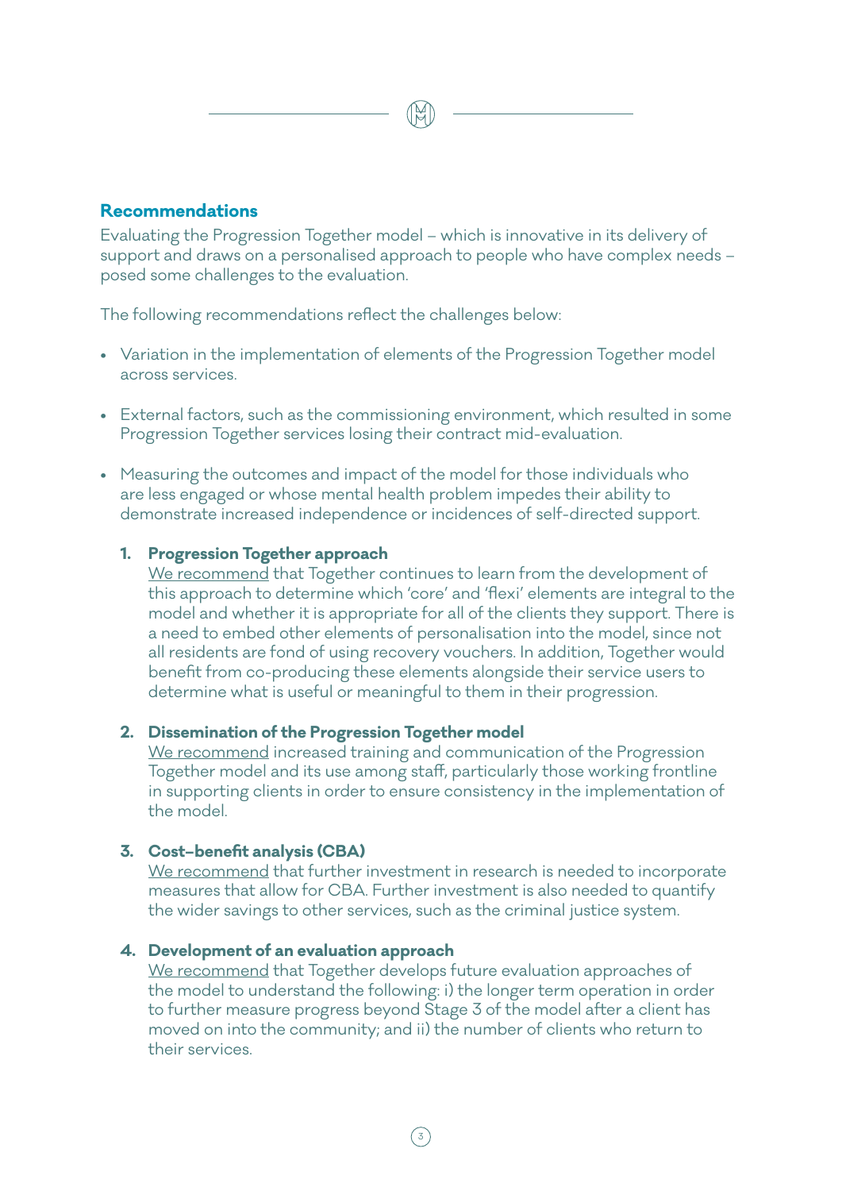## Recommendations

Evaluating the Progression Together model – which is innovative in its delivery of support and draws on a personalised approach to people who have complex needs – posed some challenges to the evaluation.

The following recommendations reflect the challenges below:

- Variation in the implementation of elements of the Progression Together model across services.
- External factors, such as the commissioning environment, which resulted in some Progression Together services losing their contract mid-evaluation.
- Measuring the outcomes and impact of the model for those individuals who are less engaged or whose mental health problem impedes their ability to demonstrate increased independence or incidences of self-directed support.

1. **Progression Together approach**
   We recommend that Together continues to learn from the development of this approach to determine which 'core' and 'flexi' elements are integral to the model and whether it is appropriate for all of the clients they support. There is a need to embed other elements of personalisation into the model, since not all residents are fond of using recovery vouchers. In addition, Together would benefit from co-producing these elements alongside their service users to determine what is useful or meaningful to them in their progression.

2. **Dissemination of the Progression Together model**
   We recommend increased training and communication of the Progression Together model and its use among staff, particularly those working frontline in supporting clients in order to ensure consistency in the implementation of the model.

3. **Cost–benefit analysis (CBA)**
   We recommend that further investment in research is needed to incorporate measures that allow for CBA. Further investment is also needed to quantify the wider savings to other services, such as the criminal justice system.

4. **Development of an evaluation approach**
   We recommend that Together develops future evaluation approaches of the model to understand the following: i) the longer term operation in order to further measure progress beyond Stage 3 of the model after a client has moved on into the community; and ii) the number of clients who return to their services.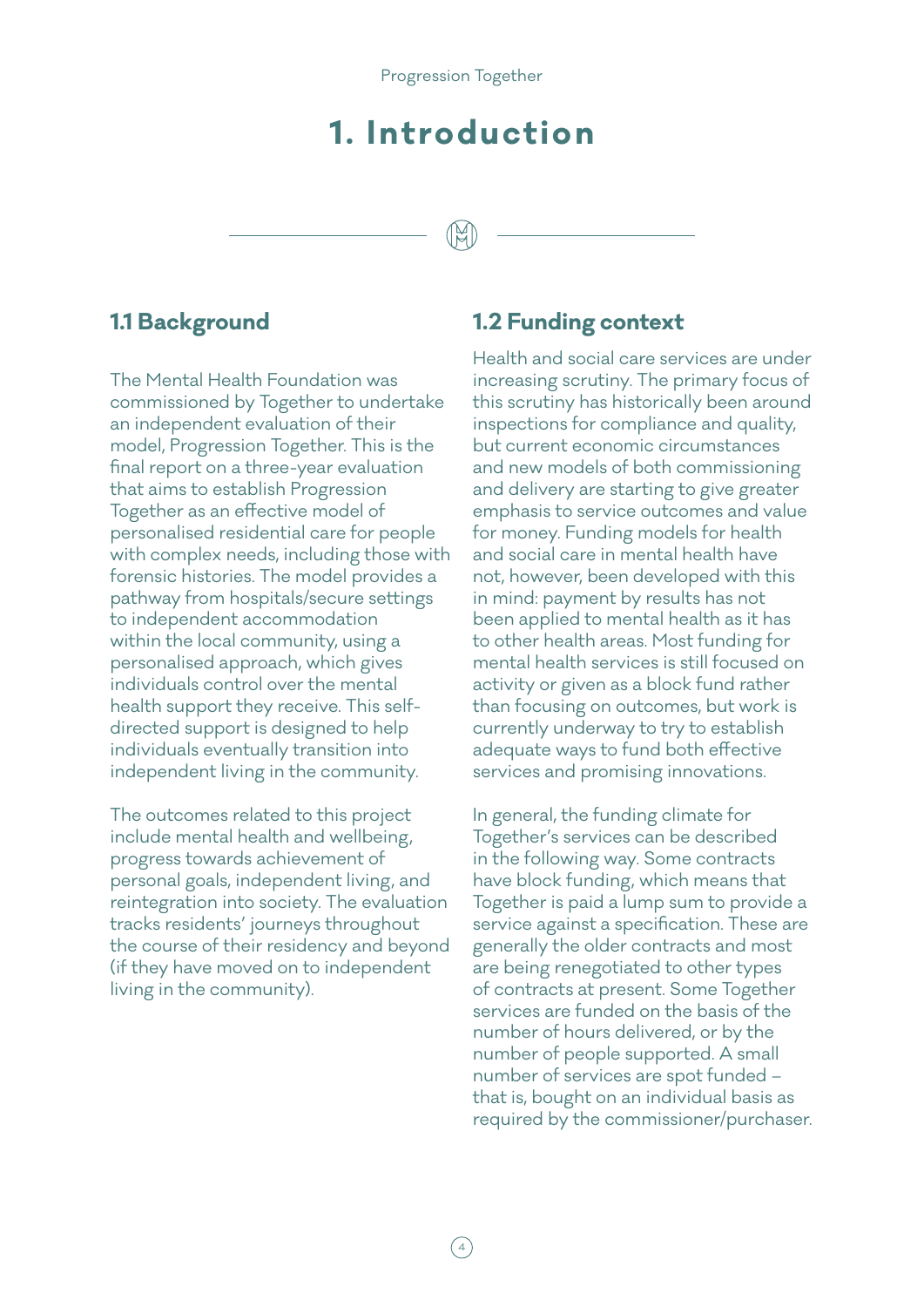# 1. Introduction

## 1.1 Background

The Mental Health Foundation was commissioned by Together to undertake an independent evaluation of their model, Progression Together. This is the final report on a three-year evaluation that aims to establish Progression Together as an effective model of personalised residential care for people with complex needs, including those with forensic histories. The model provides a pathway from hospitals/secure settings to independent accommodation within the local community, using a personalised approach, which gives individuals control over the mental health support they receive. This self-directed support is designed to help individuals eventually transition into independent living in the community.

The outcomes related to this project include mental health and wellbeing, progress towards achievement of personal goals, independent living, and reintegration into society. The evaluation tracks residents' journeys throughout the course of their residency and beyond (if they have moved on to independent living in the community).

## 1.2 Funding context

Health and social care services are under increasing scrutiny. The primary focus of this scrutiny has historically been around inspections for compliance and quality, but current economic circumstances and new models of both commissioning and delivery are starting to give greater emphasis to service outcomes and value for money. Funding models for health and social care in mental health have not, however, been developed with this in mind: payment by results has not been applied to mental health as it has to other health areas. Most funding for mental health services is still focused on activity or given as a block fund rather than focusing on outcomes, but work is currently underway to try to establish adequate ways to fund both effective services and promising innovations.

In general, the funding climate for Together's services can be described in the following way. Some contracts have block funding, which means that Together is paid a lump sum to provide a service against a specification. These are generally the older contracts and most are being renegotiated to other types of contracts at present. Some Together services are funded on the basis of the number of hours delivered, or by the number of people supported. A small number of services are spot funded – that is, bought on an individual basis as required by the commissioner/purchaser.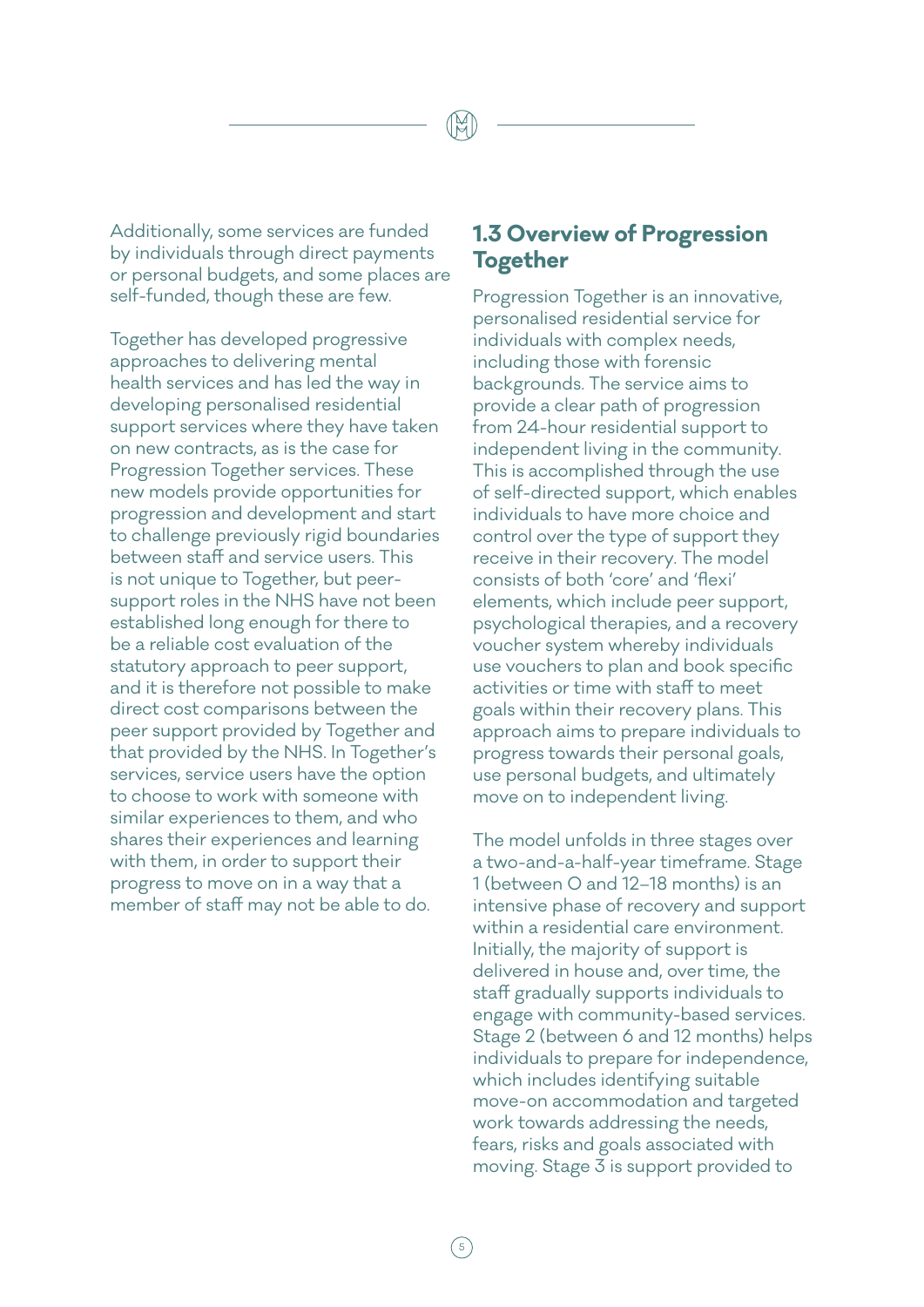Additionally, some services are funded by individuals through direct payments or personal budgets, and some places are self-funded, though these are few.

Together has developed progressive approaches to delivering mental health services and has led the way in developing personalised residential support services where they have taken on new contracts, as is the case for Progression Together services. These new models provide opportunities for progression and development and start to challenge previously rigid boundaries between staff and service users. This is not unique to Together, but peer-support roles in the NHS have not been established long enough for there to be a reliable cost evaluation of the statutory approach to peer support, and it is therefore not possible to make direct cost comparisons between the peer support provided by Together and that provided by the NHS. In Together's services, service users have the option to choose to work with someone with similar experiences to them, and who shares their experiences and learning with them, in order to support their progress to move on in a way that a member of staff may not be able to do.

## 1.3 Overview of Progression Together

Progression Together is an innovative, personalised residential service for individuals with complex needs, including those with forensic backgrounds. The service aims to provide a clear path of progression from 24-hour residential support to independent living in the community. This is accomplished through the use of self-directed support, which enables individuals to have more choice and control over the type of support they receive in their recovery. The model consists of both 'core' and 'flexi' elements, which include peer support, psychological therapies, and a recovery voucher system whereby individuals use vouchers to plan and book specific activities or time with staff to meet goals within their recovery plans. This approach aims to prepare individuals to progress towards their personal goals, use personal budgets, and ultimately move on to independent living.

The model unfolds in three stages over a two-and-a-half-year timeframe. Stage 1 (between 0 and 12–18 months) is an intensive phase of recovery and support within a residential care environment. Initially, the majority of support is delivered in house and, over time, the staff gradually supports individuals to engage with community-based services. Stage 2 (between 6 and 12 months) helps individuals to prepare for independence, which includes identifying suitable move-on accommodation and targeted work towards addressing the needs, fears, risks and goals associated with moving. Stage 3 is support provided to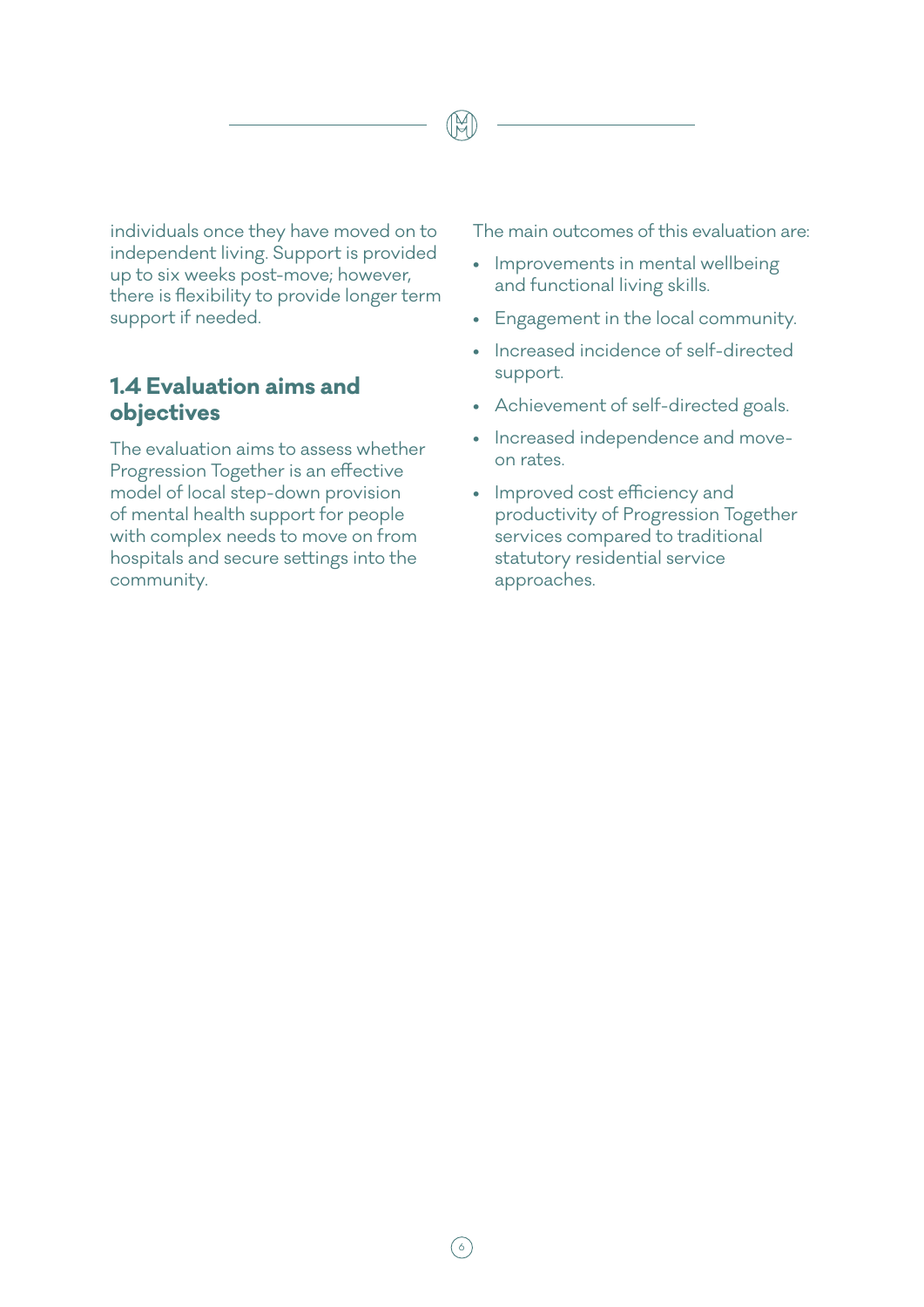individuals once they have moved on to independent living. Support is provided up to six weeks post-move; however, there is flexibility to provide longer term support if needed.

## 1.4 Evaluation aims and objectives

The evaluation aims to assess whether Progression Together is an effective model of local step-down provision of mental health support for people with complex needs to move on from hospitals and secure settings into the community.

The main outcomes of this evaluation are:

- Improvements in mental wellbeing and functional living skills.
- Engagement in the local community.
- Increased incidence of self-directed support.
- Achievement of self-directed goals.
- Increased independence and move-on rates.
- Improved cost efficiency and productivity of Progression Together services compared to traditional statutory residential service approaches.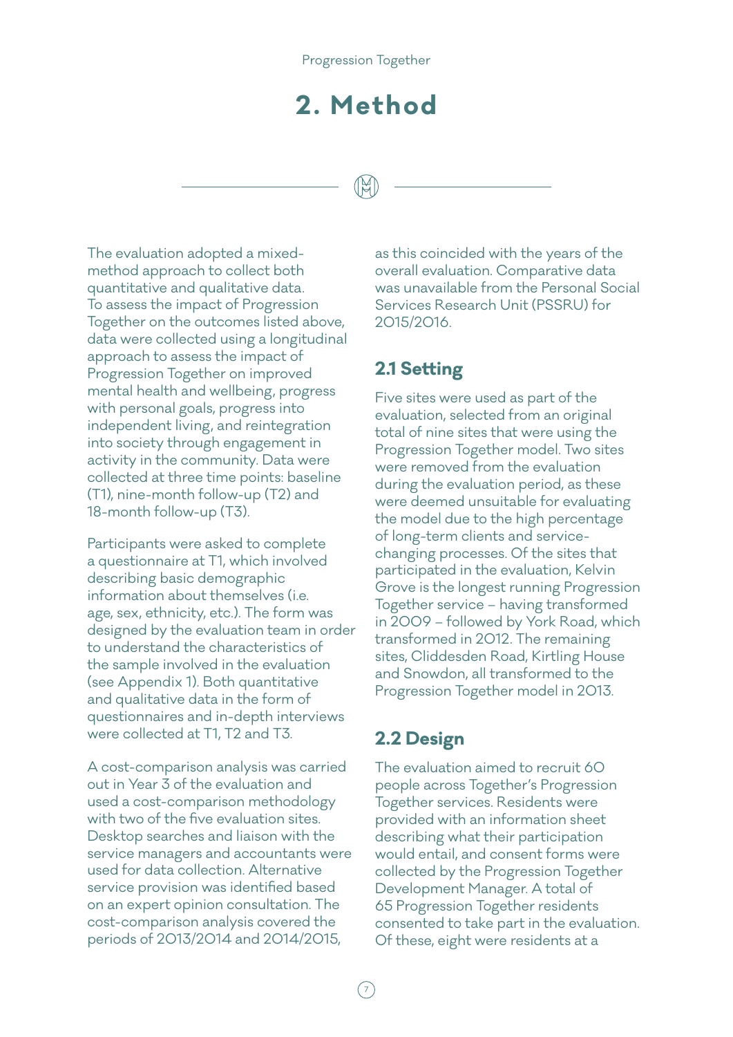# 2. Method

The evaluation adopted a mixed-method approach to collect both quantitative and qualitative data. To assess the impact of Progression Together on the outcomes listed above, data were collected using a longitudinal approach to assess the impact of Progression Together on improved mental health and wellbeing, progress with personal goals, progress into independent living, and reintegration into society through engagement in activity in the community. Data were collected at three time points: baseline (T1), nine-month follow-up (T2) and 18-month follow-up (T3).

Participants were asked to complete a questionnaire at T1, which involved describing basic demographic information about themselves (i.e. age, sex, ethnicity, etc.). The form was designed by the evaluation team in order to understand the characteristics of the sample involved in the evaluation (see Appendix 1). Both quantitative and qualitative data in the form of questionnaires and in-depth interviews were collected at T1, T2 and T3.

A cost-comparison analysis was carried out in Year 3 of the evaluation and used a cost-comparison methodology with two of the five evaluation sites. Desktop searches and liaison with the service managers and accountants were used for data collection. Alternative service provision was identified based on an expert opinion consultation. The cost-comparison analysis covered the periods of 2013/2014 and 2014/2015, as this coincided with the years of the overall evaluation. Comparative data was unavailable from the Personal Social Services Research Unit (PSSRU) for 2015/2016.

## 2.1 Setting

Five sites were used as part of the evaluation, selected from an original total of nine sites that were using the Progression Together model. Two sites were removed from the evaluation during the evaluation period, as these were deemed unsuitable for evaluating the model due to the high percentage of long-term clients and service-changing processes. Of the sites that participated in the evaluation, Kelvin Grove is the longest running Progression Together service – having transformed in 2009 – followed by York Road, which transformed in 2012. The remaining sites, Cliddesden Road, Kirtling House and Snowdon, all transformed to the Progression Together model in 2013.

## 2.2 Design

The evaluation aimed to recruit 60 people across Together's Progression Together services. Residents were provided with an information sheet describing what their participation would entail, and consent forms were collected by the Progression Together Development Manager. A total of 65 Progression Together residents consented to take part in the evaluation. Of these, eight were residents at a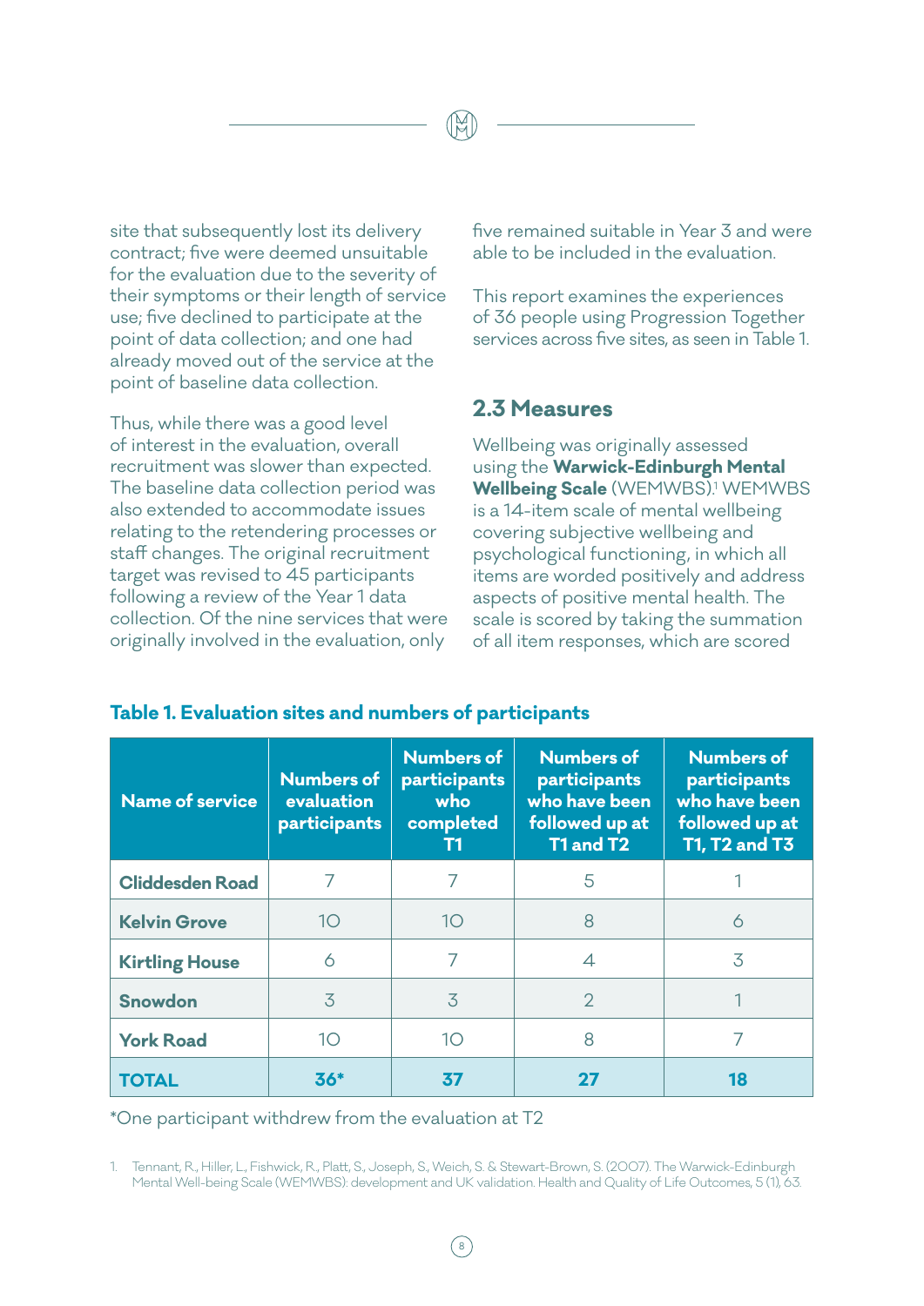site that subsequently lost its delivery contract; five were deemed unsuitable for the evaluation due to the severity of their symptoms or their length of service use; five declined to participate at the point of data collection; and one had already moved out of the service at the point of baseline data collection.

Thus, while there was a good level of interest in the evaluation, overall recruitment was slower than expected. The baseline data collection period was also extended to accommodate issues relating to the retendering processes or staff changes. The original recruitment target was revised to 45 participants following a review of the Year 1 data collection. Of the nine services that were originally involved in the evaluation, only five remained suitable in Year 3 and were able to be included in the evaluation.

This report examines the experiences of 36 people using Progression Together services across five sites, as seen in Table 1.

## 2.3 Measures

Wellbeing was originally assessed using the **Warwick-Edinburgh Mental Wellbeing Scale** (WEMWBS).[1] WEMWBS is a 14-item scale of mental wellbeing covering subjective wellbeing and psychological functioning, in which all items are worded positively and address aspects of positive mental health. The scale is scored by taking the summation of all item responses, which are scored

**Table 1. Evaluation sites and numbers of participants**

| Name of service | Numbers of evaluation participants | Numbers of participants who completed T1 | Numbers of participants who have been followed up at T1 and T2 | Numbers of participants who have been followed up at T1, T2 and T3 |
|---|---|---|---|---|
| **Cliddesden Road** | 7 | 7 | 5 | 1 |
| **Kelvin Grove** | 10 | 10 | 8 | 6 |
| **Kirtling House** | 6 | 7 | 4 | 3 |
| **Snowdon** | 3 | 3 | 2 | 1 |
| **York Road** | 10 | 10 | 8 | 7 |
| **TOTAL** | **36*** | **37** | **27** | **18** |

*One participant withdrew from the evaluation at T2

1. Tennant, R., Hiller, L., Fishwick, R., Platt, S., Joseph, S., Weich, S. & Stewart-Brown, S. (2007). The Warwick-Edinburgh Mental Well-being Scale (WEMWBS): development and UK validation. Health and Quality of Life Outcomes, 5 (1), 63.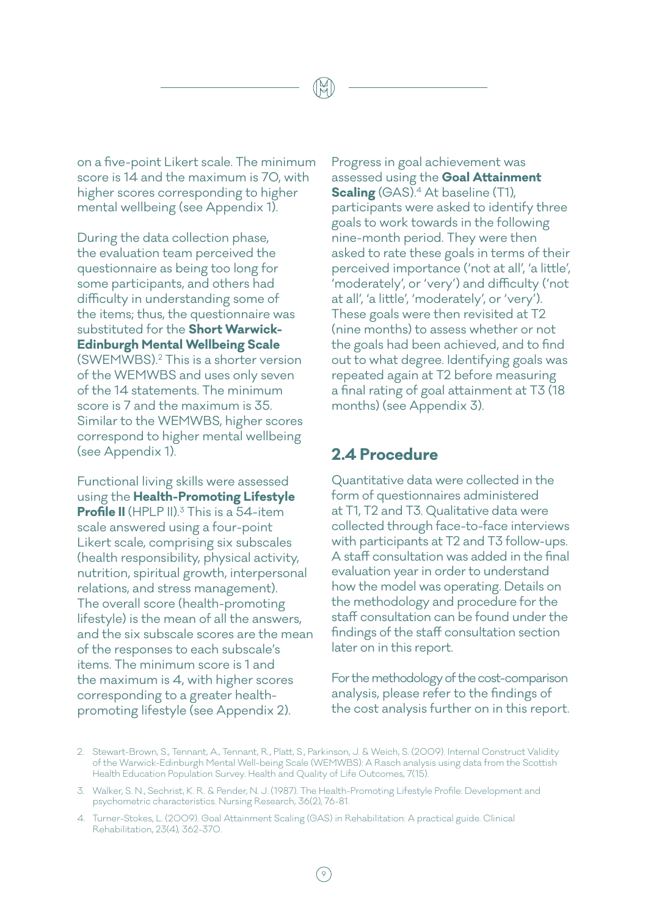on a five-point Likert scale. The minimum score is 14 and the maximum is 70, with higher scores corresponding to higher mental wellbeing (see Appendix 1).

During the data collection phase, the evaluation team perceived the questionnaire as being too long for some participants, and others had difficulty in understanding some of the items; thus, the questionnaire was substituted for the **Short Warwick-Edinburgh Mental Wellbeing Scale** (SWEMWBS).[2] This is a shorter version of the WEMWBS and uses only seven of the 14 statements. The minimum score is 7 and the maximum is 35. Similar to the WEMWBS, higher scores correspond to higher mental wellbeing (see Appendix 1).

Functional living skills were assessed using the **Health-Promoting Lifestyle Profile II** (HPLP II).[3] This is a 54-item scale answered using a four-point Likert scale, comprising six subscales (health responsibility, physical activity, nutrition, spiritual growth, interpersonal relations, and stress management). The overall score (health-promoting lifestyle) is the mean of all the answers, and the six subscale scores are the mean of the responses to each subscale's items. The minimum score is 1 and the maximum is 4, with higher scores corresponding to a greater health-promoting lifestyle (see Appendix 2).

Progress in goal achievement was assessed using the **Goal Attainment Scaling** (GAS).[4] At baseline (T1), participants were asked to identify three goals to work towards in the following nine-month period. They were then asked to rate these goals in terms of their perceived importance ('not at all', 'a little', 'moderately', or 'very') and difficulty ('not at all', 'a little', 'moderately', or 'very'). These goals were then revisited at T2 (nine months) to assess whether or not the goals had been achieved, and to find out to what degree. Identifying goals was repeated again at T2 before measuring a final rating of goal attainment at T3 (18 months) (see Appendix 3).

## 2.4 Procedure

Quantitative data were collected in the form of questionnaires administered at T1, T2 and T3. Qualitative data were collected through face-to-face interviews with participants at T2 and T3 follow-ups. A staff consultation was added in the final evaluation year in order to understand how the model was operating. Details on the methodology and procedure for the staff consultation can be found under the findings of the staff consultation section later on in this report.

For the methodology of the cost-comparison analysis, please refer to the findings of the cost analysis further on in this report.

2. Stewart-Brown, S., Tennant, A., Tennant, R., Platt, S., Parkinson, J. & Weich, S. (2009). Internal Construct Validity of the Warwick-Edinburgh Mental Well-being Scale (WEMWBS): A Rasch analysis using data from the Scottish Health Education Population Survey. Health and Quality of Life Outcomes, 7(15).

3. Walker, S. N., Sechrist, K. R. & Pender, N. J. (1987). The Health-Promoting Lifestyle Profile: Development and psychometric characteristics. Nursing Research, 36(2), 76-81.

4. Turner-Stokes, L. (2009). Goal Attainment Scaling (GAS) in Rehabilitation: A practical guide. Clinical Rehabilitation, 23(4), 362-370.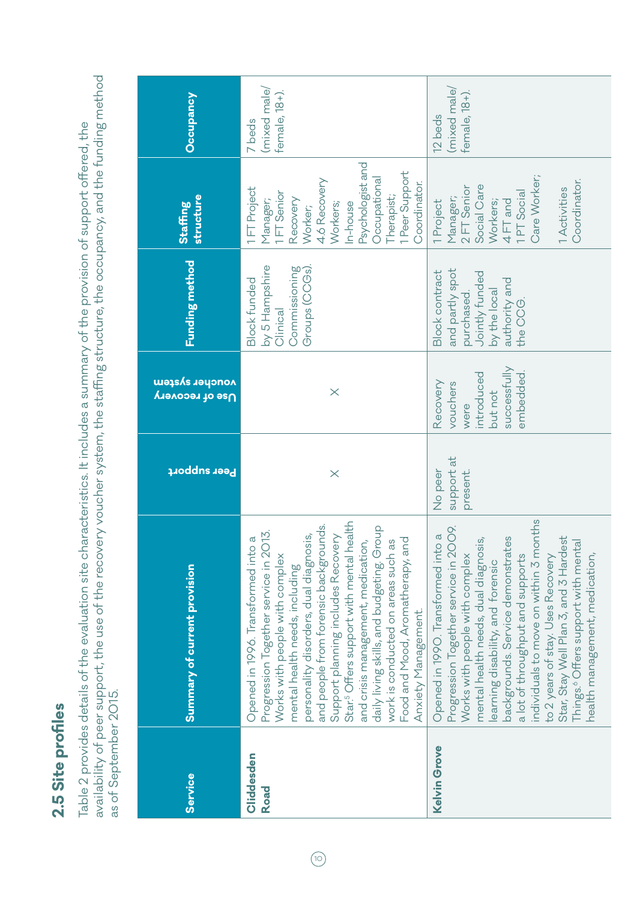## 2.5 Site profiles

Table 2 provides details of the evaluation site characteristics. It includes a summary of the provision of support offered, the availability of peer support, the use of the recovery voucher system, the staffing structure, the occupancy, and the funding method as of September 2015.

| Service | Summary of current provision | Peer support | Use of recovery voucher system | Funding method | Staffing structure | Occupancy |
|---|---|---|---|---|---|---|
| **Cliddesden Road** | Opened in 1996. Transformed into a Progression Together service in 2013. Works with people with complex mental health needs, including personality disorders, dual diagnosis, and people from forensic backgrounds. Support planning includes Recovery Star.[5] Offers support with mental health and crisis management, medication, daily living skills, and budgeting. Group work is conducted on areas such as Food and Mood, Aromatherapy, and Anxiety Management. | × | × | Block funded by 5 Hampshire Clinical Commissioning Groups (CCGs). | 1 FT Project Manager; 1 FT Senior Recovery Worker; 4.6 Recovery Workers; In-house Psychologist and Occupational Therapist; 1 Peer Support Coordinator. | 7 beds (mixed male/female, 18+). |
| **Kelvin Grove** | Opened in 1990. Transformed into a Progression Together service in 2009. Works with people with complex mental health needs, dual diagnosis, learning disability, and forensic backgrounds. Service demonstrates a lot of throughput and supports individuals to move on within 3 months to 2 years of stay. Uses Recovery Star, Stay Well Plan 3, and 3 Hardest Things.[6] Offers support with mental health management, medication, | No peer support at present. | Recovery vouchers were introduced but not successfully embedded. | Block contract and partly spot purchased. Jointly funded by the local authority and the CCG. | 1 Project Manager; 2 FT Senior Social Care Workers; 4 FT and 1 PT Social Care Worker; 1 Activities Coordinator. | 12 beds (mixed male/female, 18+). |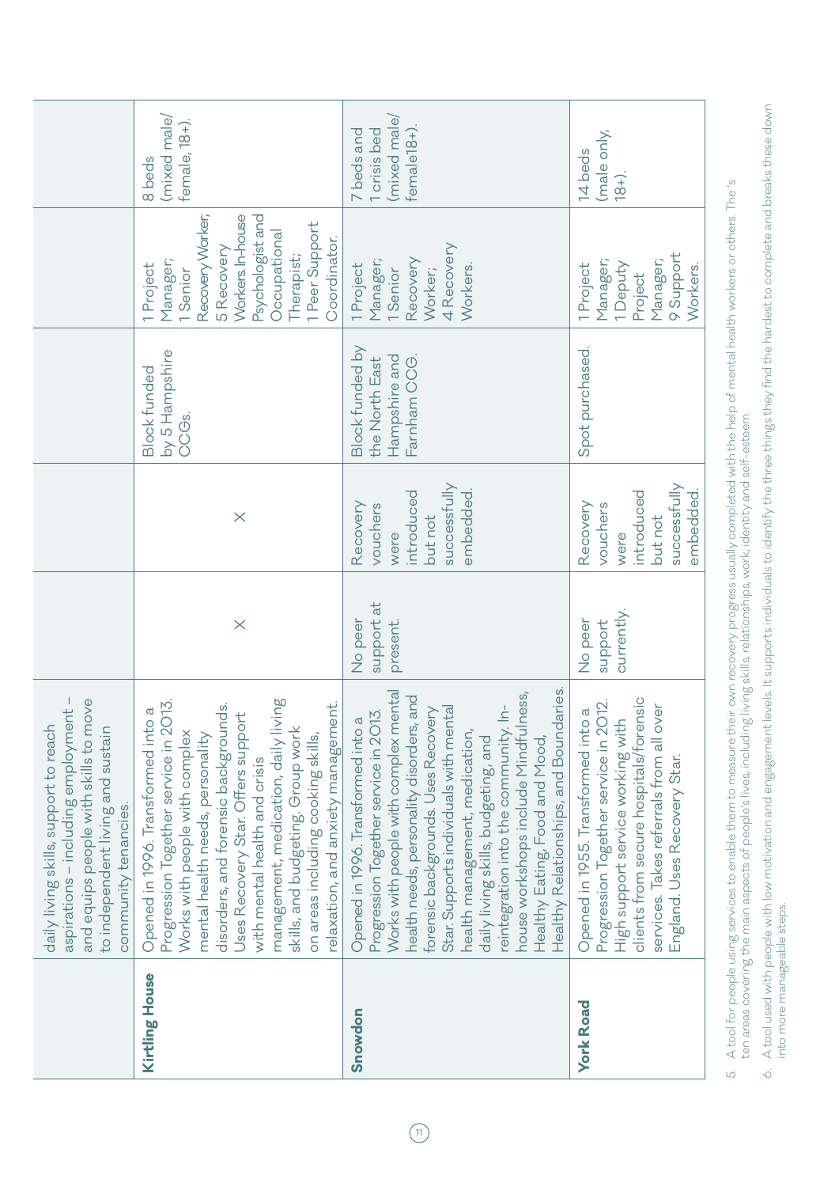| | | | | | | |
|---|---|---|---|---|---|---|
| | daily living skills, support to reach aspirations – including employment – and equips people with skills to move to independent living and sustain community tenancies. | | | | | |
| **Kirtling House** | Opened in 1996. Transformed into a Progression Together service in 2013. Works with people with complex mental health needs, personality disorders, and forensic backgrounds. Uses Recovery Star. Offers support with mental health and crisis management, medication, daily living skills, and budgeting. Group work on areas including cooking skills, relaxation, and anxiety management. | × | × | Block funded by 5 Hampshire CCGs. | 1 Project Manager; 1 Senior Recovery Worker; 5 Recovery Workers.In-house Psychologist and Occupational Therapist; 1 Peer Support Coordinator. | 8 beds (mixed male/ female, 18+). |
| **Snowdon** | Opened in 1996. Transformed into a Progression Together service in 2013. Works with people with complex mental health needs, personality disorders, and forensic backgrounds. Uses Recovery Star. Supports individuals with mental health management, medication, daily living skills, budgeting, and reintegration into the community. In-house workshops include Mindfulness, Healthy Eating, Food and Mood, Healthy Relationships, and Boundaries. | No peer support at present. | Recovery vouchers were introduced but not successfully embedded. | Block funded by the North East Hampshire and Farnham CCG. | 1 Project Manager; 1 Senior Recovery Worker; 4 Recovery Workers. | 7 beds and 1 crisis bed (mixed male/ female18+). |
| **York Road** | Opened in 1955. Transformed into a Progression Together service in 2012. High support service working with clients from secure hospitals/forensic services. Takes referrals from all over England. Uses Recovery Star. | No peer support currently. | Recovery vouchers were introduced but not successfully embedded. | Spot purchased. | 1 Project Manager; 1 Deputy Project Manager; 9 Support Workers. | 14 beds (male only, 18+). |

5. A tool for people using services to enable them to measure their own recovery progress usually completed with the help of mental health workers or others. The 's ten areas covering the main aspects of people's lives, including living skills, relationships, work, identity and self-esteem.

6. A tool used with people with low motivation and engagement levels. It supports individuals to identify the three things they find the hardest to complete and breaks these down into more manageable steps.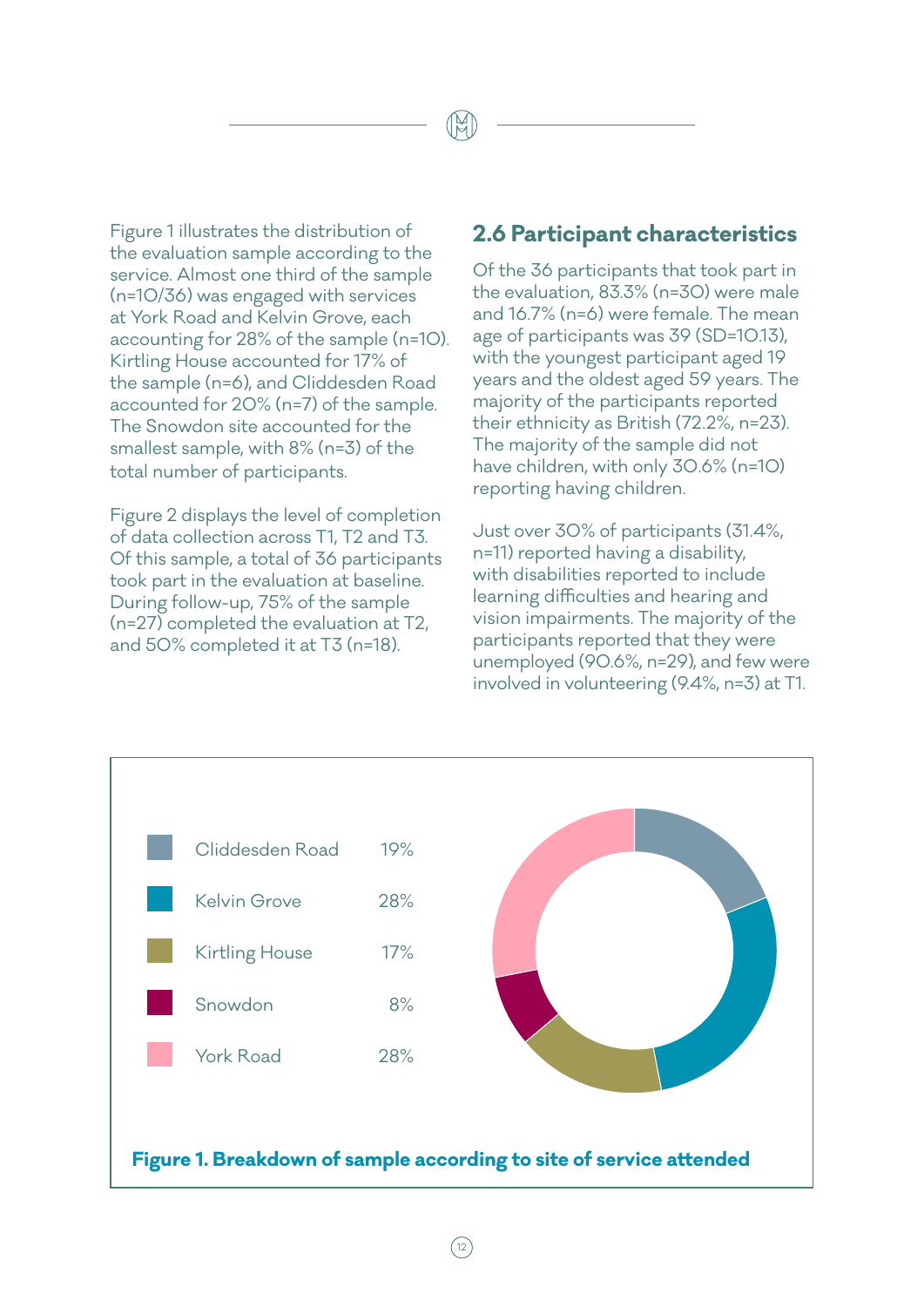Figure 1 illustrates the distribution of the evaluation sample according to the service. Almost one third of the sample (n=10/36) was engaged with services at York Road and Kelvin Grove, each accounting for 28% of the sample (n=10). Kirtling House accounted for 17% of the sample (n=6), and Cliddesden Road accounted for 20% (n=7) of the sample. The Snowdon site accounted for the smallest sample, with 8% (n=3) of the total number of participants.

Figure 2 displays the level of completion of data collection across T1, T2 and T3. Of this sample, a total of 36 participants took part in the evaluation at baseline. During follow-up, 75% of the sample (n=27) completed the evaluation at T2, and 50% completed it at T3 (n=18).

## 2.6 Participant characteristics

Of the 36 participants that took part in the evaluation, 83.3% (n=30) were male and 16.7% (n=6) were female. The mean age of participants was 39 (SD=10.13), with the youngest participant aged 19 years and the oldest aged 59 years. The majority of the participants reported their ethnicity as British (72.2%, n=23). The majority of the sample did not have children, with only 30.6% (n=10) reporting having children.

Just over 30% of participants (31.4%, n=11) reported having a disability, with disabilities reported to include learning difficulties and hearing and vision impairments. The majority of the participants reported that they were unemployed (90.6%, n=29), and few were involved in volunteering (9.4%, n=3) at T1.

| Site | % |
|---|---|
| Cliddesden Road | 19% |
| Kelvin Grove | 28% |
| Kirtling House | 17% |
| Snowdon | 8% |
| York Road | 28% |

**Figure 1. Breakdown of sample according to site of service attended**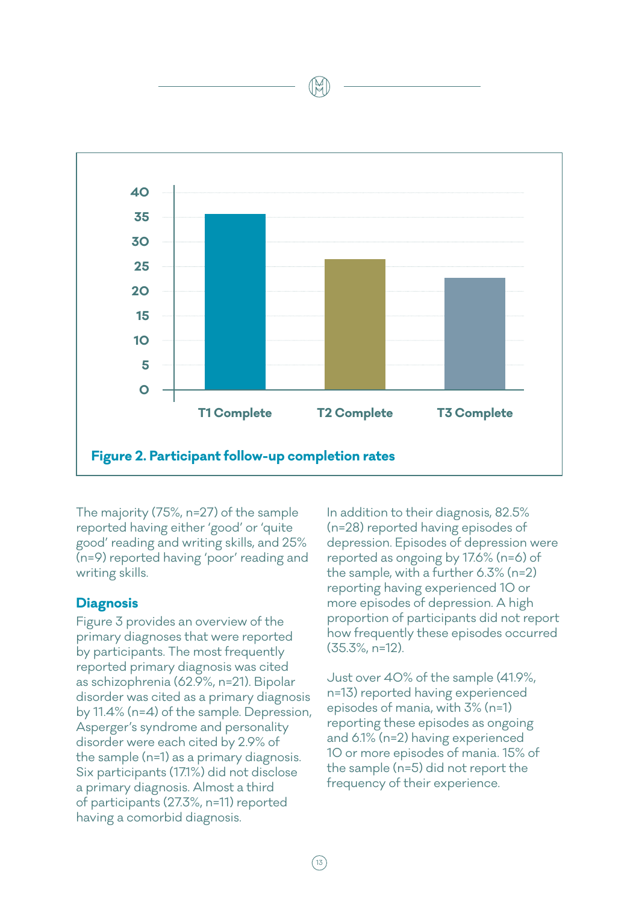Figure 2. Participant follow-up completion rates

The majority (75%, n=27) of the sample reported having either 'good' or 'quite good' reading and writing skills, and 25% (n=9) reported having 'poor' reading and writing skills.

## Diagnosis

Figure 3 provides an overview of the primary diagnoses that were reported by participants. The most frequently reported primary diagnosis was cited as schizophrenia (62.9%, n=21). Bipolar disorder was cited as a primary diagnosis by 11.4% (n=4) of the sample. Depression, Asperger's syndrome and personality disorder were each cited by 2.9% of the sample (n=1) as a primary diagnosis. Six participants (17.1%) did not disclose a primary diagnosis. Almost a third of participants (27.3%, n=11) reported having a comorbid diagnosis.

In addition to their diagnosis, 82.5% (n=28) reported having episodes of depression. Episodes of depression were reported as ongoing by 17.6% (n=6) of the sample, with a further 6.3% (n=2) reporting having experienced 10 or more episodes of depression. A high proportion of participants did not report how frequently these episodes occurred (35.3%, n=12).

Just over 40% of the sample (41.9%, n=13) reported having experienced episodes of mania, with 3% (n=1) reporting these episodes as ongoing and 6.1% (n=2) having experienced 10 or more episodes of mania. 15% of the sample (n=5) did not report the frequency of their experience.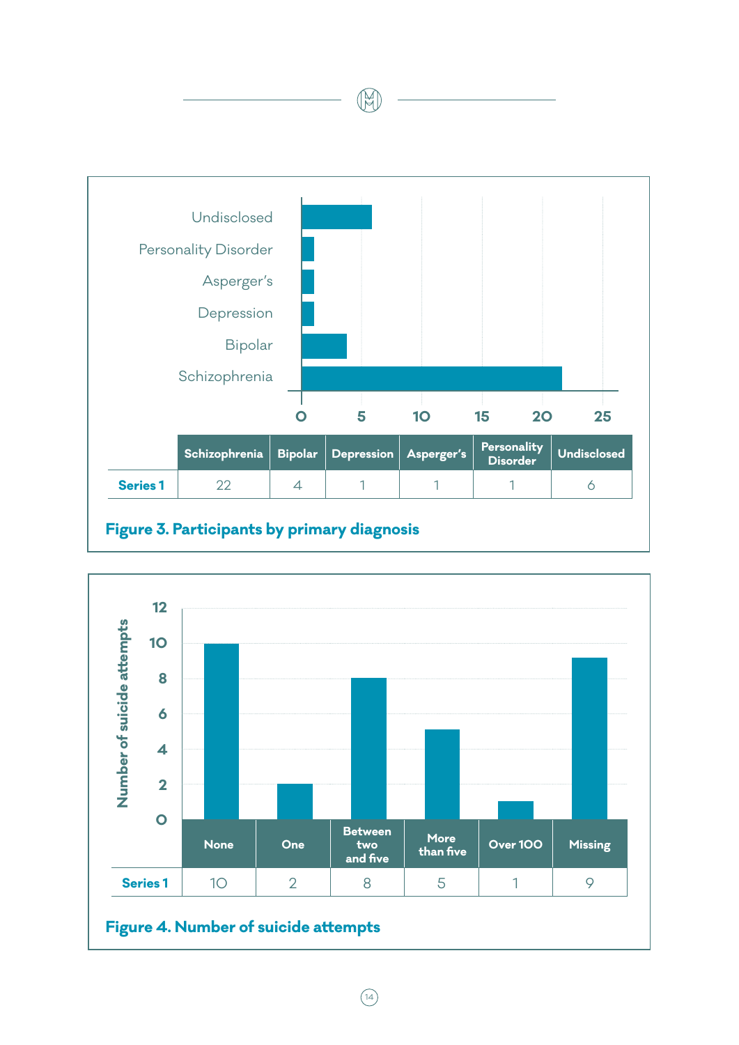| | Schizophrenia | Bipolar | Depression | Asperger's | Personality Disorder | Undisclosed |
|---|---|---|---|---|---|---|
| Series 1 | 22 | 4 | 1 | 1 | 1 | 6 |

**Figure 3. Participants by primary diagnosis**

| | None | One | Between two and five | More than five | Over 100 | Missing |
|---|---|---|---|---|---|---|
| Series 1 | 10 | 2 | 8 | 5 | 1 | 9 |

**Figure 4. Number of suicide attempts**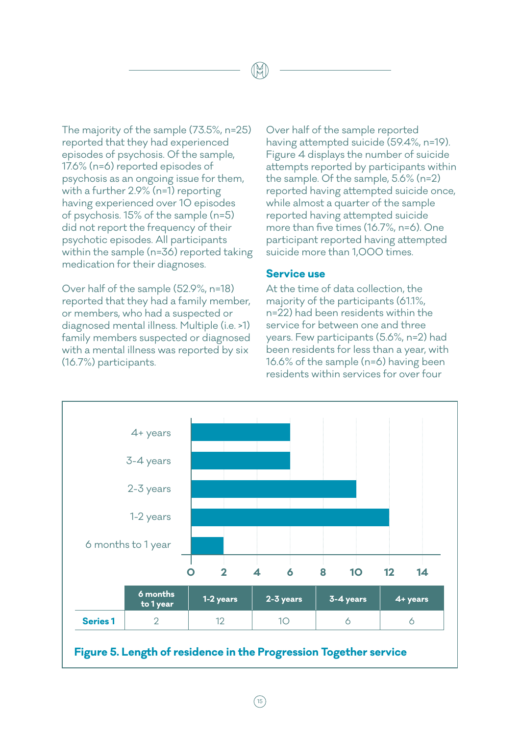The majority of the sample (73.5%, n=25) reported that they had experienced episodes of psychosis. Of the sample, 17.6% (n=6) reported episodes of psychosis as an ongoing issue for them, with a further 2.9% (n=1) reporting having experienced over 10 episodes of psychosis. 15% of the sample (n=5) did not report the frequency of their psychotic episodes. All participants within the sample (n=36) reported taking medication for their diagnoses.

Over half of the sample (52.9%, n=18) reported that they had a family member, or members, who had a suspected or diagnosed mental illness. Multiple (i.e. >1) family members suspected or diagnosed with a mental illness was reported by six (16.7%) participants.

Over half of the sample reported having attempted suicide (59.4%, n=19). Figure 4 displays the number of suicide attempts reported by participants within the sample. Of the sample, 5.6% (n=2) reported having attempted suicide once, while almost a quarter of the sample reported having attempted suicide more than five times (16.7%, n=6). One participant reported having attempted suicide more than 1,000 times.

### Service use

At the time of data collection, the majority of the participants (61.1%, n=22) had been residents within the service for between one and three years. Few participants (5.6%, n=2) had been residents for less than a year, with 16.6% of the sample (n=6) having been residents within services for over four

|  | 6 months to 1 year | 1-2 years | 2-3 years | 3-4 years | 4+ years |
|---|---|---|---|---|---|
| Series 1 | 2 | 12 | 10 | 6 | 6 |

**Figure 5. Length of residence in the Progression Together service**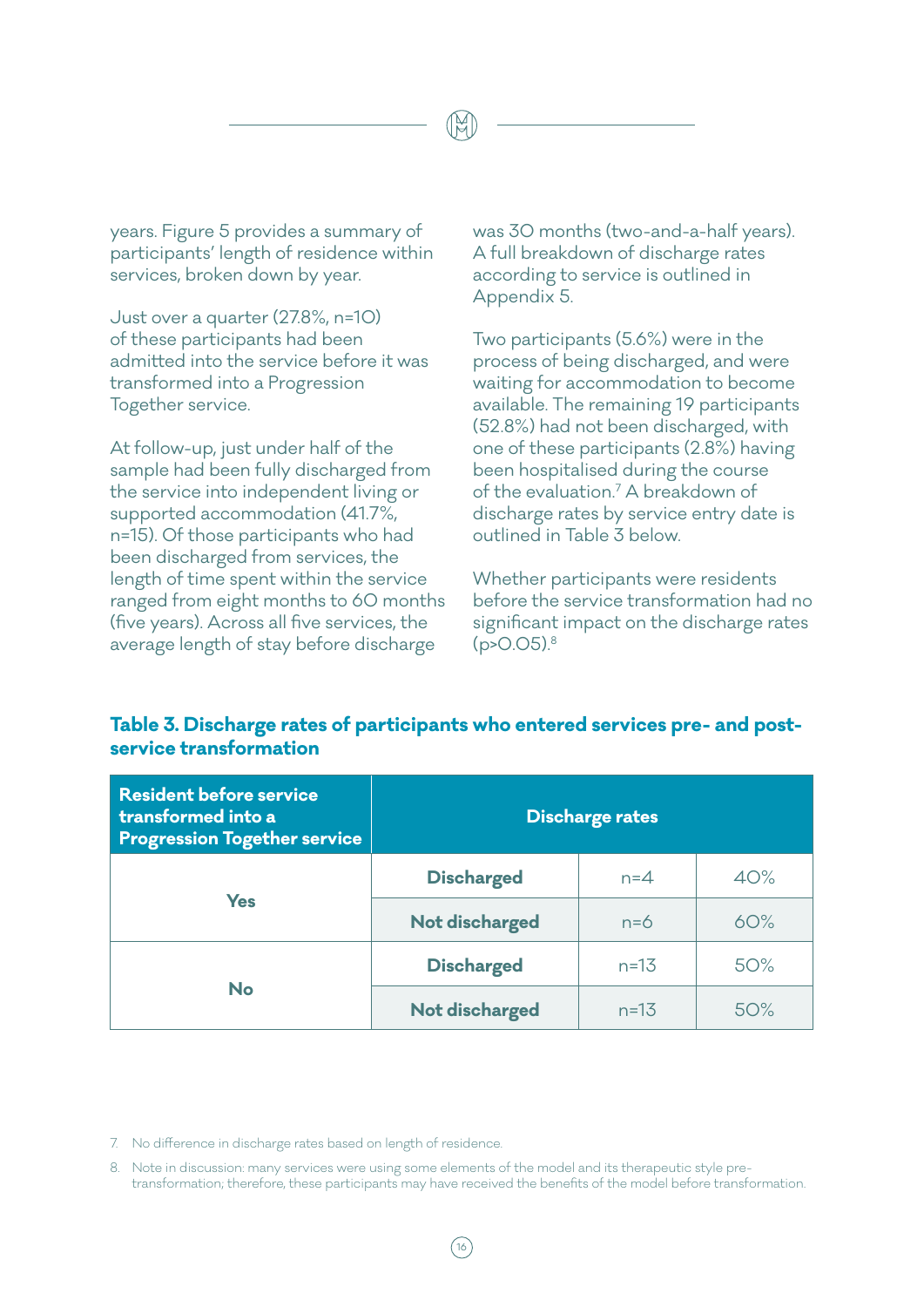years. Figure 5 provides a summary of participants' length of residence within services, broken down by year.

Just over a quarter (27.8%, n=10) of these participants had been admitted into the service before it was transformed into a Progression Together service.

At follow-up, just under half of the sample had been fully discharged from the service into independent living or supported accommodation (41.7%, n=15). Of those participants who had been discharged from services, the length of time spent within the service ranged from eight months to 60 months (five years). Across all five services, the average length of stay before discharge was 30 months (two-and-a-half years). A full breakdown of discharge rates according to service is outlined in Appendix 5.

Two participants (5.6%) were in the process of being discharged, and were waiting for accommodation to become available. The remaining 19 participants (52.8%) had not been discharged, with one of these participants (2.8%) having been hospitalised during the course of the evaluation.[7] A breakdown of discharge rates by service entry date is outlined in Table 3 below.

Whether participants were residents before the service transformation had no significant impact on the discharge rates ($p>0.05$).[8]

**Table 3. Discharge rates of participants who entered services pre- and post-service transformation**

| Resident before service transformed into a Progression Together service | Discharge rates | | |
|---|---|---|---|
| Yes | Discharged | n=4 | 40% |
| | Not discharged | n=6 | 60% |
| No | Discharged | n=13 | 50% |
| | Not discharged | n=13 | 50% |

7. No difference in discharge rates based on length of residence.

8. Note in discussion: many services were using some elements of the model and its therapeutic style pre-transformation; therefore, these participants may have received the benefits of the model before transformation.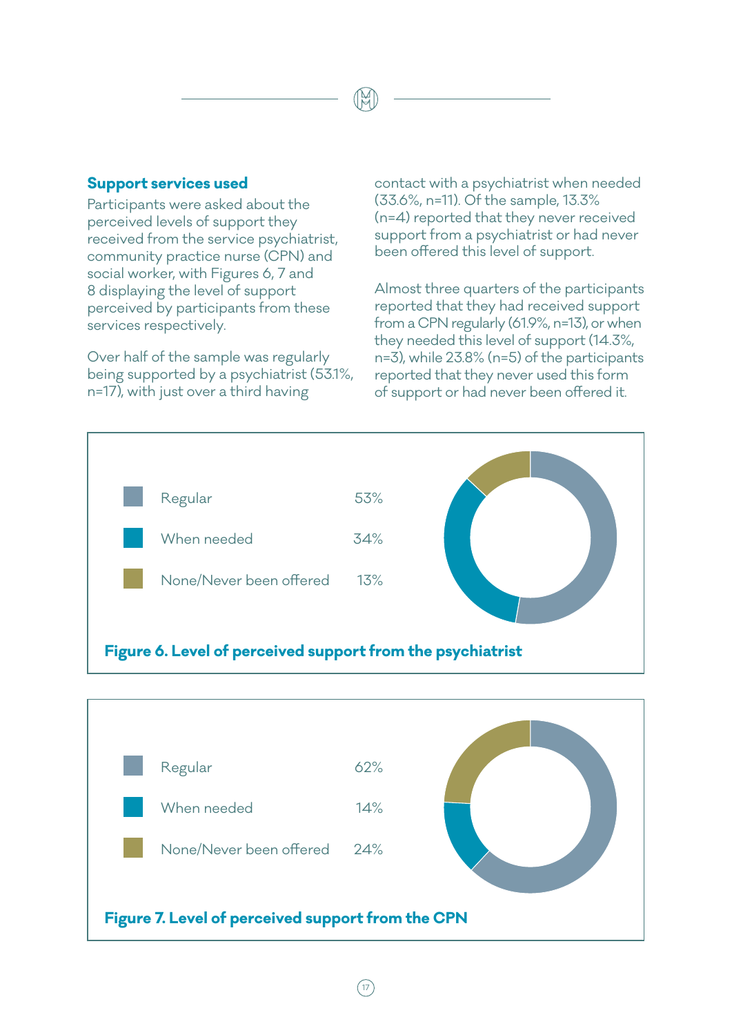### Support services used

Participants were asked about the perceived levels of support they received from the service psychiatrist, community practice nurse (CPN) and social worker, with Figures 6, 7 and 8 displaying the level of support perceived by participants from these services respectively.

Over half of the sample was regularly being supported by a psychiatrist (53.1%, n=17), with just over a third having contact with a psychiatrist when needed (33.6%, n=11). Of the sample, 13.3% (n=4) reported that they never received support from a psychiatrist or had never been offered this level of support.

Almost three quarters of the participants reported that they had received support from a CPN regularly (61.9%, n=13), or when they needed this level of support (14.3%, n=3), while 23.8% (n=5) of the participants reported that they never used this form of support or had never been offered it.

| | |
|---|---|
| Regular | 53% |
| When needed | 34% |
| None/Never been offered | 13% |

**Figure 6. Level of perceived support from the psychiatrist**

| | |
|---|---|
| Regular | 62% |
| When needed | 14% |
| None/Never been offered | 24% |

**Figure 7. Level of perceived support from the CPN**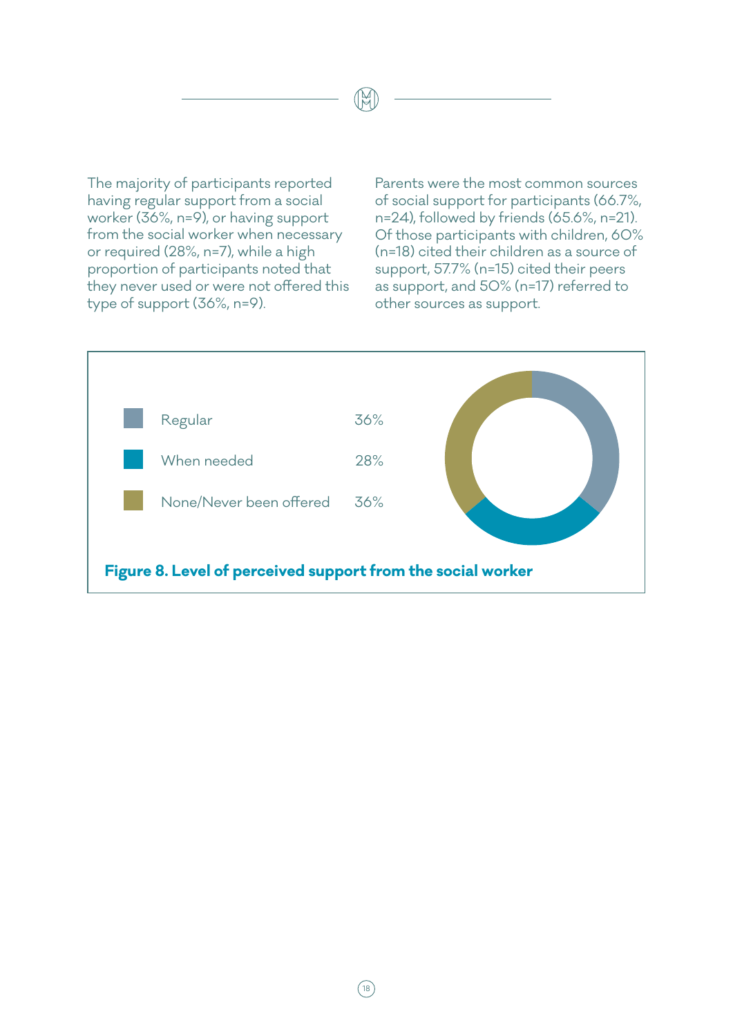The majority of participants reported having regular support from a social worker (36%, n=9), or having support from the social worker when necessary or required (28%, n=7), while a high proportion of participants noted that they never used or were not offered this type of support (36%, n=9).

Parents were the most common sources of social support for participants (66.7%, n=24), followed by friends (65.6%, n=21). Of those participants with children, 60% (n=18) cited their children as a source of support, 57.7% (n=15) cited their peers as support, and 50% (n=17) referred to other sources as support.

| | |
|---|---|
| Regular | 36% |
| When needed | 28% |
| None/Never been offered | 36% |

**Figure 8. Level of perceived support from the social worker**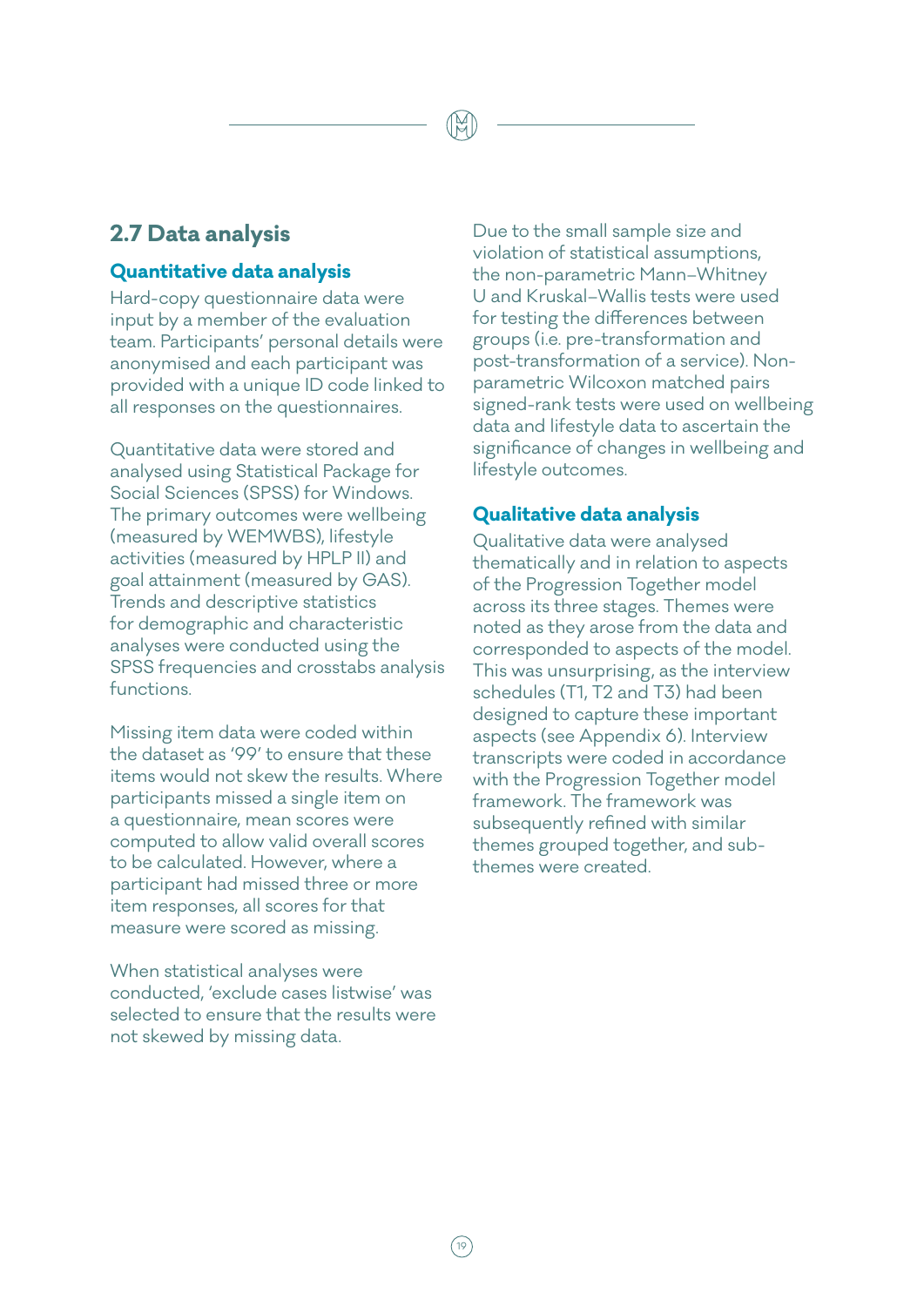## 2.7 Data analysis

### Quantitative data analysis

Hard-copy questionnaire data were input by a member of the evaluation team. Participants' personal details were anonymised and each participant was provided with a unique ID code linked to all responses on the questionnaires.

Quantitative data were stored and analysed using Statistical Package for Social Sciences (SPSS) for Windows. The primary outcomes were wellbeing (measured by WEMWBS), lifestyle activities (measured by HPLP II) and goal attainment (measured by GAS). Trends and descriptive statistics for demographic and characteristic analyses were conducted using the SPSS frequencies and crosstabs analysis functions.

Missing item data were coded within the dataset as '99' to ensure that these items would not skew the results. Where participants missed a single item on a questionnaire, mean scores were computed to allow valid overall scores to be calculated. However, where a participant had missed three or more item responses, all scores for that measure were scored as missing.

When statistical analyses were conducted, 'exclude cases listwise' was selected to ensure that the results were not skewed by missing data.

Due to the small sample size and violation of statistical assumptions, the non-parametric Mann–Whitney U and Kruskal–Wallis tests were used for testing the differences between groups (i.e. pre-transformation and post-transformation of a service). Non-parametric Wilcoxon matched pairs signed-rank tests were used on wellbeing data and lifestyle data to ascertain the significance of changes in wellbeing and lifestyle outcomes.

### Qualitative data analysis

Qualitative data were analysed thematically and in relation to aspects of the Progression Together model across its three stages. Themes were noted as they arose from the data and corresponded to aspects of the model. This was unsurprising, as the interview schedules (T1, T2 and T3) had been designed to capture these important aspects (see Appendix 6). Interview transcripts were coded in accordance with the Progression Together model framework. The framework was subsequently refined with similar themes grouped together, and sub-themes were created.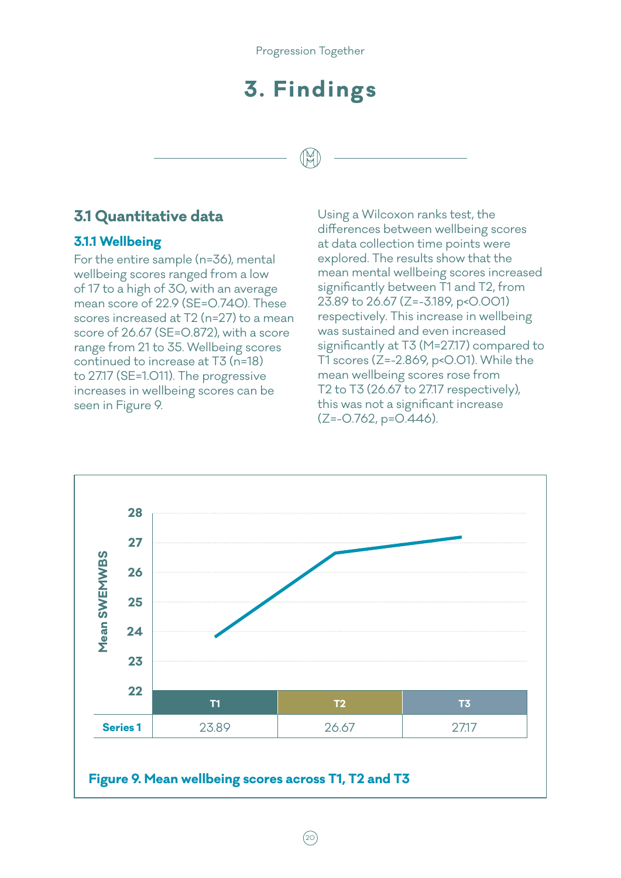# 3. Findings

## 3.1 Quantitative data

### 3.1.1 Wellbeing

For the entire sample (n=36), mental wellbeing scores ranged from a low of 17 to a high of 30, with an average mean score of 22.9 (SE=0.740). These scores increased at T2 (n=27) to a mean score of 26.67 (SE=0.872), with a score range from 21 to 35. Wellbeing scores continued to increase at T3 (n=18) to 27.17 (SE=1.011). The progressive increases in wellbeing scores can be seen in Figure 9.

Using a Wilcoxon ranks test, the differences between wellbeing scores at data collection time points were explored. The results show that the mean mental wellbeing scores increased significantly between T1 and T2, from 23.89 to 26.67 ($Z=-3.189$, $p<0.001$) respectively. This increase in wellbeing was sustained and even increased significantly at T3 (M=27.17) compared to T1 scores ($Z=-2.869$, $p<0.01$). While the mean wellbeing scores rose from T2 to T3 (26.67 to 27.17 respectively), this was not a significant increase ($Z=-0.762$, $p=0.446$).

| | T1 | T2 | T3 |
|---|---|---|---|
| Series 1 | 23.89 | 26.67 | 27.17 |

**Figure 9. Mean wellbeing scores across T1, T2 and T3**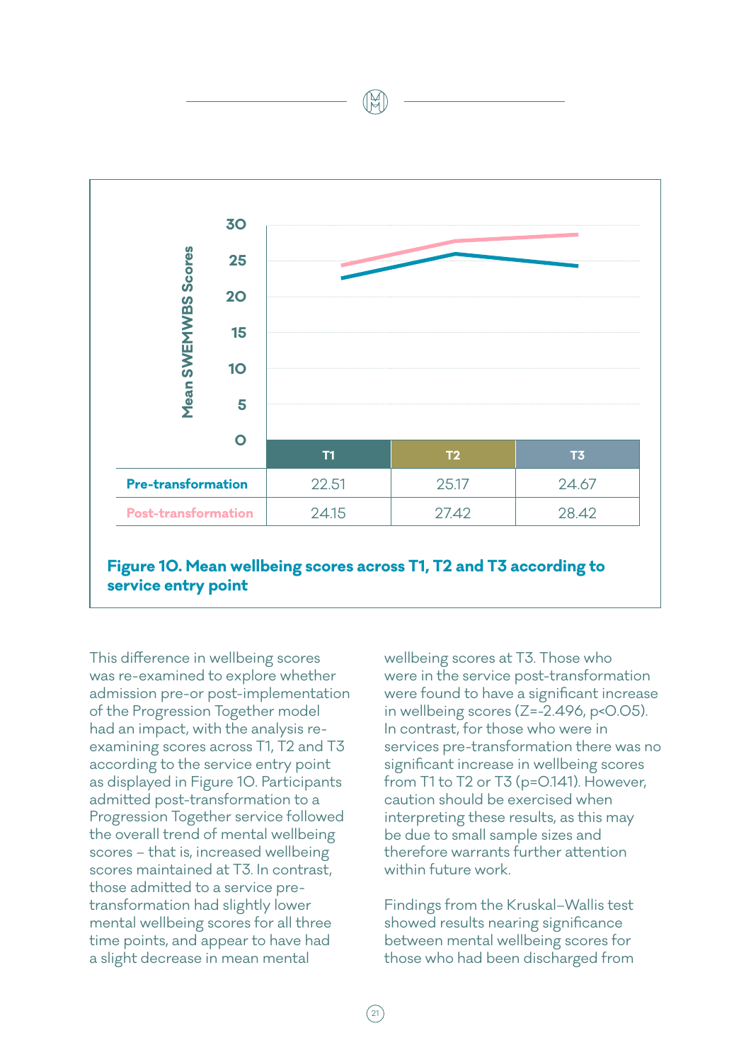| | T1 | T2 | T3 |
|---|---|---|---|
| Pre-transformation | 22.51 | 25.17 | 24.67 |
| Post-transformation | 24.15 | 27.42 | 28.42 |

**Figure 10. Mean wellbeing scores across T1, T2 and T3 according to service entry point**

This difference in wellbeing scores was re-examined to explore whether admission pre-or post-implementation of the Progression Together model had an impact, with the analysis re-examining scores across T1, T2 and T3 according to the service entry point as displayed in Figure 10. Participants admitted post-transformation to a Progression Together service followed the overall trend of mental wellbeing scores – that is, increased wellbeing scores maintained at T3. In contrast, those admitted to a service pre-transformation had slightly lower mental wellbeing scores for all three time points, and appear to have had a slight decrease in mean mental wellbeing scores at T3. Those who were in the service post-transformation were found to have a significant increase in wellbeing scores ($Z=-2.496$, $p<0.05$). In contrast, for those who were in services pre-transformation there was no significant increase in wellbeing scores from T1 to T2 or T3 ($p=0.141$). However, caution should be exercised when interpreting these results, as this may be due to small sample sizes and therefore warrants further attention within future work.

Findings from the Kruskal–Wallis test showed results nearing significance between mental wellbeing scores for those who had been discharged from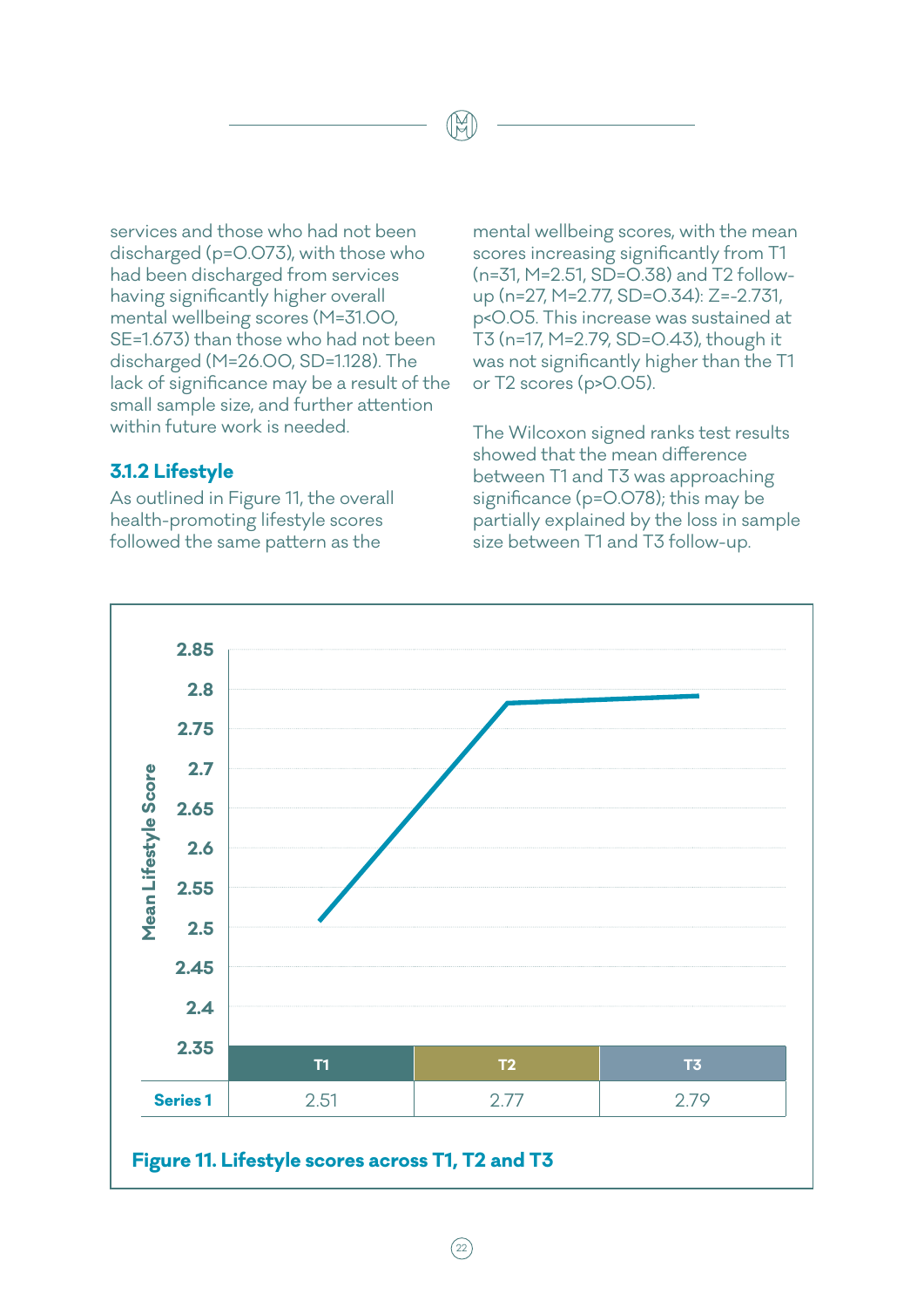services and those who had not been discharged ($p=0.073$), with those who had been discharged from services having significantly higher overall mental wellbeing scores ($M=31.00$, $SE=1.673$) than those who had not been discharged ($M=26.00$, $SD=1.128$). The lack of significance may be a result of the small sample size, and further attention within future work is needed.

### 3.1.2 Lifestyle

As outlined in Figure 11, the overall health-promoting lifestyle scores followed the same pattern as the mental wellbeing scores, with the mean scores increasing significantly from T1 ($n=31$, $M=2.51$, $SD=0.38$) and T2 follow-up ($n=27$, $M=2.77$, $SD=0.34$): $Z=-2.731$, $p<0.05$. This increase was sustained at T3 ($n=17$, $M=2.79$, $SD=0.43$), though it was not significantly higher than the T1 or T2 scores ($p>0.05$).

The Wilcoxon signed ranks test results showed that the mean difference between T1 and T3 was approaching significance ($p=0.078$); this may be partially explained by the loss in sample size between T1 and T3 follow-up.

| | T1 | T2 | T3 |
|---|---|---|---|
| Series 1 | 2.51 | 2.77 | 2.79 |

**Figure 11. Lifestyle scores across T1, T2 and T3**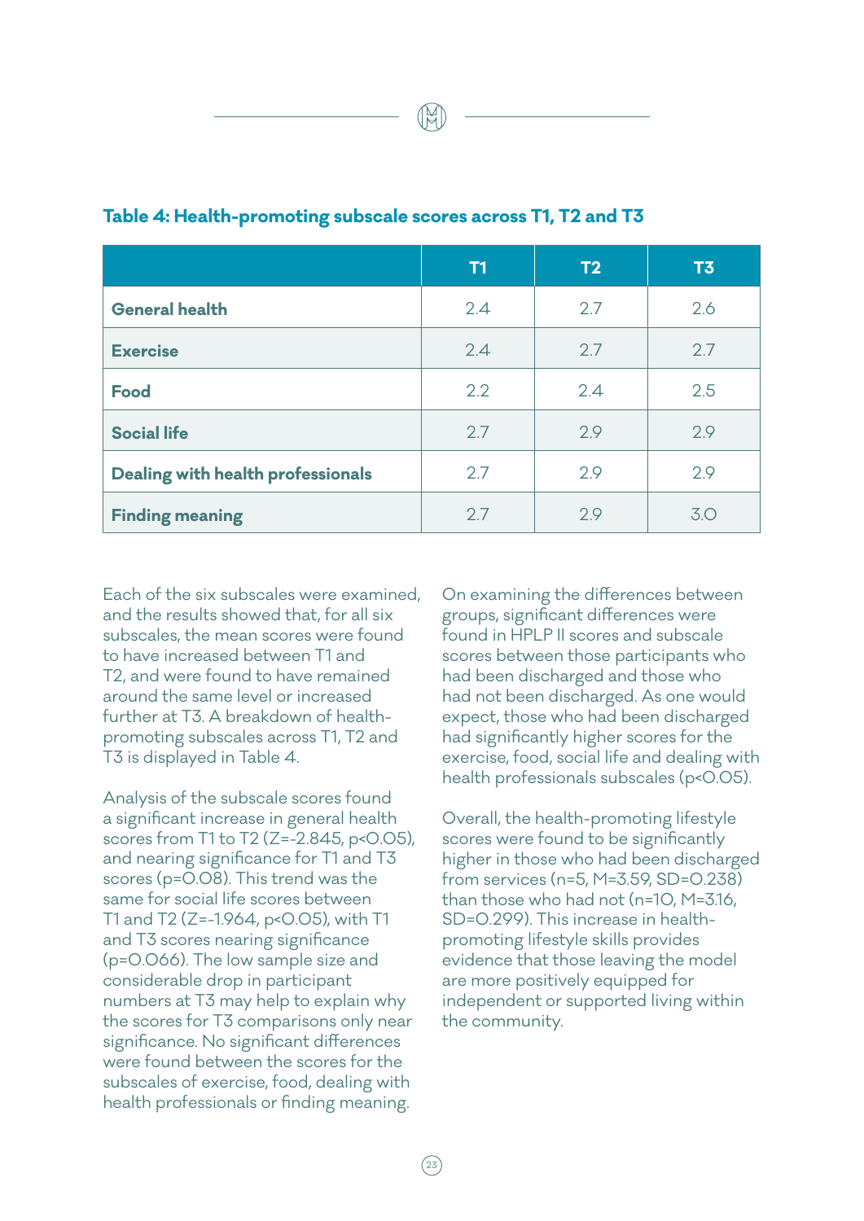**Table 4: Health-promoting subscale scores across T1, T2 and T3**

| | T1 | T2 | T3 |
|---|---|---|---|
| **General health** | 2.4 | 2.7 | 2.6 |
| **Exercise** | 2.4 | 2.7 | 2.7 |
| **Food** | 2.2 | 2.4 | 2.5 |
| **Social life** | 2.7 | 2.9 | 2.9 |
| **Dealing with health professionals** | 2.7 | 2.9 | 2.9 |
| **Finding meaning** | 2.7 | 2.9 | 3.0 |

Each of the six subscales were examined, and the results showed that, for all six subscales, the mean scores were found to have increased between T1 and T2, and were found to have remained around the same level or increased further at T3. A breakdown of health-promoting subscales across T1, T2 and T3 is displayed in Table 4.

Analysis of the subscale scores found a significant increase in general health scores from T1 to T2 ($Z=-2.845$, $p<0.05$), and nearing significance for T1 and T3 scores ($p=0.08$). This trend was the same for social life scores between T1 and T2 ($Z=-1.964$, $p<0.05$), with T1 and T3 scores nearing significance ($p=0.066$). The low sample size and considerable drop in participant numbers at T3 may help to explain why the scores for T3 comparisons only near significance. No significant differences were found between the scores for the subscales of exercise, food, dealing with health professionals or finding meaning.

On examining the differences between groups, significant differences were found in HPLP II scores and subscale scores between those participants who had been discharged and those who had not been discharged. As one would expect, those who had been discharged had significantly higher scores for the exercise, food, social life and dealing with health professionals subscales ($p<0.05$).

Overall, the health-promoting lifestyle scores were found to be significantly higher in those who had been discharged from services ($n=5$, $M=3.59$, $SD=0.238$) than those who had not ($n=10$, $M=3.16$, $SD=0.299$). This increase in health-promoting lifestyle skills provides evidence that those leaving the model are more positively equipped for independent or supported living within the community.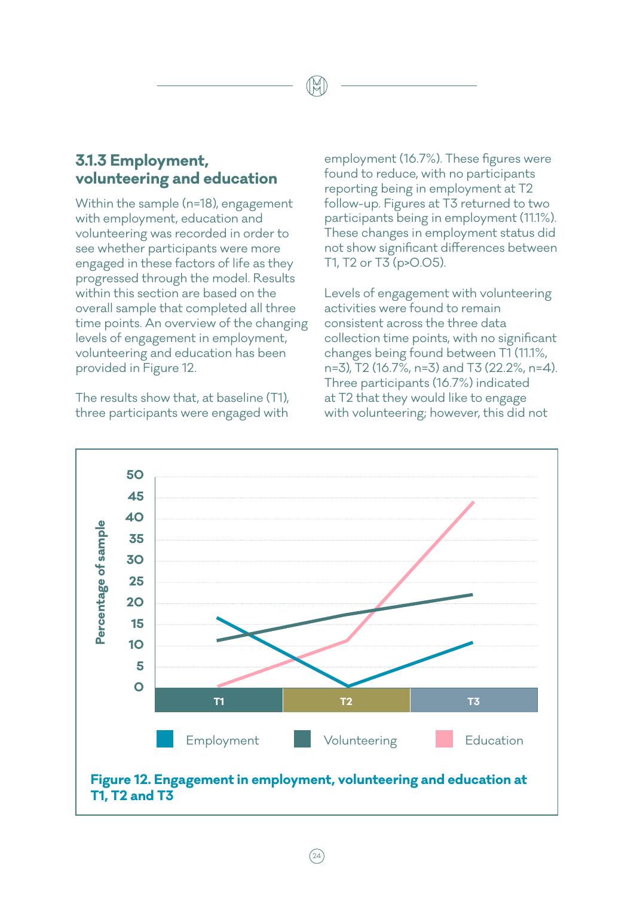### 3.1.3 Employment, volunteering and education

Within the sample (n=18), engagement with employment, education and volunteering was recorded in order to see whether participants were more engaged in these factors of life as they progressed through the model. Results within this section are based on the overall sample that completed all three time points. An overview of the changing levels of engagement in employment, volunteering and education has been provided in Figure 12.

The results show that, at baseline (T1), three participants were engaged with employment (16.7%). These figures were found to reduce, with no participants reporting being in employment at T2 follow-up. Figures at T3 returned to two participants being in employment (11.1%). These changes in employment status did not show significant differences between T1, T2 or T3 ($p>0.05$).

Levels of engagement with volunteering activities were found to remain consistent across the three data collection time points, with no significant changes being found between T1 (11.1%, n=3), T2 (16.7%, n=3) and T3 (22.2%, n=4). Three participants (16.7%) indicated at T2 that they would like to engage with volunteering; however, this did not

**Figure 12. Engagement in employment, volunteering and education at T1, T2 and T3**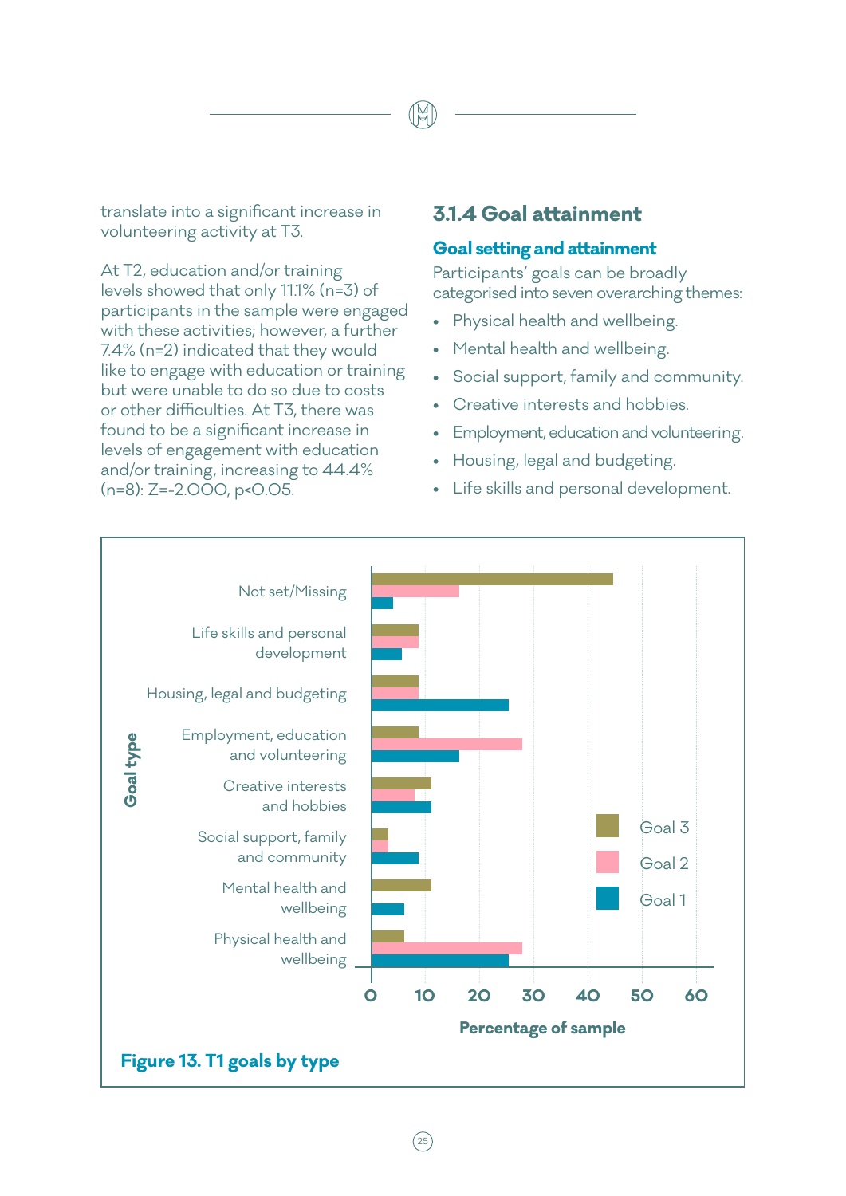translate into a significant increase in volunteering activity at T3.

At T2, education and/or training levels showed that only 11.1% (n=3) of participants in the sample were engaged with these activities; however, a further 7.4% (n=2) indicated that they would like to engage with education or training but were unable to do so due to costs or other difficulties. At T3, there was found to be a significant increase in levels of engagement with education and/or training, increasing to 44.4% (n=8): $Z=-2.000$, $p<0.05$.

### 3.1.4 Goal attainment

#### Goal setting and attainment

Participants' goals can be broadly categorised into seven overarching themes:

- Physical health and wellbeing.
- Mental health and wellbeing.
- Social support, family and community.
- Creative interests and hobbies.
- Employment, education and volunteering.
- Housing, legal and budgeting.
- Life skills and personal development.

**Figure 13. T1 goals by type**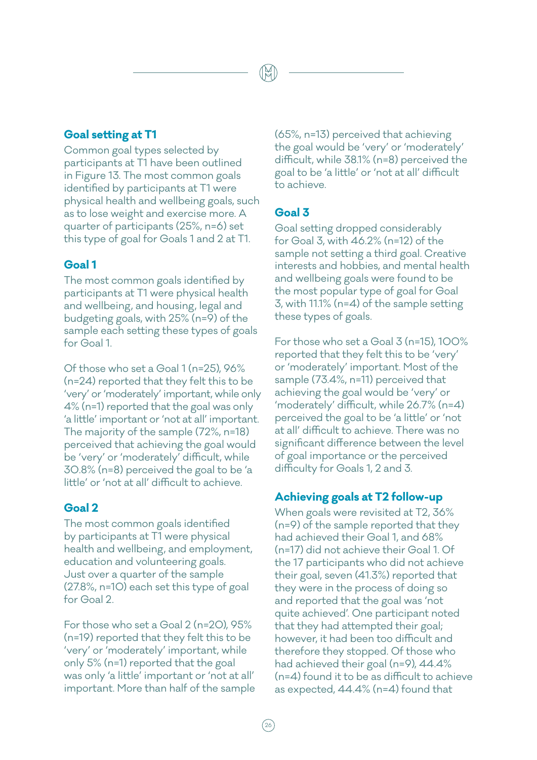## Goal setting at T1

Common goal types selected by participants at T1 have been outlined in Figure 13. The most common goals identified by participants at T1 were physical health and wellbeing goals, such as to lose weight and exercise more. A quarter of participants (25%, n=6) set this type of goal for Goals 1 and 2 at T1.

### Goal 1

The most common goals identified by participants at T1 were physical health and wellbeing, and housing, legal and budgeting goals, with 25% (n=9) of the sample each setting these types of goals for Goal 1.

Of those who set a Goal 1 (n=25), 96% (n=24) reported that they felt this to be 'very' or 'moderately' important, while only 4% (n=1) reported that the goal was only 'a little' important or 'not at all' important. The majority of the sample (72%, n=18) perceived that achieving the goal would be 'very' or 'moderately' difficult, while 30.8% (n=8) perceived the goal to be 'a little' or 'not at all' difficult to achieve.

### Goal 2

The most common goals identified by participants at T1 were physical health and wellbeing, and employment, education and volunteering goals. Just over a quarter of the sample (27.8%, n=10) each set this type of goal for Goal 2.

For those who set a Goal 2 (n=20), 95% (n=19) reported that they felt this to be 'very' or 'moderately' important, while only 5% (n=1) reported that the goal was only 'a little' important or 'not at all' important. More than half of the sample (65%, n=13) perceived that achieving the goal would be 'very' or 'moderately' difficult, while 38.1% (n=8) perceived the goal to be 'a little' or 'not at all' difficult to achieve.

### Goal 3

Goal setting dropped considerably for Goal 3, with 46.2% (n=12) of the sample not setting a third goal. Creative interests and hobbies, and mental health and wellbeing goals were found to be the most popular type of goal for Goal 3, with 11.1% (n=4) of the sample setting these types of goals.

For those who set a Goal 3 (n=15), 100% reported that they felt this to be 'very' or 'moderately' important. Most of the sample (73.4%, n=11) perceived that achieving the goal would be 'very' or 'moderately' difficult, while 26.7% (n=4) perceived the goal to be 'a little' or 'not at all' difficult to achieve. There was no significant difference between the level of goal importance or the perceived difficulty for Goals 1, 2 and 3.

## Achieving goals at T2 follow-up

When goals were revisited at T2, 36% (n=9) of the sample reported that they had achieved their Goal 1, and 68% (n=17) did not achieve their Goal 1. Of the 17 participants who did not achieve their goal, seven (41.3%) reported that they were in the process of doing so and reported that the goal was 'not quite achieved'. One participant noted that they had attempted their goal; however, it had been too difficult and therefore they stopped. Of those who had achieved their goal (n=9), 44.4% (n=4) found it to be as difficult to achieve as expected, 44.4% (n=4) found that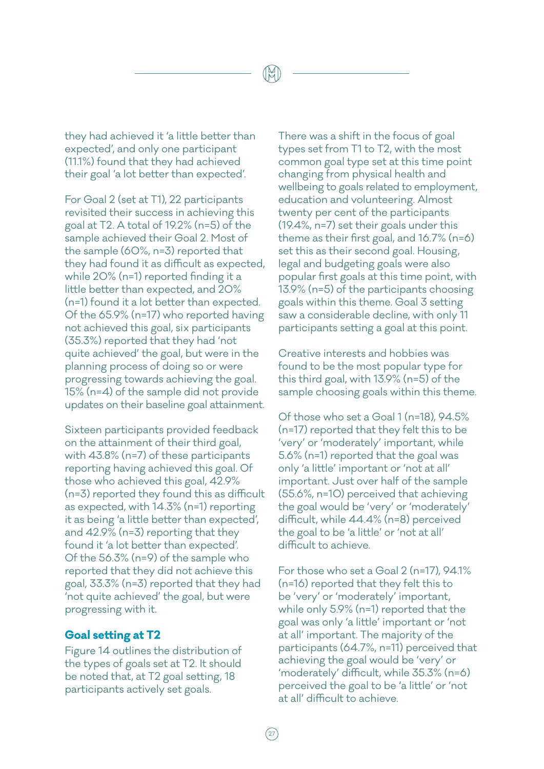they had achieved it 'a little better than expected', and only one participant (11.1%) found that they had achieved their goal 'a lot better than expected'.

For Goal 2 (set at T1), 22 participants revisited their success in achieving this goal at T2. A total of 19.2% (n=5) of the sample achieved their Goal 2. Most of the sample (60%, n=3) reported that they had found it as difficult as expected, while 20% (n=1) reported finding it a little better than expected, and 20% (n=1) found it a lot better than expected. Of the 65.9% (n=17) who reported having not achieved this goal, six participants (35.3%) reported that they had 'not quite achieved' the goal, but were in the planning process of doing so or were progressing towards achieving the goal. 15% (n=4) of the sample did not provide updates on their baseline goal attainment.

Sixteen participants provided feedback on the attainment of their third goal, with 43.8% (n=7) of these participants reporting having achieved this goal. Of those who achieved this goal, 42.9% (n=3) reported they found this as difficult as expected, with 14.3% (n=1) reporting it as being 'a little better than expected', and 42.9% (n=3) reporting that they found it 'a lot better than expected'. Of the 56.3% (n=9) of the sample who reported that they did not achieve this goal, 33.3% (n=3) reported that they had 'not quite achieved' the goal, but were progressing with it.

## Goal setting at T2

Figure 14 outlines the distribution of the types of goals set at T2. It should be noted that, at T2 goal setting, 18 participants actively set goals.

There was a shift in the focus of goal types set from T1 to T2, with the most common goal type set at this time point changing from physical health and wellbeing to goals related to employment, education and volunteering. Almost twenty per cent of the participants (19.4%, n=7) set their goals under this theme as their first goal, and 16.7% (n=6) set this as their second goal. Housing, legal and budgeting goals were also popular first goals at this time point, with 13.9% (n=5) of the participants choosing goals within this theme. Goal 3 setting saw a considerable decline, with only 11 participants setting a goal at this point.

Creative interests and hobbies was found to be the most popular type for this third goal, with 13.9% (n=5) of the sample choosing goals within this theme.

Of those who set a Goal 1 (n=18), 94.5% (n=17) reported that they felt this to be 'very' or 'moderately' important, while 5.6% (n=1) reported that the goal was only 'a little' important or 'not at all' important. Just over half of the sample (55.6%, n=10) perceived that achieving the goal would be 'very' or 'moderately' difficult, while 44.4% (n=8) perceived the goal to be 'a little' or 'not at all' difficult to achieve.

For those who set a Goal 2 (n=17), 94.1% (n=16) reported that they felt this to be 'very' or 'moderately' important, while only 5.9% (n=1) reported that the goal was only 'a little' important or 'not at all' important. The majority of the participants (64.7%, n=11) perceived that achieving the goal would be 'very' or 'moderately' difficult, while 35.3% (n=6) perceived the goal to be 'a little' or 'not at all' difficult to achieve.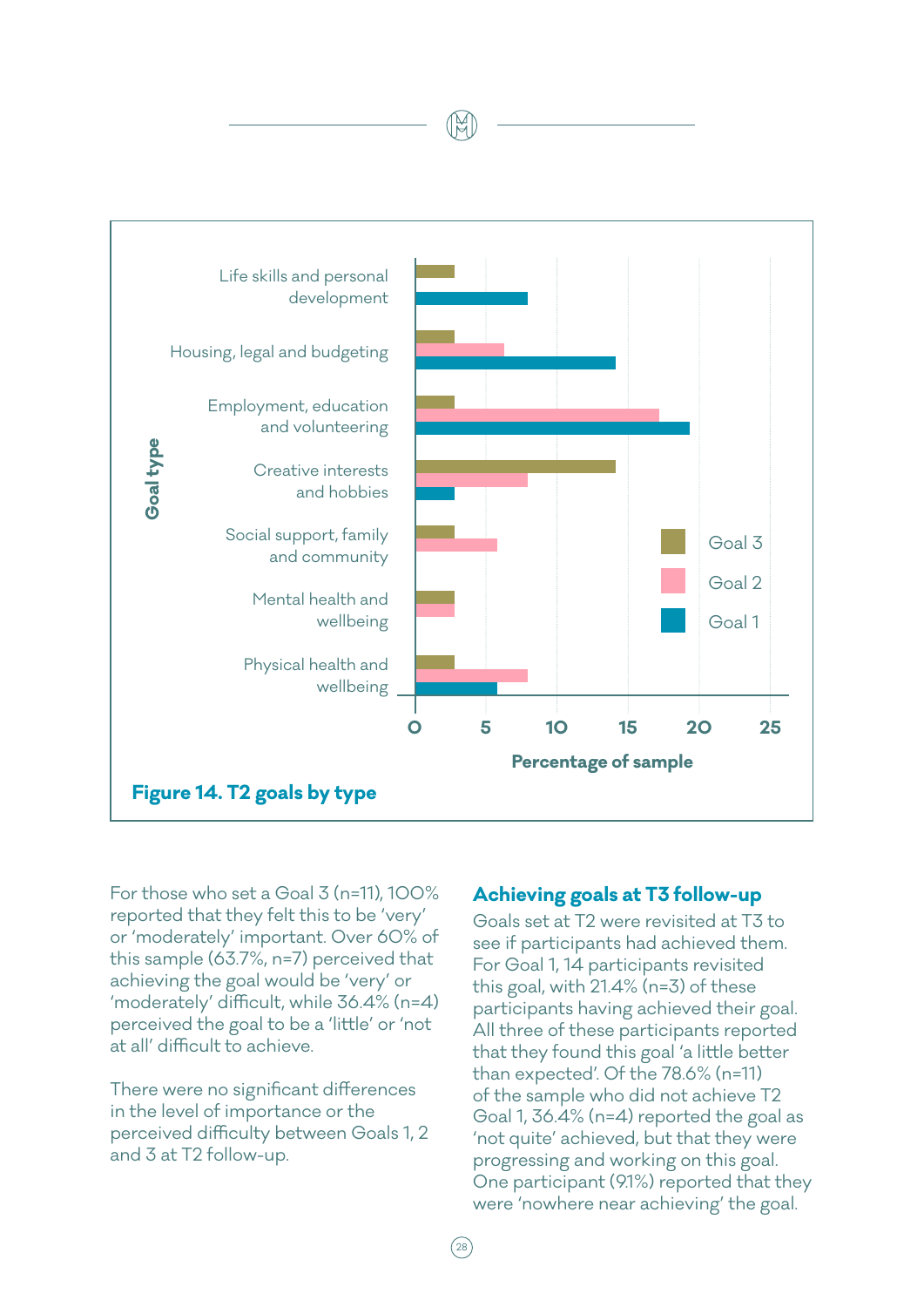Figure 14. T2 goals by type

For those who set a Goal 3 (n=11), 100% reported that they felt this to be 'very' or 'moderately' important. Over 60% of this sample (63.7%, n=7) perceived that achieving the goal would be 'very' or 'moderately' difficult, while 36.4% (n=4) perceived the goal to be a 'little' or 'not at all' difficult to achieve.

There were no significant differences in the level of importance or the perceived difficulty between Goals 1, 2 and 3 at T2 follow-up.

## Achieving goals at T3 follow-up

Goals set at T2 were revisited at T3 to see if participants had achieved them. For Goal 1, 14 participants revisited this goal, with 21.4% (n=3) of these participants having achieved their goal. All three of these participants reported that they found this goal 'a little better than expected'. Of the 78.6% (n=11) of the sample who did not achieve T2 Goal 1, 36.4% (n=4) reported the goal as 'not quite' achieved, but that they were progressing and working on this goal. One participant (9.1%) reported that they were 'nowhere near achieving' the goal.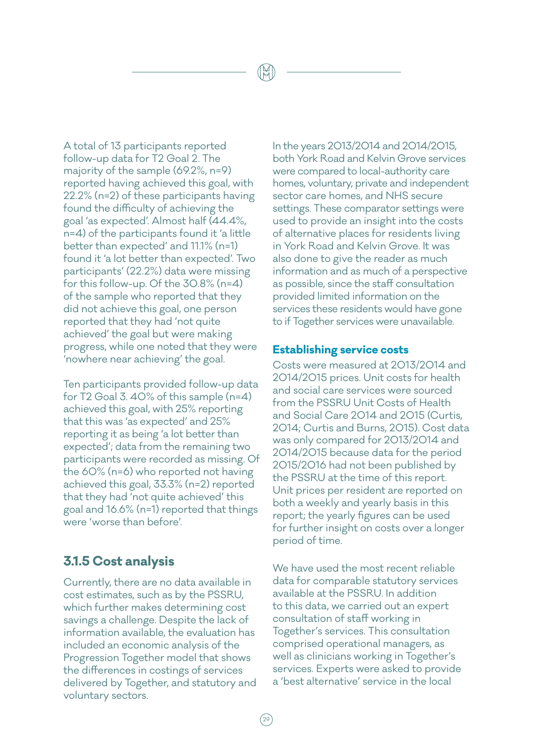A total of 13 participants reported follow-up data for T2 Goal 2. The majority of the sample (69.2%, n=9) reported having achieved this goal, with 22.2% (n=2) of these participants having found the difficulty of achieving the goal 'as expected'. Almost half (44.4%, n=4) of the participants found it 'a little better than expected' and 11.1% (n=1) found it 'a lot better than expected'. Two participants' (22.2%) data were missing for this follow-up. Of the 30.8% (n=4) of the sample who reported that they did not achieve this goal, one person reported that they had 'not quite achieved' the goal but were making progress, while one noted that they were 'nowhere near achieving' the goal.

Ten participants provided follow-up data for T2 Goal 3. 40% of this sample (n=4) achieved this goal, with 25% reporting that this was 'as expected' and 25% reporting it as being 'a lot better than expected'; data from the remaining two participants were recorded as missing. Of the 60% (n=6) who reported not having achieved this goal, 33.3% (n=2) reported that they had 'not quite achieved' this goal and 16.6% (n=1) reported that things were 'worse than before'.

### 3.1.5 Cost analysis

Currently, there are no data available in cost estimates, such as by the PSSRU, which further makes determining cost savings a challenge. Despite the lack of information available, the evaluation has included an economic analysis of the Progression Together model that shows the differences in costings of services delivered by Together, and statutory and voluntary sectors.

In the years 2013/2014 and 2014/2015, both York Road and Kelvin Grove services were compared to local-authority care homes, voluntary, private and independent sector care homes, and NHS secure settings. These comparator settings were used to provide an insight into the costs of alternative places for residents living in York Road and Kelvin Grove. It was also done to give the reader as much information and as much of a perspective as possible, since the staff consultation provided limited information on the services these residents would have gone to if Together services were unavailable.

#### Establishing service costs

Costs were measured at 2013/2014 and 2014/2015 prices. Unit costs for health and social care services were sourced from the PSSRU Unit Costs of Health and Social Care 2014 and 2015 (Curtis, 2014; Curtis and Burns, 2015). Cost data was only compared for 2013/2014 and 2014/2015 because data for the period 2015/2016 had not been published by the PSSRU at the time of this report. Unit prices per resident are reported on both a weekly and yearly basis in this report; the yearly figures can be used for further insight on costs over a longer period of time.

We have used the most recent reliable data for comparable statutory services available at the PSSRU. In addition to this data, we carried out an expert consultation of staff working in Together's services. This consultation comprised operational managers, as well as clinicians working in Together's services. Experts were asked to provide a 'best alternative' service in the local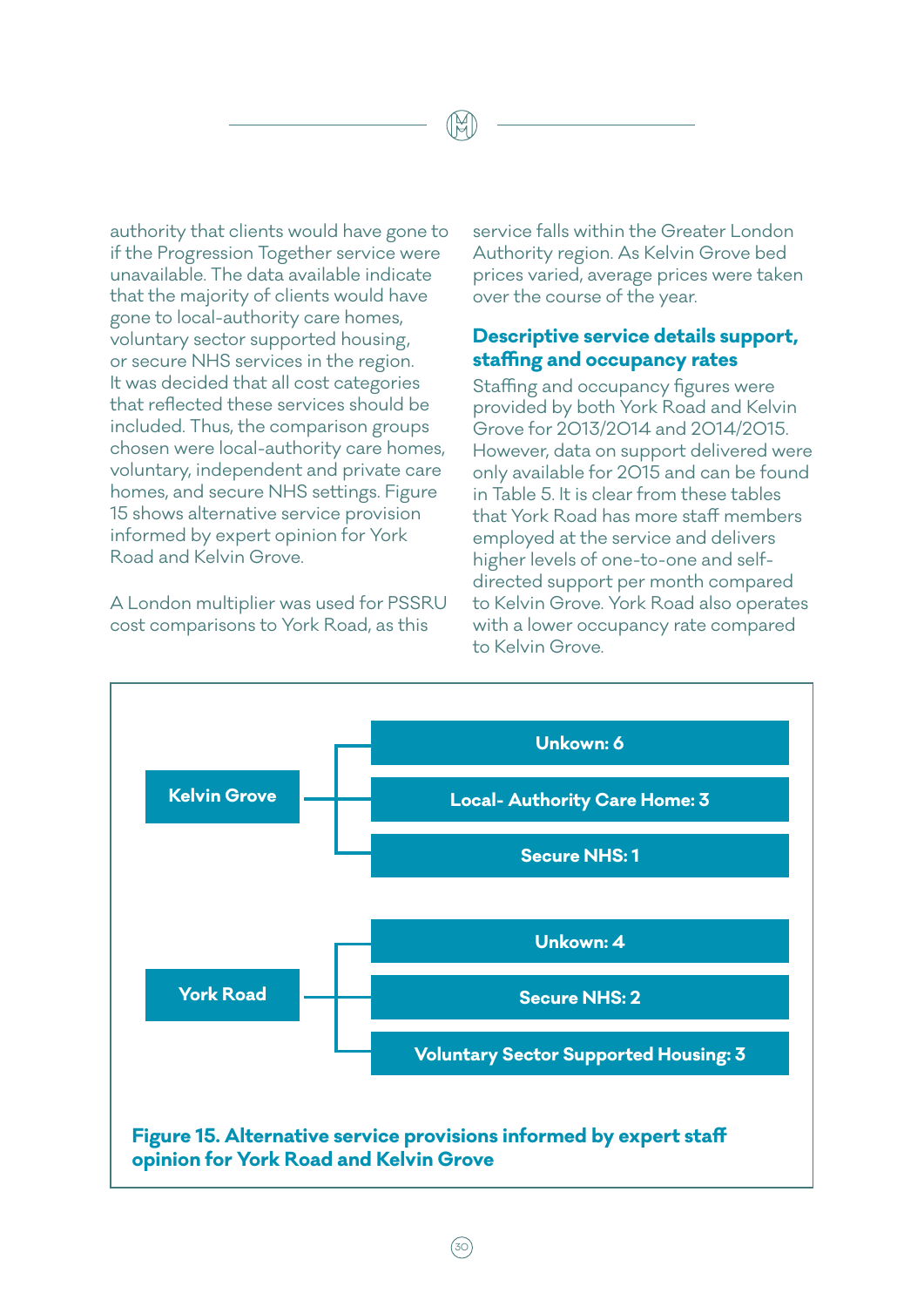authority that clients would have gone to if the Progression Together service were unavailable. The data available indicate that the majority of clients would have gone to local-authority care homes, voluntary sector supported housing, or secure NHS services in the region. It was decided that all cost categories that reflected these services should be included. Thus, the comparison groups chosen were local-authority care homes, voluntary, independent and private care homes, and secure NHS settings. Figure 15 shows alternative service provision informed by expert opinion for York Road and Kelvin Grove.

A London multiplier was used for PSSRU cost comparisons to York Road, as this service falls within the Greater London Authority region. As Kelvin Grove bed prices varied, average prices were taken over the course of the year.

### Descriptive service details support, staffing and occupancy rates

Staffing and occupancy figures were provided by both York Road and Kelvin Grove for 2013/2014 and 2014/2015. However, data on support delivered were only available for 2015 and can be found in Table 5. It is clear from these tables that York Road has more staff members employed at the service and delivers higher levels of one-to-one and self-directed support per month compared to Kelvin Grove. York Road also operates with a lower occupancy rate compared to Kelvin Grove.

- **Kelvin Grove**
  - Unkown: 6
  - Local- Authority Care Home: 3
  - Secure NHS: 1
- **York Road**
  - Unkown: 4
  - Secure NHS: 2
  - Voluntary Sector Supported Housing: 3

**Figure 15. Alternative service provisions informed by expert staff opinion for York Road and Kelvin Grove**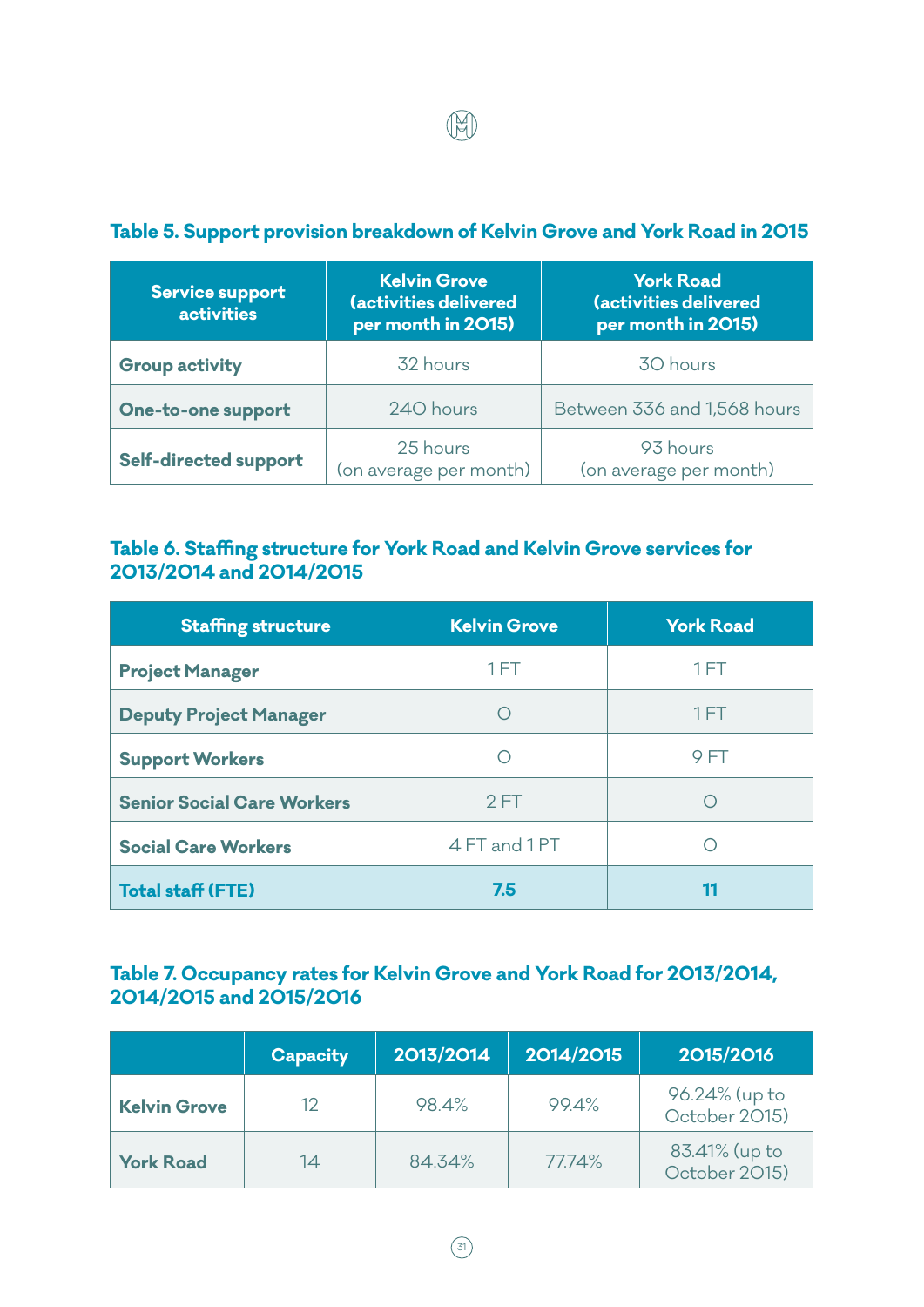### Table 5. Support provision breakdown of Kelvin Grove and York Road in 2015

| Service support activities | Kelvin Grove (activities delivered per month in 2015) | York Road (activities delivered per month in 2015) |
|---|---|---|
| **Group activity** | 32 hours | 30 hours |
| **One-to-one support** | 240 hours | Between 336 and 1,568 hours |
| **Self-directed support** | 25 hours (on average per month) | 93 hours (on average per month) |

### Table 6. Staffing structure for York Road and Kelvin Grove services for 2013/2014 and 2014/2015

| Staffing structure | Kelvin Grove | York Road |
|---|---|---|
| **Project Manager** | 1 FT | 1 FT |
| **Deputy Project Manager** | 0 | 1 FT |
| **Support Workers** | 0 | 9 FT |
| **Senior Social Care Workers** | 2 FT | 0 |
| **Social Care Workers** | 4 FT and 1 PT | 0 |
| **Total staff (FTE)** | **7.5** | **11** |

### Table 7. Occupancy rates for Kelvin Grove and York Road for 2013/2014, 2014/2015 and 2015/2016

| | Capacity | 2013/2014 | 2014/2015 | 2015/2016 |
|---|---|---|---|---|
| **Kelvin Grove** | 12 | 98.4% | 99.4% | 96.24% (up to October 2015) |
| **York Road** | 14 | 84.34% | 77.74% | 83.41% (up to October 2015) |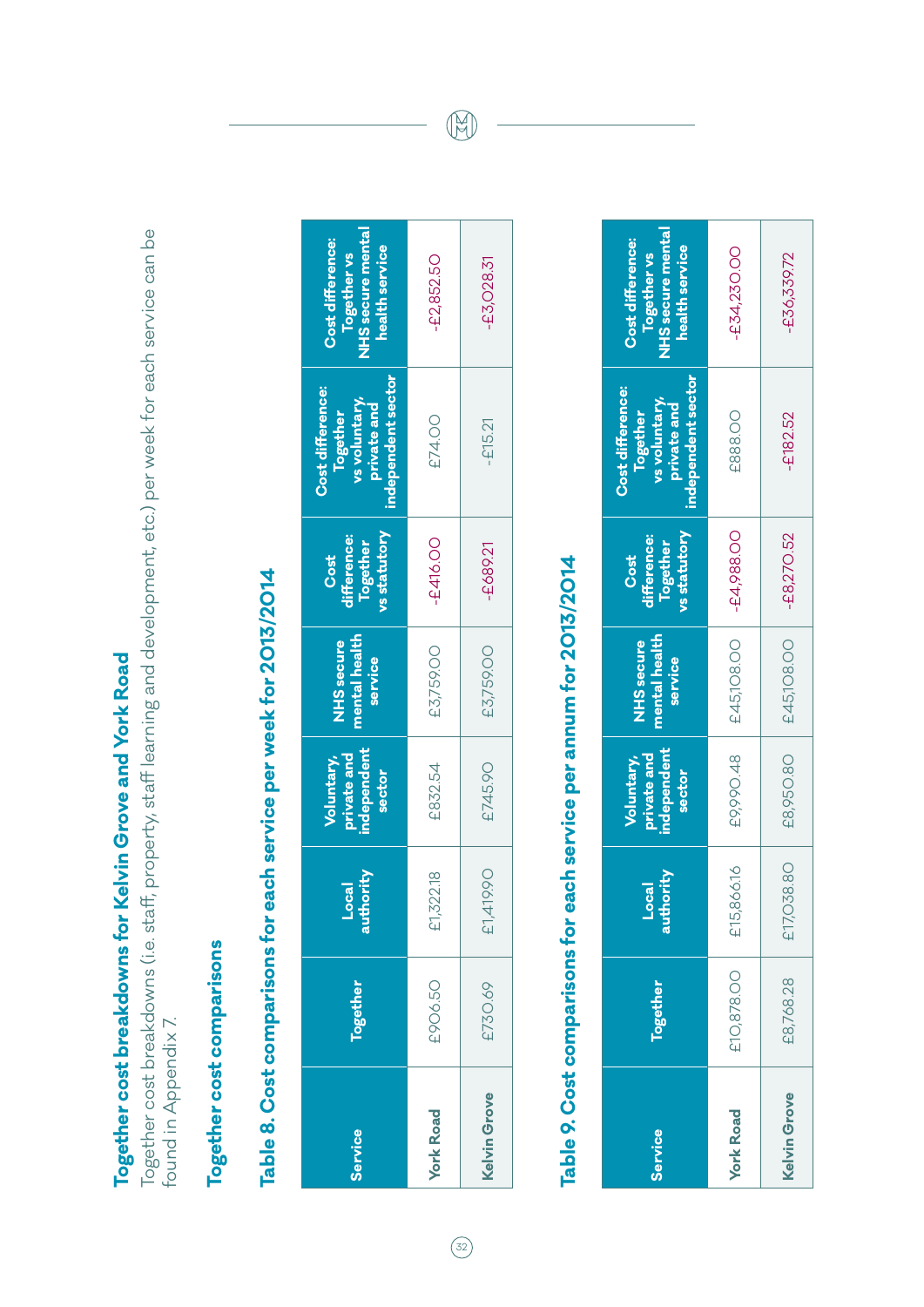## Together cost breakdowns for Kelvin Grove and York Road

Together cost breakdowns (i.e. staff, property, staff learning and development, etc.) per week for each service can be found in Appendix 7.

### Together cost comparisons

#### Table 8. Cost comparisons for each service per week for 2013/2014

| Service | Together | Local authority | Voluntary, private and independent sector | NHS secure mental health service | Cost difference: Together vs statutory | Cost difference: Together vs voluntary, private and independent sector | Cost difference: Together vs NHS secure mental health service |
|---|---|---|---|---|---|---|---|
| York Road | £906.50 | £1,322.18 | £832.54 | £3,759.00 | -£416.00 | £74.00 | -£2,852.50 |
| Kelvin Grove | £730.69 | £1,419.90 | £745.90 | £3,759.00 | -£689.21 | -£15.21 | -£3,028.31 |

#### Table 9. Cost comparisons for each service per annum for 2013/2014

| Service | Together | Local authority | Voluntary, private and independent sector | NHS secure mental health service | Cost difference: Together vs statutory | Cost difference: Together vs voluntary, private and independent sector | Cost difference: Together vs NHS secure mental health service |
|---|---|---|---|---|---|---|---|
| York Road | £10,878.00 | £15,866.16 | £9,990.48 | £45,108.00 | -£4,988.00 | £888.00 | -£34,230.00 |
| Kelvin Grove | £8,768.28 | £17,038.80 | £8,950.80 | £45,108.00 | -£8,270.52 | -£182.52 | -£36,339.72 |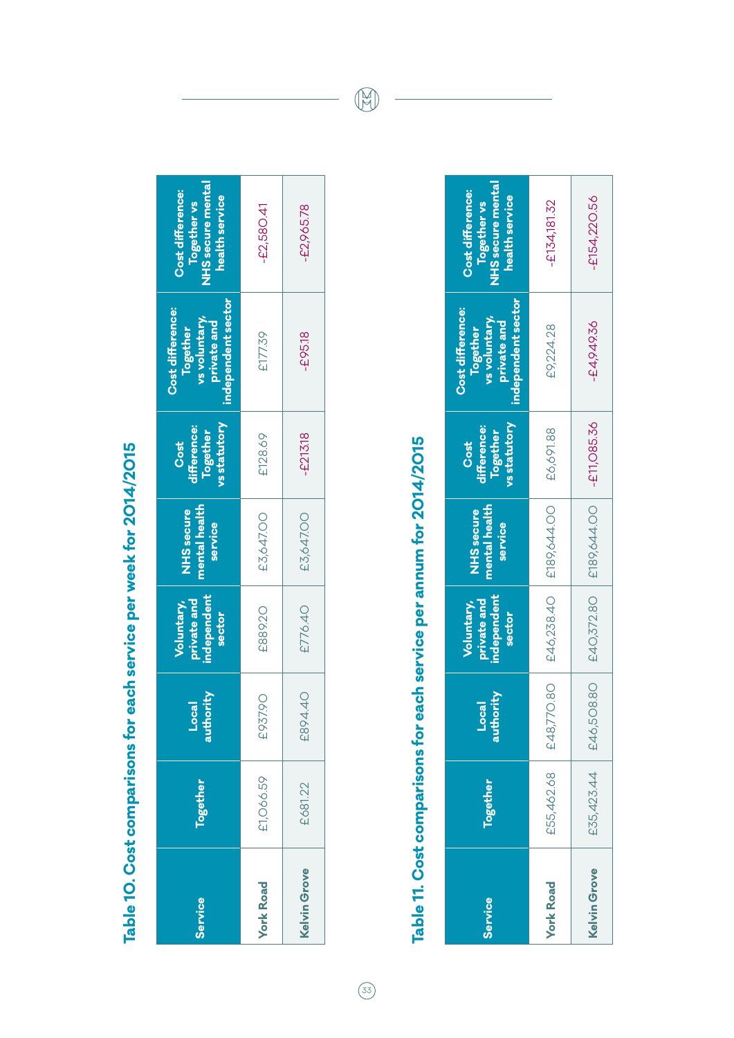## Table 10. Cost comparisons for each service per week for 2014/2015

| Service | Together | Local authority | Voluntary, private and independent sector | NHS secure mental health service | Cost difference: Together vs statutory | Cost difference: Together vs voluntary, private and independent sector | Cost difference: Together vs NHS secure mental health service |
|---|---|---|---|---|---|---|---|
| York Road | £1,066.59 | £937.90 | £889.20 | £3,647.00 | £128.69 | £177.39 | -£2,580.41 |
| Kelvin Grove | £681.22 | £894.40 | £776.40 | £3,647.00 | -£213.18 | -£95.18 | -£2,965.78 |

## Table 11. Cost comparisons for each service per annum for 2014/2015

| Service | Together | Local authority | Voluntary, private and independent sector | NHS secure mental health service | Cost difference: Together vs statutory | Cost difference: Together vs voluntary, private and independent sector | Cost difference: Together vs NHS secure mental health service |
|---|---|---|---|---|---|---|---|
| York Road | £55,462.68 | £48,770.80 | £46,238.40 | £189,644.00 | £6,691.88 | £9,224.28 | -£134,181.32 |
| Kelvin Grove | £35,423.44 | £46,508.80 | £40,372.80 | £189,644.00 | -£11,085.36 | -£4,949.36 | -£154,220.56 |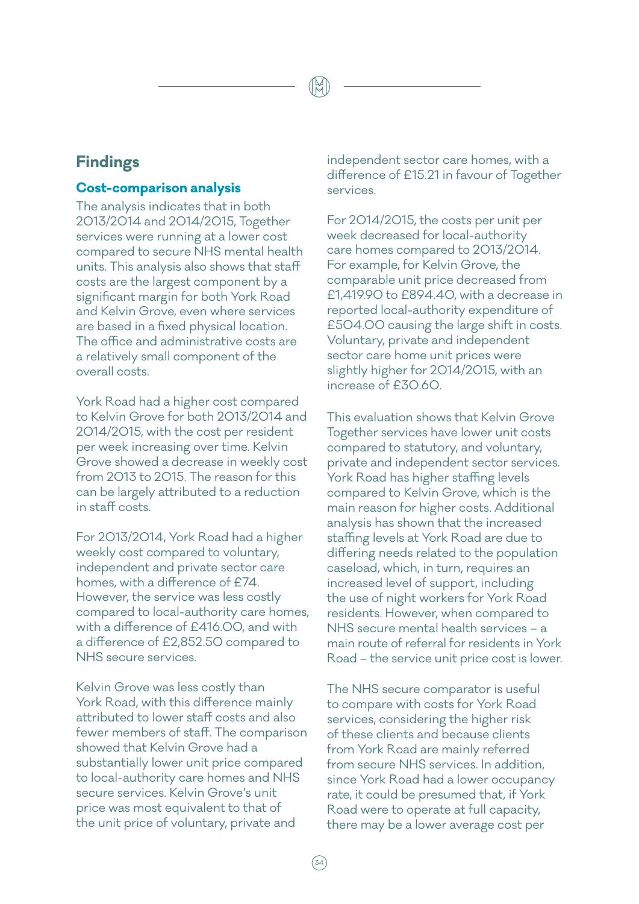## Findings

### Cost-comparison analysis

The analysis indicates that in both 2013/2014 and 2014/2015, Together services were running at a lower cost compared to secure NHS mental health units. This analysis also shows that staff costs are the largest component by a significant margin for both York Road and Kelvin Grove, even where services are based in a fixed physical location. The office and administrative costs are a relatively small component of the overall costs.

York Road had a higher cost compared to Kelvin Grove for both 2013/2014 and 2014/2015, with the cost per resident per week increasing over time. Kelvin Grove showed a decrease in weekly cost from 2013 to 2015. The reason for this can be largely attributed to a reduction in staff costs.

For 2013/2014, York Road had a higher weekly cost compared to voluntary, independent and private sector care homes, with a difference of £74. However, the service was less costly compared to local-authority care homes, with a difference of £416.00, and with a difference of £2,852.50 compared to NHS secure services.

Kelvin Grove was less costly than York Road, with this difference mainly attributed to lower staff costs and also fewer members of staff. The comparison showed that Kelvin Grove had a substantially lower unit price compared to local-authority care homes and NHS secure services. Kelvin Grove's unit price was most equivalent to that of the unit price of voluntary, private and independent sector care homes, with a difference of £15.21 in favour of Together services.

For 2014/2015, the costs per unit per week decreased for local-authority care homes compared to 2013/2014. For example, for Kelvin Grove, the comparable unit price decreased from £1,419.90 to £894.40, with a decrease in reported local-authority expenditure of £504.00 causing the large shift in costs. Voluntary, private and independent sector care home unit prices were slightly higher for 2014/2015, with an increase of £30.60.

This evaluation shows that Kelvin Grove Together services have lower unit costs compared to statutory, and voluntary, private and independent sector services. York Road has higher staffing levels compared to Kelvin Grove, which is the main reason for higher costs. Additional analysis has shown that the increased staffing levels at York Road are due to differing needs related to the population caseload, which, in turn, requires an increased level of support, including the use of night workers for York Road residents. However, when compared to NHS secure mental health services – a main route of referral for residents in York Road – the service unit price cost is lower.

The NHS secure comparator is useful to compare with costs for York Road services, considering the higher risk of these clients and because clients from York Road are mainly referred from secure NHS services. In addition, since York Road had a lower occupancy rate, it could be presumed that, if York Road were to operate at full capacity, there may be a lower average cost per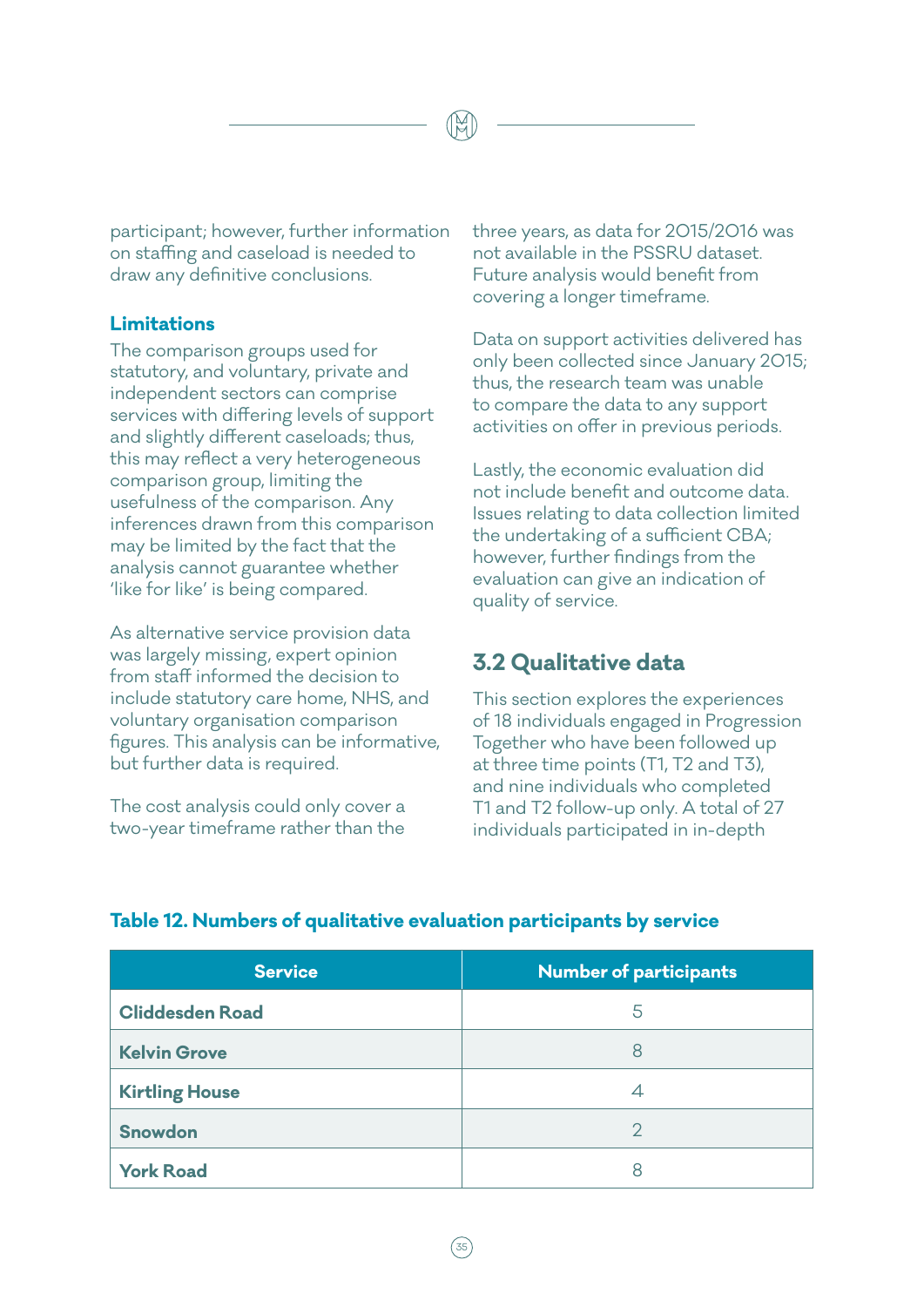participant; however, further information on staffing and caseload is needed to draw any definitive conclusions.

### Limitations

The comparison groups used for statutory, and voluntary, private and independent sectors can comprise services with differing levels of support and slightly different caseloads; thus, this may reflect a very heterogeneous comparison group, limiting the usefulness of the comparison. Any inferences drawn from this comparison may be limited by the fact that the analysis cannot guarantee whether 'like for like' is being compared.

As alternative service provision data was largely missing, expert opinion from staff informed the decision to include statutory care home, NHS, and voluntary organisation comparison figures. This analysis can be informative, but further data is required.

The cost analysis could only cover a two-year timeframe rather than the three years, as data for 2015/2016 was not available in the PSSRU dataset. Future analysis would benefit from covering a longer timeframe.

Data on support activities delivered has only been collected since January 2015; thus, the research team was unable to compare the data to any support activities on offer in previous periods.

Lastly, the economic evaluation did not include benefit and outcome data. Issues relating to data collection limited the undertaking of a sufficient CBA; however, further findings from the evaluation can give an indication of quality of service.

## 3.2 Qualitative data

This section explores the experiences of 18 individuals engaged in Progression Together who have been followed up at three time points (T1, T2 and T3), and nine individuals who completed T1 and T2 follow-up only. A total of 27 individuals participated in in-depth

**Table 12. Numbers of qualitative evaluation participants by service**

| Service | Number of participants |
|---|---|
| **Cliddesden Road** | 5 |
| **Kelvin Grove** | 8 |
| **Kirtling House** | 4 |
| **Snowdon** | 2 |
| **York Road** | 8 |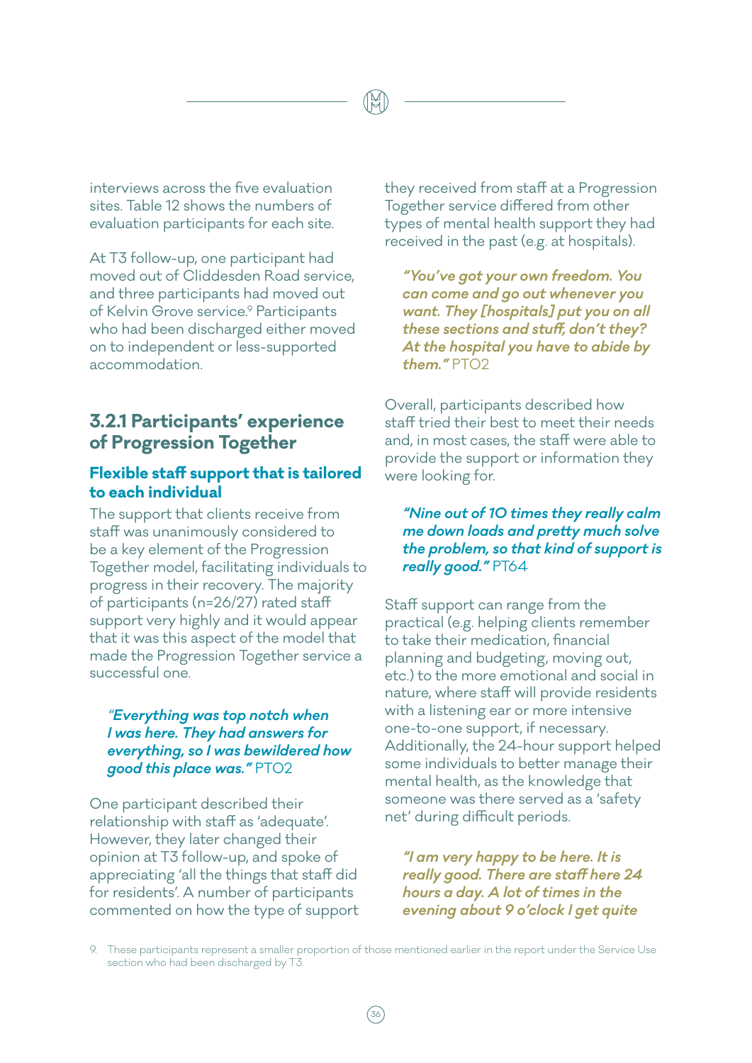interviews across the five evaluation sites. Table 12 shows the numbers of evaluation participants for each site.

At T3 follow-up, one participant had moved out of Cliddesden Road service, and three participants had moved out of Kelvin Grove service.[9] Participants who had been discharged either moved on to independent or less-supported accommodation.

### 3.2.1 Participants' experience of Progression Together

#### Flexible staff support that is tailored to each individual

The support that clients receive from staff was unanimously considered to be a key element of the Progression Together model, facilitating individuals to progress in their recovery. The majority of participants (n=26/27) rated staff support very highly and it would appear that it was this aspect of the model that made the Progression Together service a successful one.

> ***"Everything was top notch when I was here. They had answers for everything, so I was bewildered how good this place was."*** PTO2

One participant described their relationship with staff as 'adequate'. However, they later changed their opinion at T3 follow-up, and spoke of appreciating 'all the things that staff did for residents'. A number of participants commented on how the type of support they received from staff at a Progression Together service differed from other types of mental health support they had received in the past (e.g. at hospitals).

> ***"You've got your own freedom. You can come and go out whenever you want. They [hospitals] put you on all these sections and stuff, don't they? At the hospital you have to abide by them."*** PTO2

Overall, participants described how staff tried their best to meet their needs and, in most cases, the staff were able to provide the support or information they were looking for.

> ***"Nine out of 10 times they really calm me down loads and pretty much solve the problem, so that kind of support is really good."*** PT64

Staff support can range from the practical (e.g. helping clients remember to take their medication, financial planning and budgeting, moving out, etc.) to the more emotional and social in nature, where staff will provide residents with a listening ear or more intensive one-to-one support, if necessary. Additionally, the 24-hour support helped some individuals to better manage their mental health, as the knowledge that someone was there served as a 'safety net' during difficult periods.

> ***"I am very happy to be here. It is really good. There are staff here 24 hours a day. A lot of times in the evening about 9 o'clock I get quite***

[9] These participants represent a smaller proportion of those mentioned earlier in the report under the Service Use section who had been discharged by T3.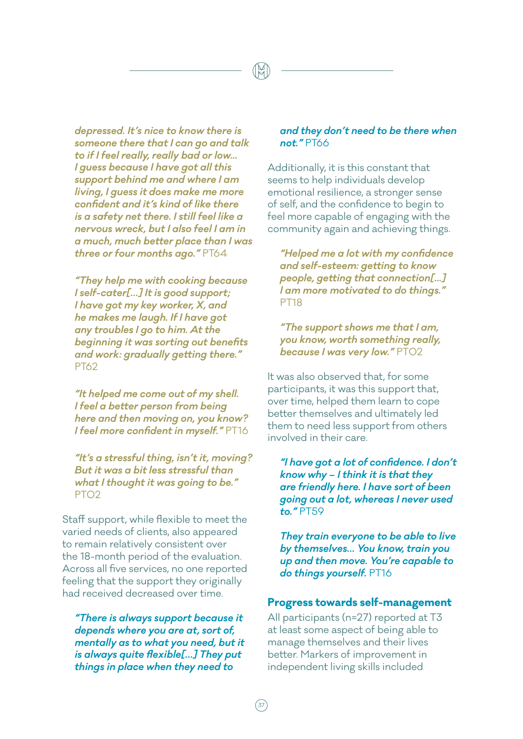*depressed. It's nice to know there is someone there that I can go and talk to if I feel really, really bad or low… I guess because I have got all this support behind me and where I am living, I guess it does make me more confident and it's kind of like there is a safety net there. I still feel like a nervous wreck, but I also feel I am in a much, much better place than I was three or four months ago."* PT64

*"They help me with cooking because I self-cater[…] It is good support; I have got my key worker, X, and he makes me laugh. If I have got any troubles I go to him. At the beginning it was sorting out benefits and work: gradually getting there."* PT62

*"It helped me come out of my shell. I feel a better person from being here and then moving on, you know? I feel more confident in myself."* PT16

*"It's a stressful thing, isn't it, moving? But it was a bit less stressful than what I thought it was going to be."* PTO2

Staff support, while flexible to meet the varied needs of clients, also appeared to remain relatively consistent over the 18-month period of the evaluation. Across all five services, no one reported feeling that the support they originally had received decreased over time.

*"There is always support because it depends where you are at, sort of, mentally as to what you need, but it is always quite flexible[…] They put things in place when they need to and they don't need to be there when not."* PT66

Additionally, it is this constant that seems to help individuals develop emotional resilience, a stronger sense of self, and the confidence to begin to feel more capable of engaging with the community again and achieving things.

*"Helped me a lot with my confidence and self-esteem: getting to know people, getting that connection[…] I am more motivated to do things."* PT18

*"The support shows me that I am, you know, worth something really, because I was very low."* PTO2

It was also observed that, for some participants, it was this support that, over time, helped them learn to cope better themselves and ultimately led them to need less support from others involved in their care.

*"I have got a lot of confidence. I don't know why – I think it is that they are friendly here. I have sort of been going out a lot, whereas I never used to."* PT59

*They train everyone to be able to live by themselves… You know, train you up and then move. You're capable to do things yourself.* PT16

### Progress towards self-management

All participants (n=27) reported at T3 at least some aspect of being able to manage themselves and their lives better. Markers of improvement in independent living skills included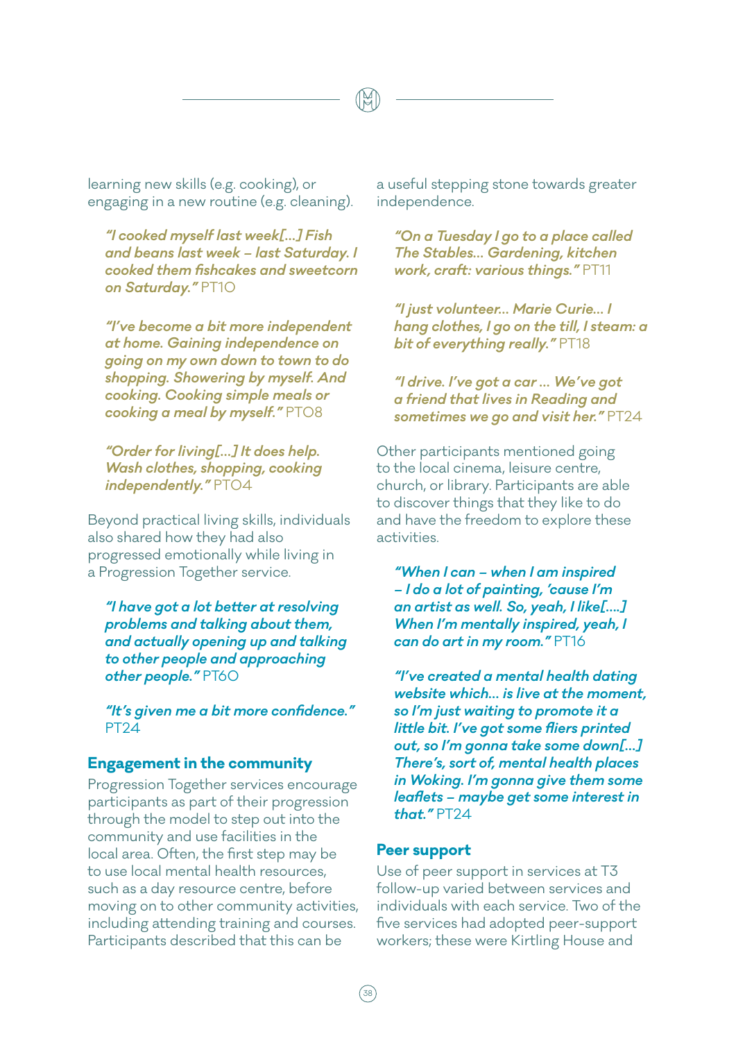learning new skills (e.g. cooking), or engaging in a new routine (e.g. cleaning).

> ***"I cooked myself last week[…] Fish and beans last week – last Saturday. I cooked them fishcakes and sweetcorn on Saturday."*** PT10

> ***"I've become a bit more independent at home. Gaining independence on going on my own down to town to do shopping. Showering by myself. And cooking. Cooking simple meals or cooking a meal by myself."*** PT08

> ***"Order for living[…] It does help. Wash clothes, shopping, cooking independently."*** PT04

Beyond practical living skills, individuals also shared how they had also progressed emotionally while living in a Progression Together service.

> ***"I have got a lot better at resolving problems and talking about them, and actually opening up and talking to other people and approaching other people."*** PT60

> ***"It's given me a bit more confidence."*** PT24

## Engagement in the community

Progression Together services encourage participants as part of their progression through the model to step out into the community and use facilities in the local area. Often, the first step may be to use local mental health resources, such as a day resource centre, before moving on to other community activities, including attending training and courses. Participants described that this can be a useful stepping stone towards greater independence.

> ***"On a Tuesday I go to a place called The Stables… Gardening, kitchen work, craft: various things."*** PT11

> ***"I just volunteer… Marie Curie… I hang clothes, I go on the till, I steam: a bit of everything really."*** PT18

> ***"I drive. I've got a car … We've got a friend that lives in Reading and sometimes we go and visit her."*** PT24

Other participants mentioned going to the local cinema, leisure centre, church, or library. Participants are able to discover things that they like to do and have the freedom to explore these activities.

> ***"When I can – when I am inspired – I do a lot of painting, 'cause I'm an artist as well. So, yeah, I like[….] When I'm mentally inspired, yeah, I can do art in my room."*** PT16

> ***"I've created a mental health dating website which… is live at the moment, so I'm just waiting to promote it a little bit. I've got some fliers printed out, so I'm gonna take some down[…] There's, sort of, mental health places in Woking. I'm gonna give them some leaflets – maybe get some interest in that."*** PT24

## Peer support

Use of peer support in services at T3 follow-up varied between services and individuals with each service. Two of the five services had adopted peer-support workers; these were Kirtling House and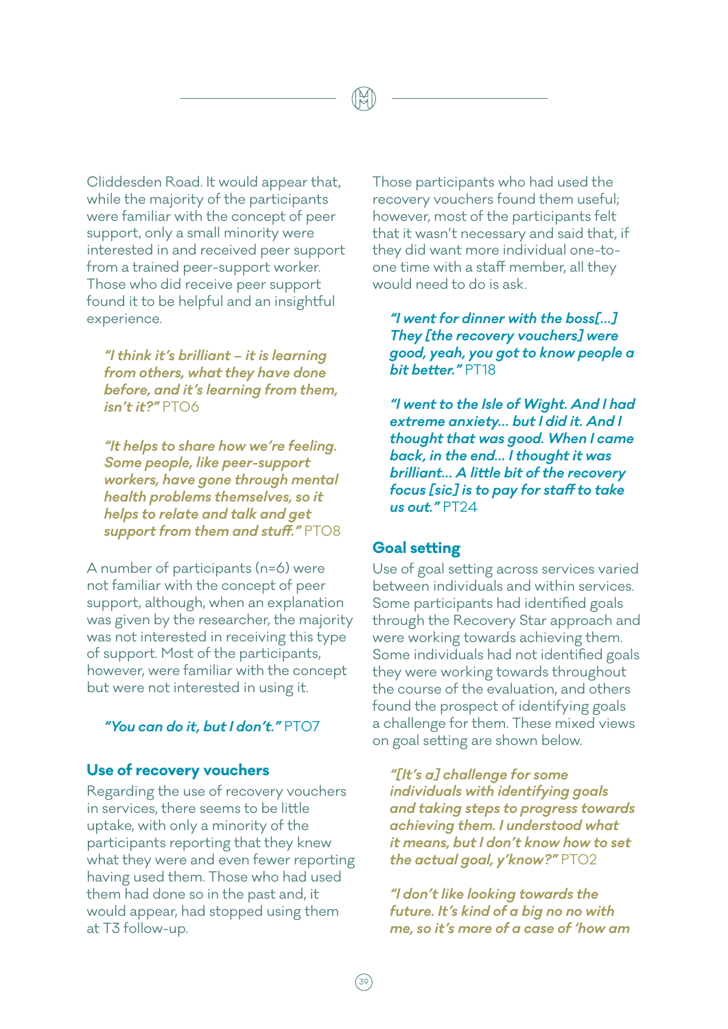Cliddesden Road. It would appear that, while the majority of the participants were familiar with the concept of peer support, only a small minority were interested in and received peer support from a trained peer-support worker. Those who did receive peer support found it to be helpful and an insightful experience.

> ***"I think it's brilliant – it is learning from others, what they have done before, and it's learning from them, isn't it?"*** PT06

> ***"It helps to share how we're feeling. Some people, like peer-support workers, have gone through mental health problems themselves, so it helps to relate and talk and get support from them and stuff."*** PT08

A number of participants (n=6) were not familiar with the concept of peer support, although, when an explanation was given by the researcher, the majority was not interested in receiving this type of support. Most of the participants, however, were familiar with the concept but were not interested in using it.

> ***"You can do it, but I don't."*** PT07

### Use of recovery vouchers

Regarding the use of recovery vouchers in services, there seems to be little uptake, with only a minority of the participants reporting that they knew what they were and even fewer reporting having used them. Those who had used them had done so in the past and, it would appear, had stopped using them at T3 follow-up.

Those participants who had used the recovery vouchers found them useful; however, most of the participants felt that it wasn't necessary and said that, if they did want more individual one-to-one time with a staff member, all they would need to do is ask.

> ***"I went for dinner with the boss[...] They [the recovery vouchers] were good, yeah, you got to know people a bit better."*** PT18

> ***"I went to the Isle of Wight. And I had extreme anxiety... but I did it. And I thought that was good. When I came back, in the end... I thought it was brilliant... A little bit of the recovery focus [sic] is to pay for staff to take us out."*** PT24

### Goal setting

Use of goal setting across services varied between individuals and within services. Some participants had identified goals through the Recovery Star approach and were working towards achieving them. Some individuals had not identified goals they were working towards throughout the course of the evaluation, and others found the prospect of identifying goals a challenge for them. These mixed views on goal setting are shown below.

> ***"[It's a] challenge for some individuals with identifying goals and taking steps to progress towards achieving them. I understood what it means, but I don't know how to set the actual goal, y'know?"*** PT02

> ***"I don't like looking towards the future. It's kind of a big no no with me, so it's more of a case of 'how am***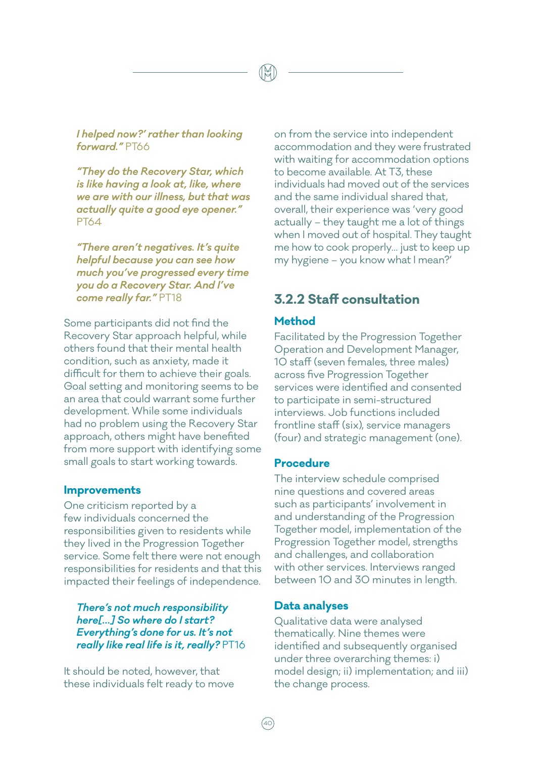***I helped now?' rather than looking forward."*** PT66

***"They do the Recovery Star, which is like having a look at, like, where we are with our illness, but that was actually quite a good eye opener."*** PT64

***"There aren't negatives. It's quite helpful because you can see how much you've progressed every time you do a Recovery Star. And I've come really far."*** PT18

Some participants did not find the Recovery Star approach helpful, while others found that their mental health condition, such as anxiety, made it difficult for them to achieve their goals. Goal setting and monitoring seems to be an area that could warrant some further development. While some individuals had no problem using the Recovery Star approach, others might have benefited from more support with identifying some small goals to start working towards.

### Improvements

One criticism reported by a few individuals concerned the responsibilities given to residents while they lived in the Progression Together service. Some felt there were not enough responsibilities for residents and that this impacted their feelings of independence.

***There's not much responsibility here[...] So where do I start? Everything's done for us. It's not really like real life is it, really?*** PT16

It should be noted, however, that these individuals felt ready to move on from the service into independent accommodation and they were frustrated with waiting for accommodation options to become available. At T3, these individuals had moved out of the services and the same individual shared that, overall, their experience was 'very good actually – they taught me a lot of things when I moved out of hospital. They taught me how to cook properly... just to keep up my hygiene – you know what I mean?'

## 3.2.2 Staff consultation

### Method

Facilitated by the Progression Together Operation and Development Manager, 10 staff (seven females, three males) across five Progression Together services were identified and consented to participate in semi-structured interviews. Job functions included frontline staff (six), service managers (four) and strategic management (one).

### Procedure

The interview schedule comprised nine questions and covered areas such as participants' involvement in and understanding of the Progression Together model, implementation of the Progression Together model, strengths and challenges, and collaboration with other services. Interviews ranged between 10 and 30 minutes in length.

### Data analyses

Qualitative data were analysed thematically. Nine themes were identified and subsequently organised under three overarching themes: i) model design; ii) implementation; and iii) the change process.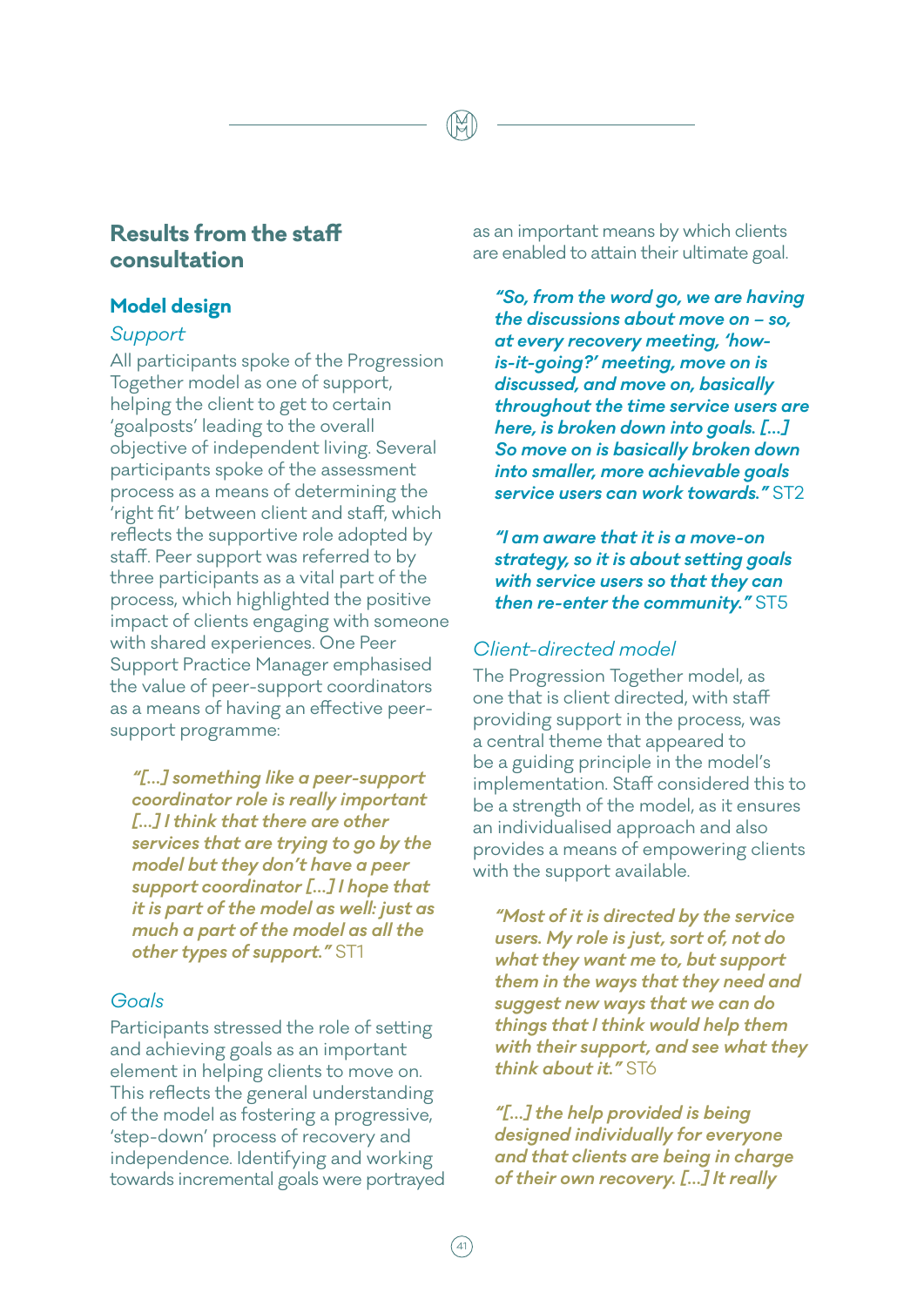## Results from the staff consultation

### Model design

*Support*

All participants spoke of the Progression Together model as one of support, helping the client to get to certain 'goalposts' leading to the overall objective of independent living. Several participants spoke of the assessment process as a means of determining the 'right fit' between client and staff, which reflects the supportive role adopted by staff. Peer support was referred to by three participants as a vital part of the process, which highlighted the positive impact of clients engaging with someone with shared experiences. One Peer Support Practice Manager emphasised the value of peer-support coordinators as a means of having an effective peer-support programme:

> ***"[…] something like a peer-support coordinator role is really important […] I think that there are other services that are trying to go by the model but they don't have a peer support coordinator […] I hope that it is part of the model as well: just as much a part of the model as all the other types of support."*** ST1

*Goals*

Participants stressed the role of setting and achieving goals as an important element in helping clients to move on. This reflects the general understanding of the model as fostering a progressive, 'step-down' process of recovery and independence. Identifying and working towards incremental goals were portrayed as an important means by which clients are enabled to attain their ultimate goal.

> ***"So, from the word go, we are having the discussions about move on – so, at every recovery meeting, 'how-is-it-going?' meeting, move on is discussed, and move on, basically throughout the time service users are here, is broken down into goals. […] So move on is basically broken down into smaller, more achievable goals service users can work towards."*** ST2

> ***"I am aware that it is a move-on strategy, so it is about setting goals with service users so that they can then re-enter the community."*** ST5

*Client-directed model*

The Progression Together model, as one that is client directed, with staff providing support in the process, was a central theme that appeared to be a guiding principle in the model's implementation. Staff considered this to be a strength of the model, as it ensures an individualised approach and also provides a means of empowering clients with the support available.

> ***"Most of it is directed by the service users. My role is just, sort of, not do what they want me to, but support them in the ways that they need and suggest new ways that we can do things that I think would help them with their support, and see what they think about it."*** ST6

> ***"[…] the help provided is being designed individually for everyone and that clients are being in charge of their own recovery. […] It really***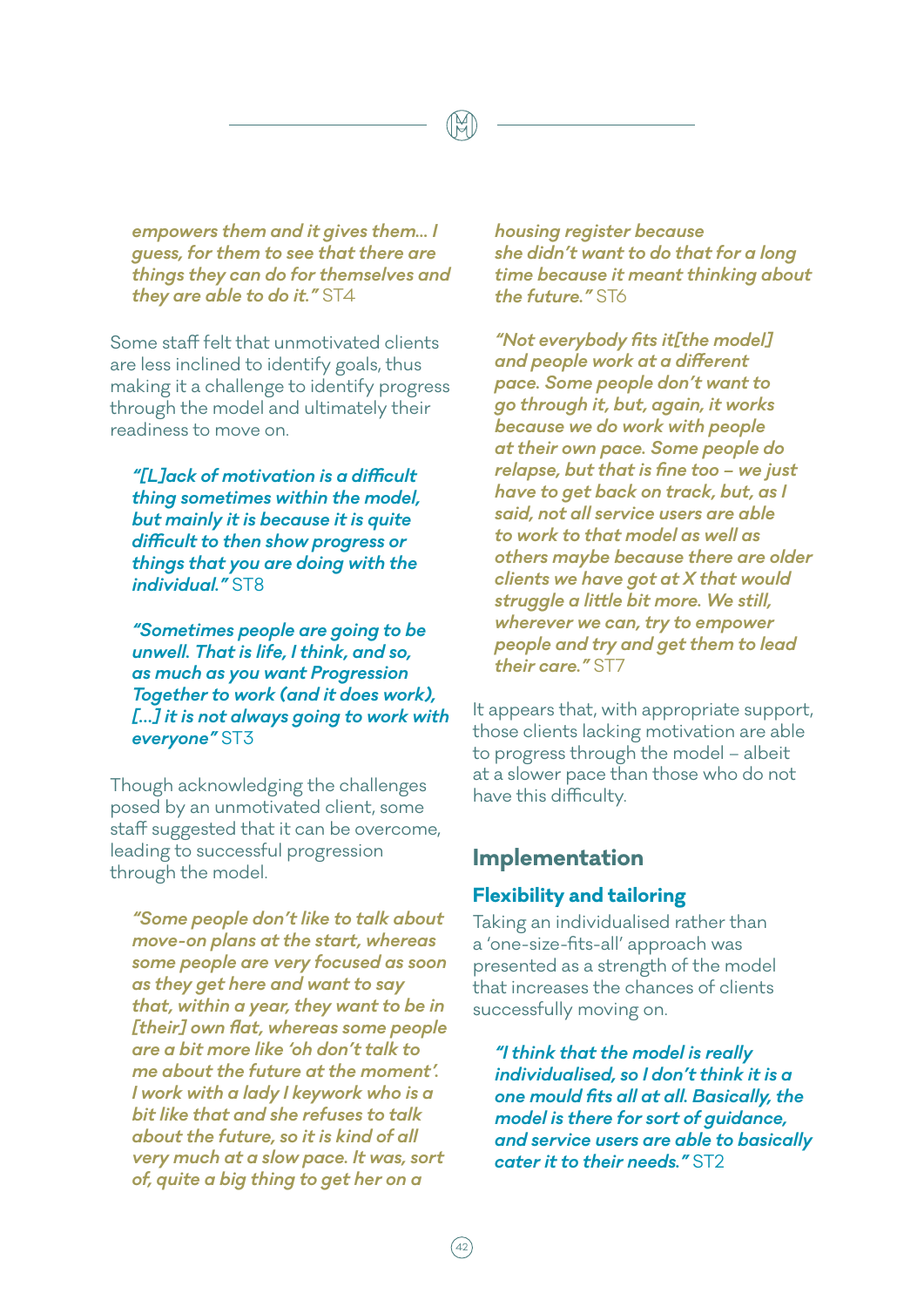*empowers them and it gives them... I guess, for them to see that there are things they can do for themselves and they are able to do it."* ST4

Some staff felt that unmotivated clients are less inclined to identify goals, thus making it a challenge to identify progress through the model and ultimately their readiness to move on.

> *"[L]ack of motivation is a difficult thing sometimes within the model, but mainly it is because it is quite difficult to then show progress or things that you are doing with the individual."* ST8

> *"Sometimes people are going to be unwell. That is life, I think, and so, as much as you want Progression Together to work (and it does work), [...] it is not always going to work with everyone"* ST3

Though acknowledging the challenges posed by an unmotivated client, some staff suggested that it can be overcome, leading to successful progression through the model.

> *"Some people don't like to talk about move-on plans at the start, whereas some people are very focused as soon as they get here and want to say that, within a year, they want to be in [their] own flat, whereas some people are a bit more like 'oh don't talk to me about the future at the moment'. I work with a lady I keywork who is a bit like that and she refuses to talk about the future, so it is kind of all very much at a slow pace. It was, sort of, quite a big thing to get her on a housing register because she didn't want to do that for a long time because it meant thinking about the future."* ST6

> *"Not everybody fits it[the model] and people work at a different pace. Some people don't want to go through it, but, again, it works because we do work with people at their own pace. Some people do relapse, but that is fine too – we just have to get back on track, but, as I said, not all service users are able to work to that model as well as others maybe because there are older clients we have got at X that would struggle a little bit more. We still, wherever we can, try to empower people and try and get them to lead their care."* ST7

It appears that, with appropriate support, those clients lacking motivation are able to progress through the model – albeit at a slower pace than those who do not have this difficulty.

## Implementation

### Flexibility and tailoring

Taking an individualised rather than a 'one-size-fits-all' approach was presented as a strength of the model that increases the chances of clients successfully moving on.

> *"I think that the model is really individualised, so I don't think it is a one mould fits all at all. Basically, the model is there for sort of guidance, and service users are able to basically cater it to their needs."* ST2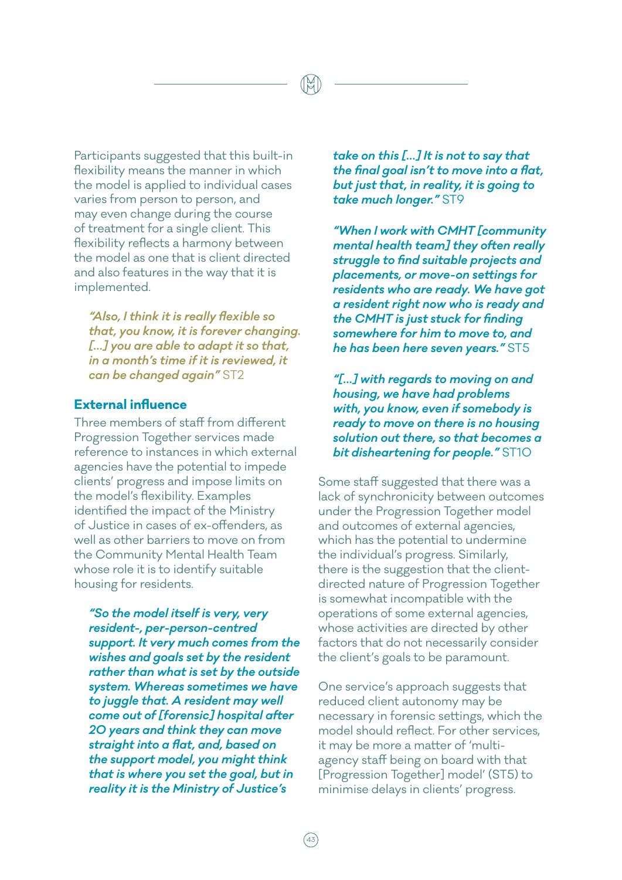Participants suggested that this built-in flexibility means the manner in which the model is applied to individual cases varies from person to person, and may even change during the course of treatment for a single client. This flexibility reflects a harmony between the model as one that is client directed and also features in the way that it is implemented.

> ***"Also, I think it is really flexible so that, you know, it is forever changing. […] you are able to adapt it so that, in a month's time if it is reviewed, it can be changed again"*** ST2

### External influence

Three members of staff from different Progression Together services made reference to instances in which external agencies have the potential to impede clients' progress and impose limits on the model's flexibility. Examples identified the impact of the Ministry of Justice in cases of ex-offenders, as well as other barriers to move on from the Community Mental Health Team whose role it is to identify suitable housing for residents.

> ***"So the model itself is very, very resident-, per-person-centred support. It very much comes from the wishes and goals set by the resident rather than what is set by the outside system. Whereas sometimes we have to juggle that. A resident may well come out of [forensic] hospital after 20 years and think they can move straight into a flat, and, based on the support model, you might think that is where you set the goal, but in reality it is the Ministry of Justice's take on this […] It is not to say that the final goal isn't to move into a flat, but just that, in reality, it is going to take much longer."*** ST9

> ***"When I work with CMHT [community mental health team] they often really struggle to find suitable projects and placements, or move-on settings for residents who are ready. We have got a resident right now who is ready and the CMHT is just stuck for finding somewhere for him to move to, and he has been here seven years."*** ST5

> ***"[…] with regards to moving on and housing, we have had problems with, you know, even if somebody is ready to move on there is no housing solution out there, so that becomes a bit disheartening for people."*** ST10

Some staff suggested that there was a lack of synchronicity between outcomes under the Progression Together model and outcomes of external agencies, which has the potential to undermine the individual's progress. Similarly, there is the suggestion that the client-directed nature of Progression Together is somewhat incompatible with the operations of some external agencies, whose activities are directed by other factors that do not necessarily consider the client's goals to be paramount.

One service's approach suggests that reduced client autonomy may be necessary in forensic settings, which the model should reflect. For other services, it may be more a matter of 'multi-agency staff being on board with that [Progression Together] model' (ST5) to minimise delays in clients' progress.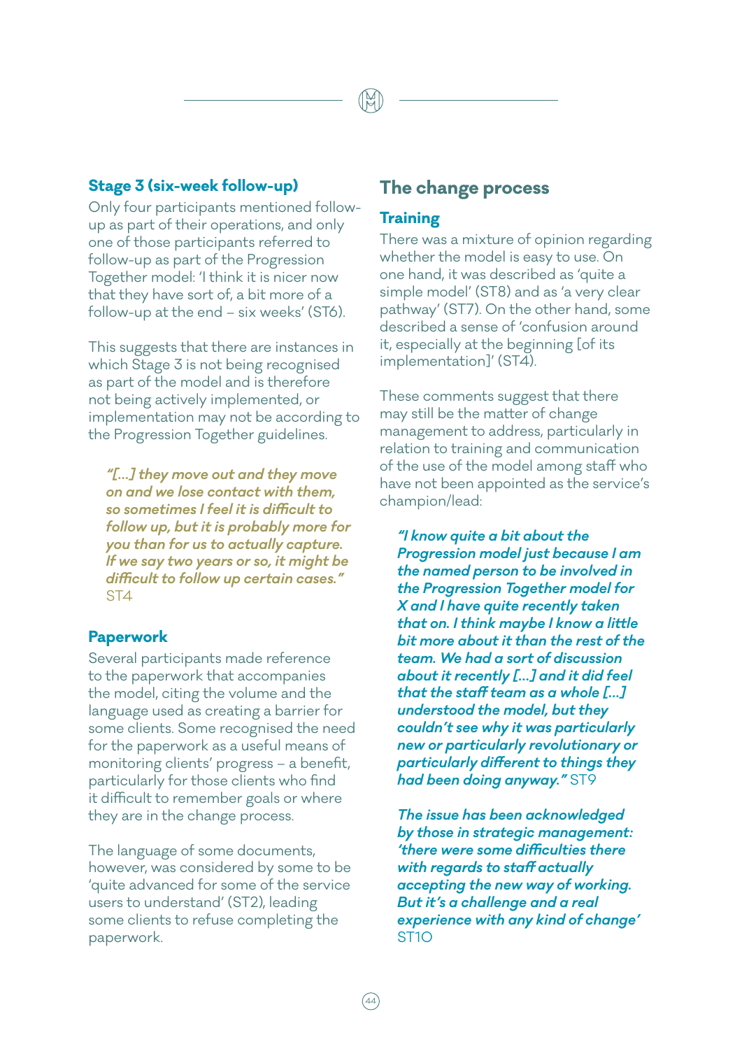### Stage 3 (six-week follow-up)

Only four participants mentioned follow-up as part of their operations, and only one of those participants referred to follow-up as part of the Progression Together model: 'I think it is nicer now that they have sort of, a bit more of a follow-up at the end – six weeks' (ST6).

This suggests that there are instances in which Stage 3 is not being recognised as part of the model and is therefore not being actively implemented, or implementation may not be according to the Progression Together guidelines.

> ***"[…] they move out and they move on and we lose contact with them, so sometimes I feel it is difficult to follow up, but it is probably more for you than for us to actually capture. If we say two years or so, it might be difficult to follow up certain cases."*** ST4

### Paperwork

Several participants made reference to the paperwork that accompanies the model, citing the volume and the language used as creating a barrier for some clients. Some recognised the need for the paperwork as a useful means of monitoring clients' progress – a benefit, particularly for those clients who find it difficult to remember goals or where they are in the change process.

The language of some documents, however, was considered by some to be 'quite advanced for some of the service users to understand' (ST2), leading some clients to refuse completing the paperwork.

## The change process

### Training

There was a mixture of opinion regarding whether the model is easy to use. On one hand, it was described as 'quite a simple model' (ST8) and as 'a very clear pathway' (ST7). On the other hand, some described a sense of 'confusion around it, especially at the beginning [of its implementation]' (ST4).

These comments suggest that there may still be the matter of change management to address, particularly in relation to training and communication of the use of the model among staff who have not been appointed as the service's champion/lead:

> ***"I know quite a bit about the Progression model just because I am the named person to be involved in the Progression Together model for X and I have quite recently taken that on. I think maybe I know a little bit more about it than the rest of the team. We had a sort of discussion about it recently […] and it did feel that the staff team as a whole […] understood the model, but they couldn't see why it was particularly new or particularly revolutionary or particularly different to things they had been doing anyway."*** ST9

> ***The issue has been acknowledged by those in strategic management: 'there were some difficulties there with regards to staff actually accepting the new way of working. But it's a challenge and a real experience with any kind of change'*** ST10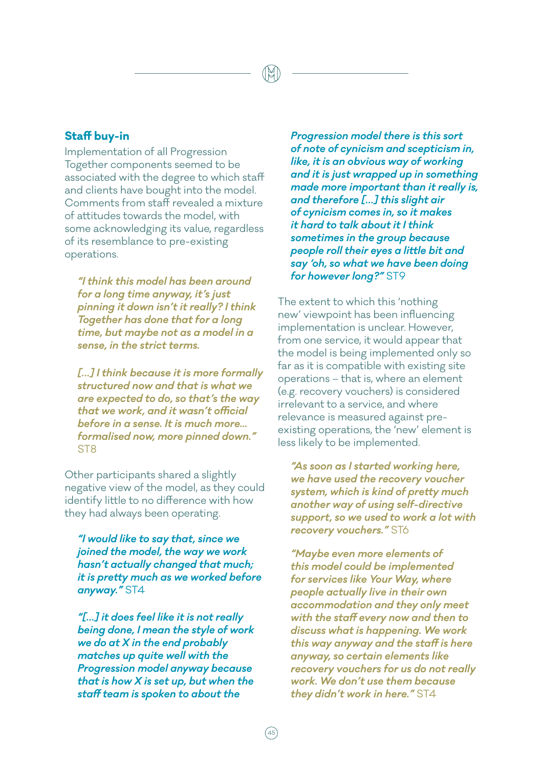## Staff buy-in

Implementation of all Progression Together components seemed to be associated with the degree to which staff and clients have bought into the model. Comments from staff revealed a mixture of attitudes towards the model, with some acknowledging its value, regardless of its resemblance to pre-existing operations.

> ***"I think this model has been around for a long time anyway, it's just pinning it down isn't it really? I think Together has done that for a long time, but maybe not as a model in a sense, in the strict terms.***
>
> ***[…] I think because it is more formally structured now and that is what we are expected to do, so that's the way that we work, and it wasn't official before in a sense. It is much more… formalised now, more pinned down."*** ST8

Other participants shared a slightly negative view of the model, as they could identify little to no difference with how they had always been operating.

> ***"I would like to say that, since we joined the model, the way we work hasn't actually changed that much; it is pretty much as we worked before anyway."*** ST4

> ***"[…] it does feel like it is not really being done, I mean the style of work we do at X in the end probably matches up quite well with the Progression model anyway because that is how X is set up, but when the staff team is spoken to about the Progression model there is this sort of note of cynicism and scepticism in, like, it is an obvious way of working and it is just wrapped up in something made more important than it really is, and therefore […] this slight air of cynicism comes in, so it makes it hard to talk about it I think sometimes in the group because people roll their eyes a little bit and say 'oh, so what we have been doing for however long?"*** ST9

The extent to which this 'nothing new' viewpoint has been influencing implementation is unclear. However, from one service, it would appear that the model is being implemented only so far as it is compatible with existing site operations – that is, where an element (e.g. recovery vouchers) is considered irrelevant to a service, and where relevance is measured against pre-existing operations, the 'new' element is less likely to be implemented.

> ***"As soon as I started working here, we have used the recovery voucher system, which is kind of pretty much another way of using self-directive support, so we used to work a lot with recovery vouchers."*** ST6

> ***"Maybe even more elements of this model could be implemented for services like Your Way, where people actually live in their own accommodation and they only meet with the staff every now and then to discuss what is happening. We work this way anyway and the staff is here anyway, so certain elements like recovery vouchers for us do not really work. We don't use them because they didn't work in here."*** ST4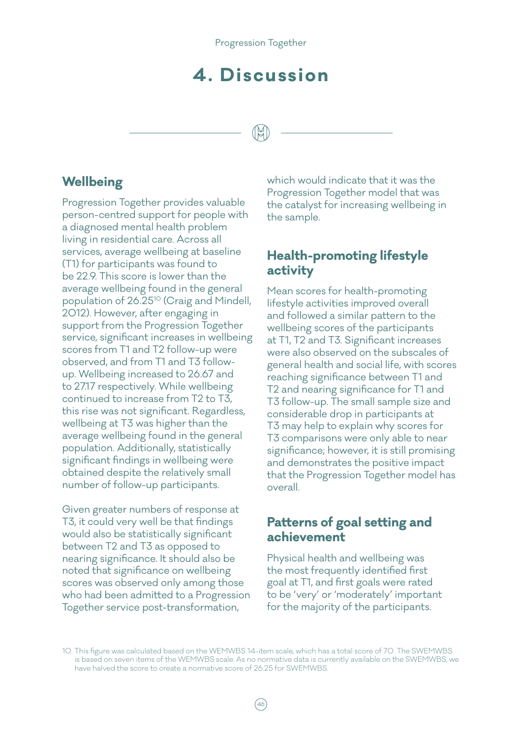# 4. Discussion

## Wellbeing

Progression Together provides valuable person-centred support for people with a diagnosed mental health problem living in residential care. Across all services, average wellbeing at baseline (T1) for participants was found to be 22.9. This score is lower than the average wellbeing found in the general population of 26.25[10] (Craig and Mindell, 2012). However, after engaging in support from the Progression Together service, significant increases in wellbeing scores from T1 and T2 follow-up were observed, and from T1 and T3 follow-up. Wellbeing increased to 26.67 and to 27.17 respectively. While wellbeing continued to increase from T2 to T3, this rise was not significant. Regardless, wellbeing at T3 was higher than the average wellbeing found in the general population. Additionally, statistically significant findings in wellbeing were obtained despite the relatively small number of follow-up participants.

Given greater numbers of response at T3, it could very well be that findings would also be statistically significant between T2 and T3 as opposed to nearing significance. It should also be noted that significance on wellbeing scores was observed only among those who had been admitted to a Progression Together service post-transformation, which would indicate that it was the Progression Together model that was the catalyst for increasing wellbeing in the sample.

## Health-promoting lifestyle activity

Mean scores for health-promoting lifestyle activities improved overall and followed a similar pattern to the wellbeing scores of the participants at T1, T2 and T3. Significant increases were also observed on the subscales of general health and social life, with scores reaching significance between T1 and T2 and nearing significance for T1 and T3 follow-up. The small sample size and considerable drop in participants at T3 may help to explain why scores for T3 comparisons were only able to near significance; however, it is still promising and demonstrates the positive impact that the Progression Together model has overall.

## Patterns of goal setting and achievement

Physical health and wellbeing was the most frequently identified first goal at T1, and first goals were rated to be 'very' or 'moderately' important for the majority of the participants.

10. This figure was calculated based on the WEMWBS 14-item scale, which has a total score of 70. The SWEMWBS is based on seven items of the WEMWBS scale. As no normative data is currently available on the SWEMWBS, we have halved the score to create a normative score of 26.25 for SWEMWBS.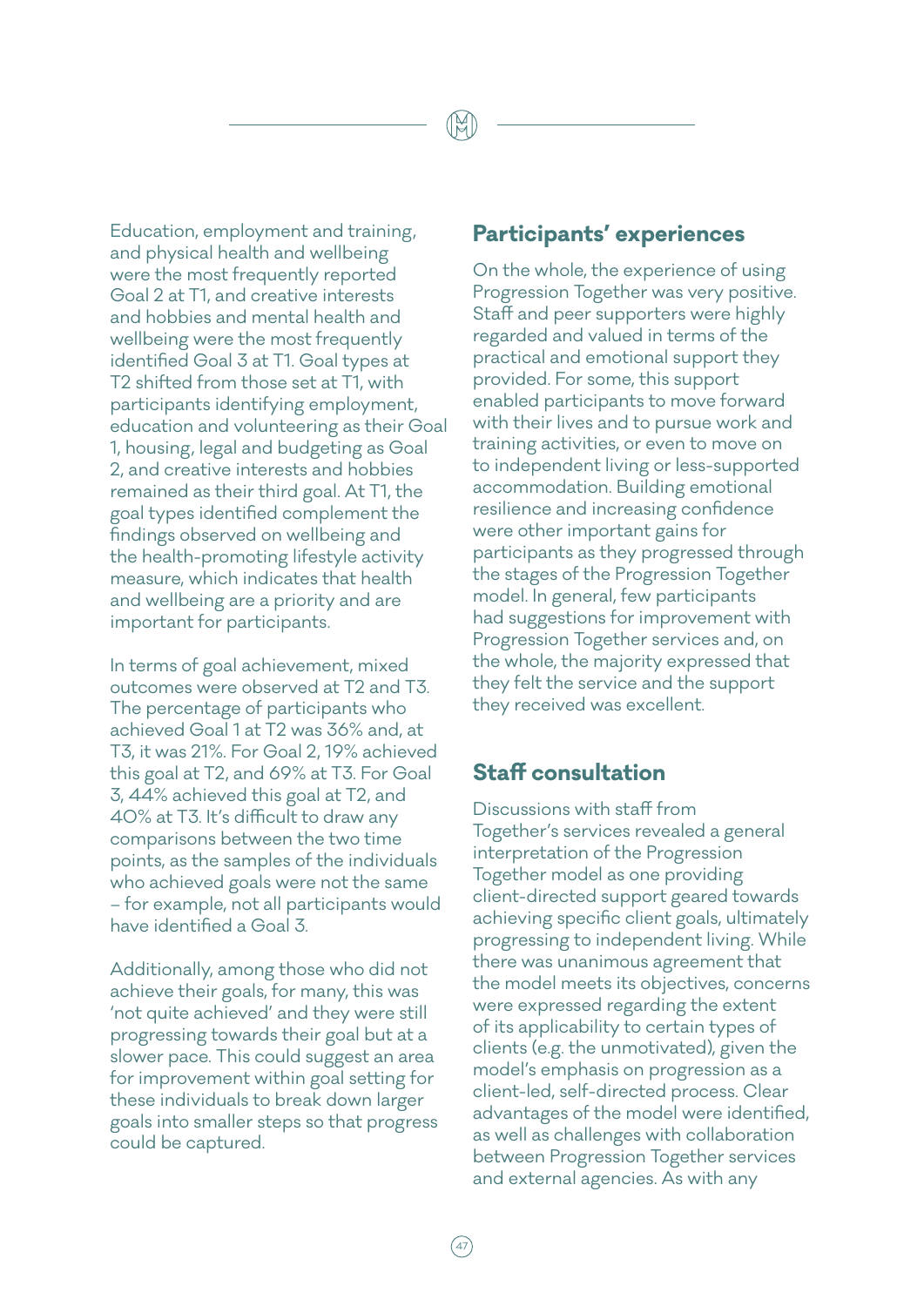Education, employment and training, and physical health and wellbeing were the most frequently reported Goal 2 at T1, and creative interests and hobbies and mental health and wellbeing were the most frequently identified Goal 3 at T1. Goal types at T2 shifted from those set at T1, with participants identifying employment, education and volunteering as their Goal 1, housing, legal and budgeting as Goal 2, and creative interests and hobbies remained as their third goal. At T1, the goal types identified complement the findings observed on wellbeing and the health-promoting lifestyle activity measure, which indicates that health and wellbeing are a priority and are important for participants.

In terms of goal achievement, mixed outcomes were observed at T2 and T3. The percentage of participants who achieved Goal 1 at T2 was 36% and, at T3, it was 21%. For Goal 2, 19% achieved this goal at T2, and 69% at T3. For Goal 3, 44% achieved this goal at T2, and 40% at T3. It's difficult to draw any comparisons between the two time points, as the samples of the individuals who achieved goals were not the same – for example, not all participants would have identified a Goal 3.

Additionally, among those who did not achieve their goals, for many, this was 'not quite achieved' and they were still progressing towards their goal but at a slower pace. This could suggest an area for improvement within goal setting for these individuals to break down larger goals into smaller steps so that progress could be captured.

## Participants' experiences

On the whole, the experience of using Progression Together was very positive. Staff and peer supporters were highly regarded and valued in terms of the practical and emotional support they provided. For some, this support enabled participants to move forward with their lives and to pursue work and training activities, or even to move on to independent living or less-supported accommodation. Building emotional resilience and increasing confidence were other important gains for participants as they progressed through the stages of the Progression Together model. In general, few participants had suggestions for improvement with Progression Together services and, on the whole, the majority expressed that they felt the service and the support they received was excellent.

## Staff consultation

Discussions with staff from Together's services revealed a general interpretation of the Progression Together model as one providing client-directed support geared towards achieving specific client goals, ultimately progressing to independent living. While there was unanimous agreement that the model meets its objectives, concerns were expressed regarding the extent of its applicability to certain types of clients (e.g. the unmotivated), given the model's emphasis on progression as a client-led, self-directed process. Clear advantages of the model were identified, as well as challenges with collaboration between Progression Together services and external agencies. As with any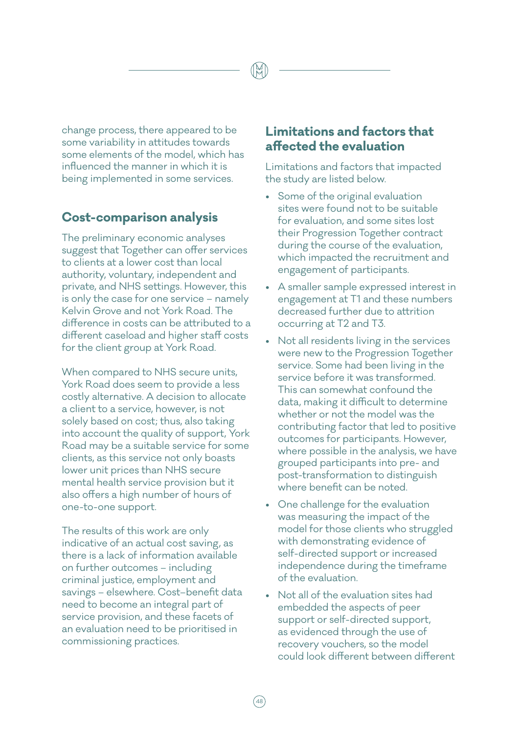change process, there appeared to be some variability in attitudes towards some elements of the model, which has influenced the manner in which it is being implemented in some services.

## Cost-comparison analysis

The preliminary economic analyses suggest that Together can offer services to clients at a lower cost than local authority, voluntary, independent and private, and NHS settings. However, this is only the case for one service – namely Kelvin Grove and not York Road. The difference in costs can be attributed to a different caseload and higher staff costs for the client group at York Road.

When compared to NHS secure units, York Road does seem to provide a less costly alternative. A decision to allocate a client to a service, however, is not solely based on cost; thus, also taking into account the quality of support, York Road may be a suitable service for some clients, as this service not only boasts lower unit prices than NHS secure mental health service provision but it also offers a high number of hours of one-to-one support.

The results of this work are only indicative of an actual cost saving, as there is a lack of information available on further outcomes – including criminal justice, employment and savings – elsewhere. Cost–benefit data need to become an integral part of service provision, and these facets of an evaluation need to be prioritised in commissioning practices.

## Limitations and factors that affected the evaluation

Limitations and factors that impacted the study are listed below.

- Some of the original evaluation sites were found not to be suitable for evaluation, and some sites lost their Progression Together contract during the course of the evaluation, which impacted the recruitment and engagement of participants.
- A smaller sample expressed interest in engagement at T1 and these numbers decreased further due to attrition occurring at T2 and T3.
- Not all residents living in the services were new to the Progression Together service. Some had been living in the service before it was transformed. This can somewhat confound the data, making it difficult to determine whether or not the model was the contributing factor that led to positive outcomes for participants. However, where possible in the analysis, we have grouped participants into pre- and post-transformation to distinguish where benefit can be noted.
- One challenge for the evaluation was measuring the impact of the model for those clients who struggled with demonstrating evidence of self-directed support or increased independence during the timeframe of the evaluation.
- Not all of the evaluation sites had embedded the aspects of peer support or self-directed support, as evidenced through the use of recovery vouchers, so the model could look different between different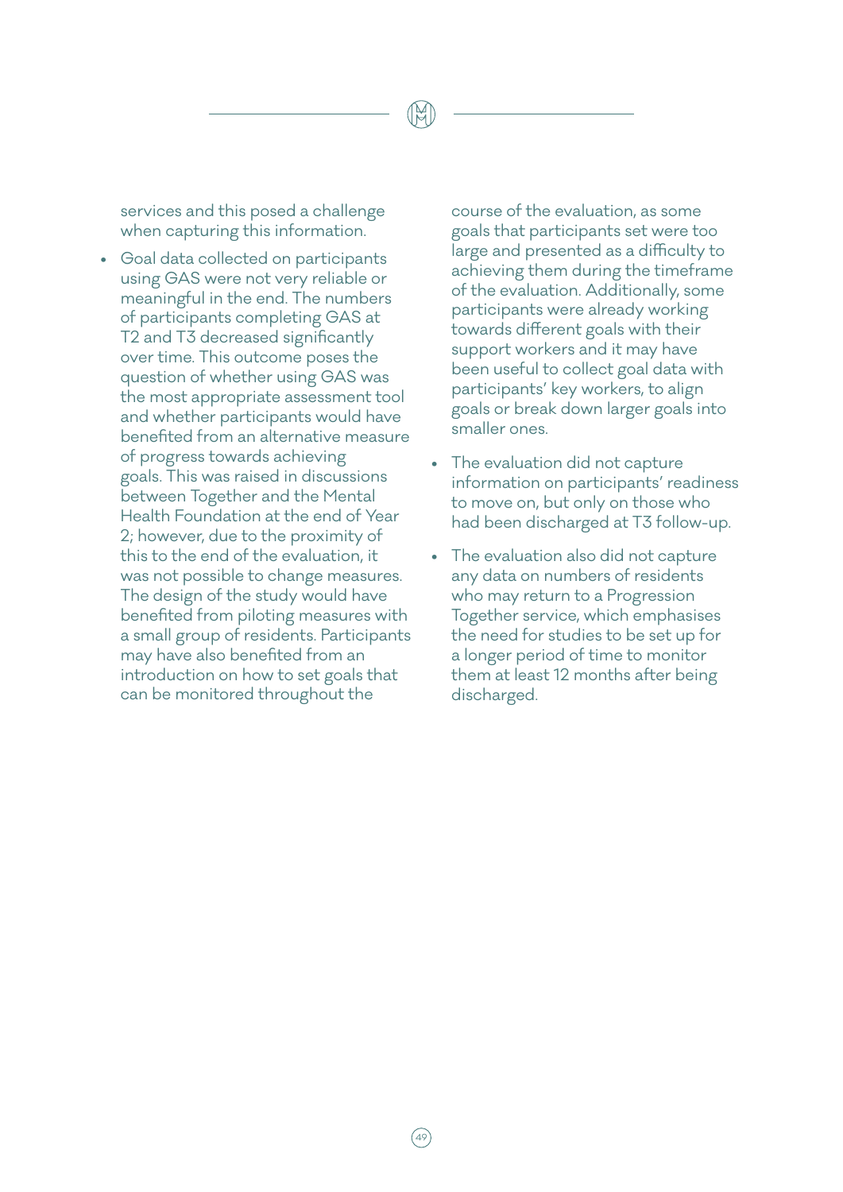services and this posed a challenge when capturing this information.

- Goal data collected on participants using GAS were not very reliable or meaningful in the end. The numbers of participants completing GAS at T2 and T3 decreased significantly over time. This outcome poses the question of whether using GAS was the most appropriate assessment tool and whether participants would have benefited from an alternative measure of progress towards achieving goals. This was raised in discussions between Together and the Mental Health Foundation at the end of Year 2; however, due to the proximity of this to the end of the evaluation, it was not possible to change measures. The design of the study would have benefited from piloting measures with a small group of residents. Participants may have also benefited from an introduction on how to set goals that can be monitored throughout the course of the evaluation, as some goals that participants set were too large and presented as a difficulty to achieving them during the timeframe of the evaluation. Additionally, some participants were already working towards different goals with their support workers and it may have been useful to collect goal data with participants' key workers, to align goals or break down larger goals into smaller ones.
- The evaluation did not capture information on participants' readiness to move on, but only on those who had been discharged at T3 follow-up.
- The evaluation also did not capture any data on numbers of residents who may return to a Progression Together service, which emphasises the need for studies to be set up for a longer period of time to monitor them at least 12 months after being discharged.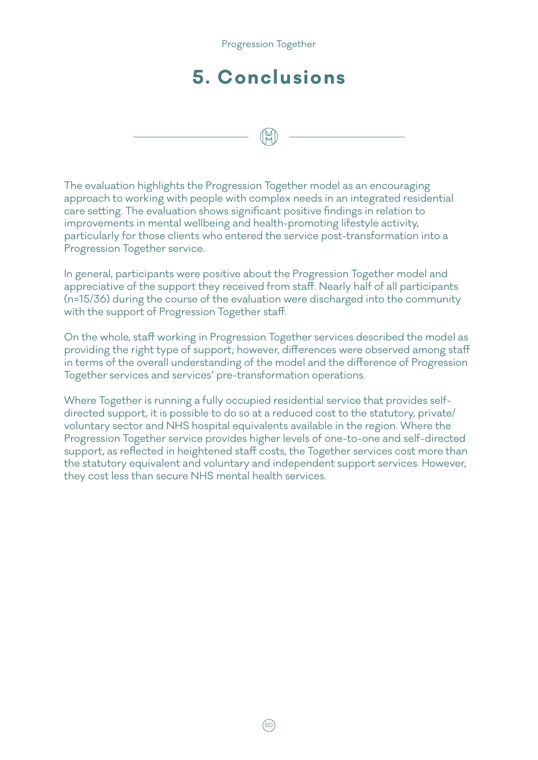# 5. Conclusions

The evaluation highlights the Progression Together model as an encouraging approach to working with people with complex needs in an integrated residential care setting. The evaluation shows significant positive findings in relation to improvements in mental wellbeing and health-promoting lifestyle activity, particularly for those clients who entered the service post-transformation into a Progression Together service.

In general, participants were positive about the Progression Together model and appreciative of the support they received from staff. Nearly half of all participants (n=15/36) during the course of the evaluation were discharged into the community with the support of Progression Together staff.

On the whole, staff working in Progression Together services described the model as providing the right type of support; however, differences were observed among staff in terms of the overall understanding of the model and the difference of Progression Together services and services' pre-transformation operations.

Where Together is running a fully occupied residential service that provides self-directed support, it is possible to do so at a reduced cost to the statutory, private/voluntary sector and NHS hospital equivalents available in the region. Where the Progression Together service provides higher levels of one-to-one and self-directed support, as reflected in heightened staff costs, the Together services cost more than the statutory equivalent and voluntary and independent support services. However, they cost less than secure NHS mental health services.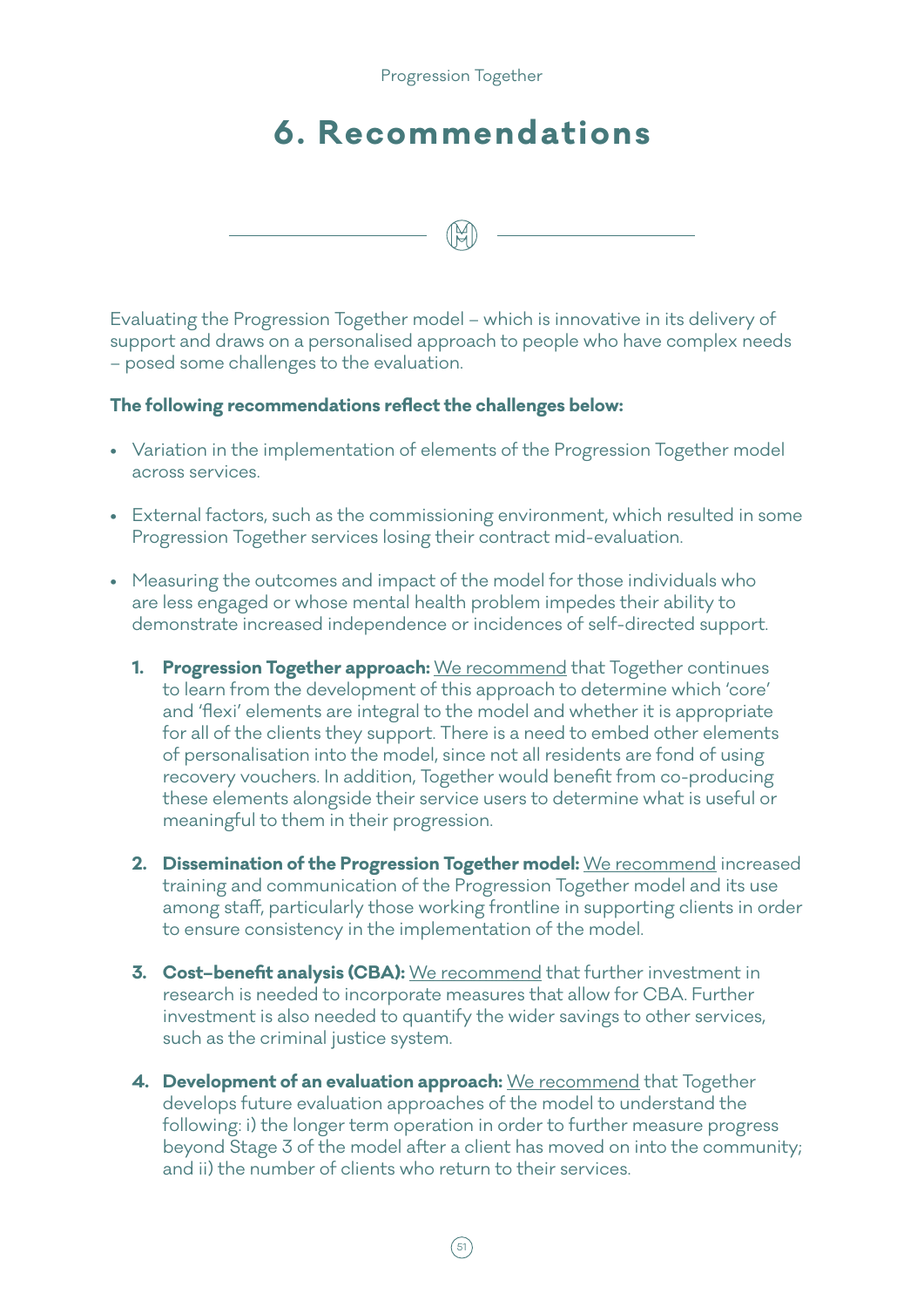# 6. Recommendations

Evaluating the Progression Together model – which is innovative in its delivery of support and draws on a personalised approach to people who have complex needs – posed some challenges to the evaluation.

**The following recommendations reflect the challenges below:**

- Variation in the implementation of elements of the Progression Together model across services.
- External factors, such as the commissioning environment, which resulted in some Progression Together services losing their contract mid-evaluation.
- Measuring the outcomes and impact of the model for those individuals who are less engaged or whose mental health problem impedes their ability to demonstrate increased independence or incidences of self-directed support.

1. **Progression Together approach:** We recommend that Together continues to learn from the development of this approach to determine which 'core' and 'flexi' elements are integral to the model and whether it is appropriate for all of the clients they support. There is a need to embed other elements of personalisation into the model, since not all residents are fond of using recovery vouchers. In addition, Together would benefit from co-producing these elements alongside their service users to determine what is useful or meaningful to them in their progression.

2. **Dissemination of the Progression Together model:** We recommend increased training and communication of the Progression Together model and its use among staff, particularly those working frontline in supporting clients in order to ensure consistency in the implementation of the model.

3. **Cost–benefit analysis (CBA):** We recommend that further investment in research is needed to incorporate measures that allow for CBA. Further investment is also needed to quantify the wider savings to other services, such as the criminal justice system.

4. **Development of an evaluation approach:** We recommend that Together develops future evaluation approaches of the model to understand the following: i) the longer term operation in order to further measure progress beyond Stage 3 of the model after a client has moved on into the community; and ii) the number of clients who return to their services.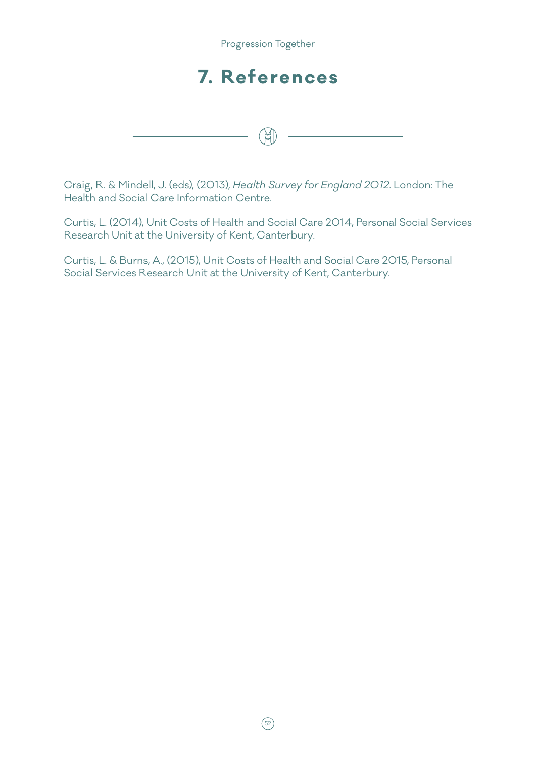# 7. References

Craig, R. & Mindell, J. (eds), (2013), *Health Survey for England 2012*. London: The Health and Social Care Information Centre.

Curtis, L. (2014), Unit Costs of Health and Social Care 2014, Personal Social Services Research Unit at the University of Kent, Canterbury.

Curtis, L. & Burns, A., (2015), Unit Costs of Health and Social Care 2015, Personal Social Services Research Unit at the University of Kent, Canterbury.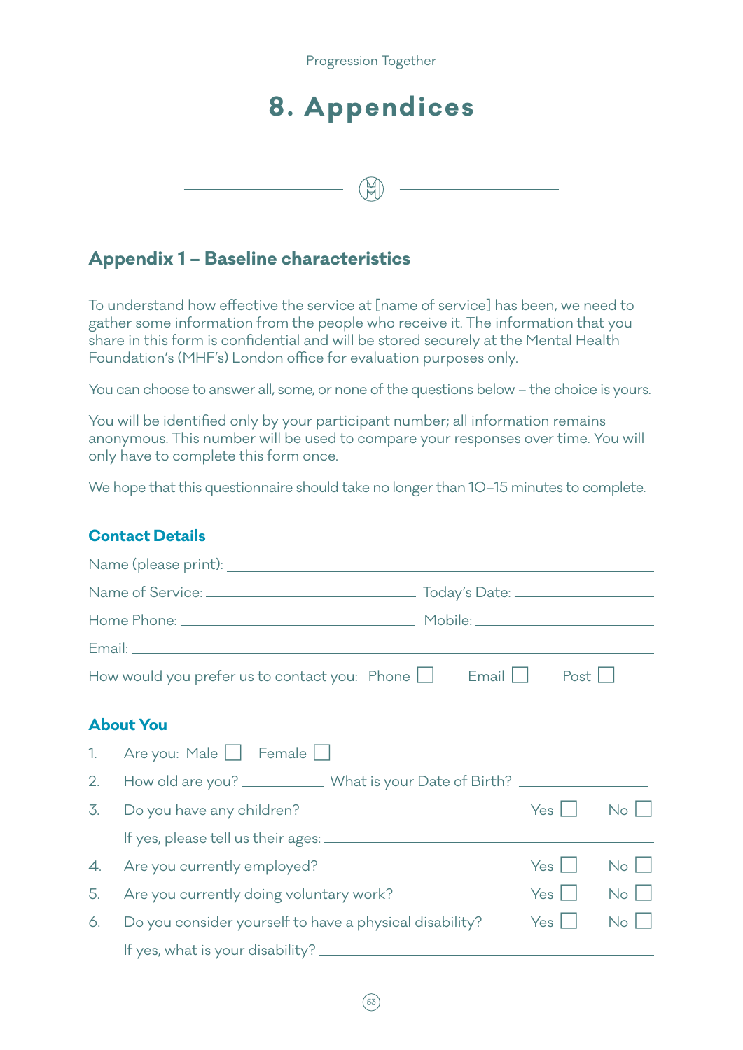# 8. Appendices

## Appendix 1 – Baseline characteristics

To understand how effective the service at [name of service] has been, we need to gather some information from the people who receive it. The information that you share in this form is confidential and will be stored securely at the Mental Health Foundation's (MHF's) London office for evaluation purposes only.

You can choose to answer all, some, or none of the questions below – the choice is yours.

You will be identified only by your participant number; all information remains anonymous. This number will be used to compare your responses over time. You will only have to complete this form once.

We hope that this questionnaire should take no longer than 10–15 minutes to complete.

### Contact Details

Name (please print): ____________________

Name of Service: ____________________ Today's Date: ____________________

Home Phone: ____________________ Mobile: ____________________

Email: ____________________

How would you prefer us to contact you: Phone ☐ Email ☐ Post ☐

### About You

1. Are you: Male ☐ Female ☐
2. How old are you? __________ What is your Date of Birth? __________
3. Do you have any children? Yes ☐ No ☐

   If yes, please tell us their ages: ____________________
4. Are you currently employed? Yes ☐ No ☐
5. Are you currently doing voluntary work? Yes ☐ No ☐
6. Do you consider yourself to have a physical disability? Yes ☐ No ☐

   If yes, what is your disability? ____________________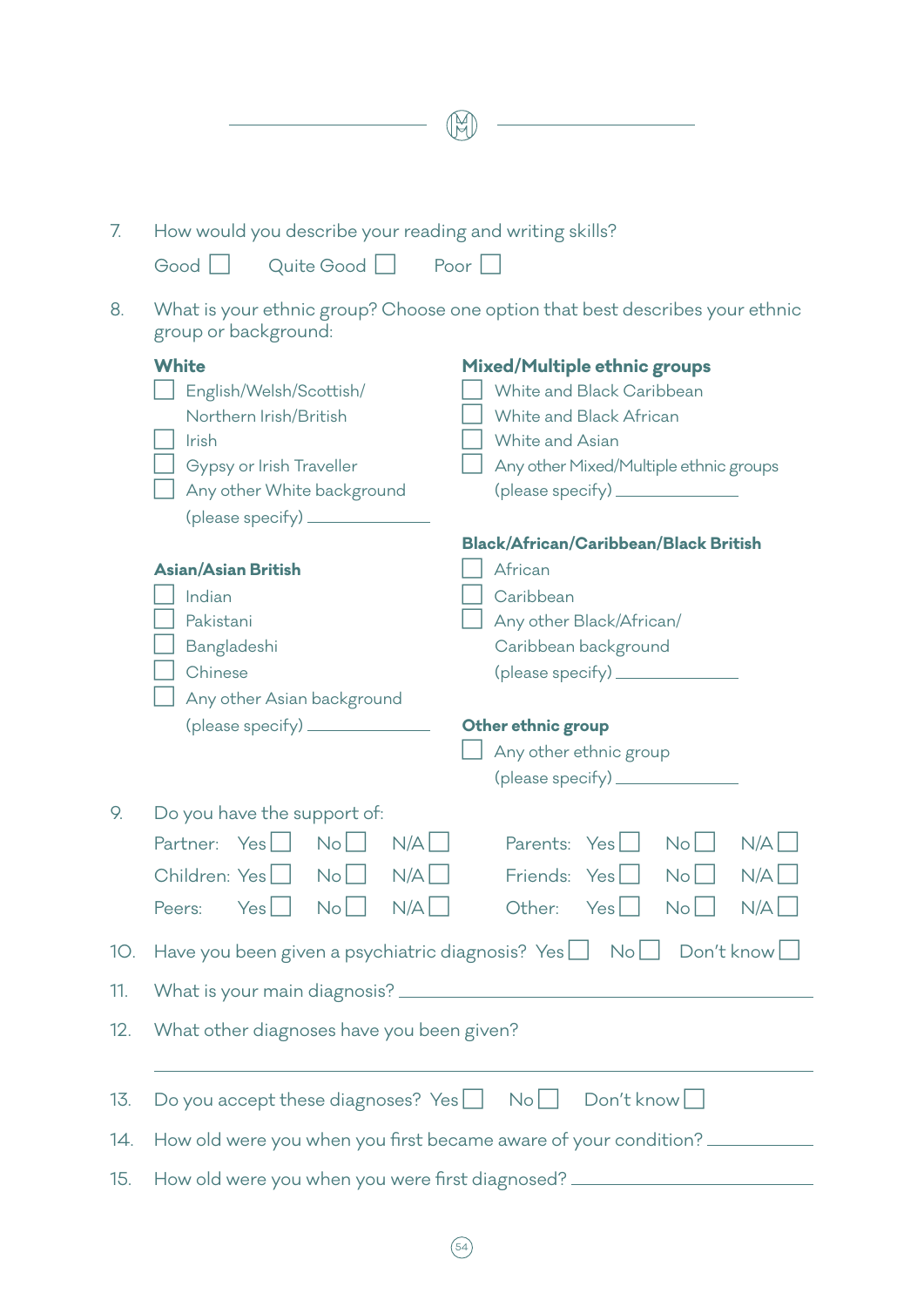7. How would you describe your reading and writing skills?

   Good ☐   Quite Good ☐   Poor ☐

8. What is your ethnic group? Choose one option that best describes your ethnic group or background:

   **White**
   - ☐ English/Welsh/Scottish/Northern Irish/British
   - ☐ Irish
   - ☐ Gypsy or Irish Traveller
   - ☐ Any other White background (please specify) ____________

   **Mixed/Multiple ethnic groups**
   - ☐ White and Black Caribbean
   - ☐ White and Black African
   - ☐ White and Asian
   - ☐ Any other Mixed/Multiple ethnic groups (please specify) ____________

   **Asian/Asian British**
   - ☐ Indian
   - ☐ Pakistani
   - ☐ Bangladeshi
   - ☐ Chinese
   - ☐ Any other Asian background (please specify) ____________

   **Black/African/Caribbean/Black British**
   - ☐ African
   - ☐ Caribbean
   - ☐ Any other Black/African/Caribbean background (please specify) ____________

   **Other ethnic group**
   - ☐ Any other ethnic group (please specify) ____________

9. Do you have the support of:

   | | | | | | | | |
   |---|---|---|---|---|---|---|---|
   | Partner: | Yes ☐ | No ☐ | N/A ☐ | Parents: | Yes ☐ | No ☐ | N/A ☐ |
   | Children: | Yes ☐ | No ☐ | N/A ☐ | Friends: | Yes ☐ | No ☐ | N/A ☐ |
   | Peers: | Yes ☐ | No ☐ | N/A ☐ | Other: | Yes ☐ | No ☐ | N/A ☐ |

10. Have you been given a psychiatric diagnosis? Yes ☐   No ☐   Don't know ☐

11. What is your main diagnosis? ________________________

12. What other diagnoses have you been given?

    ________________________________________________

13. Do you accept these diagnoses? Yes ☐   No ☐   Don't know ☐

14. How old were you when you first became aware of your condition? ____________

15. How old were you when you were first diagnosed? ____________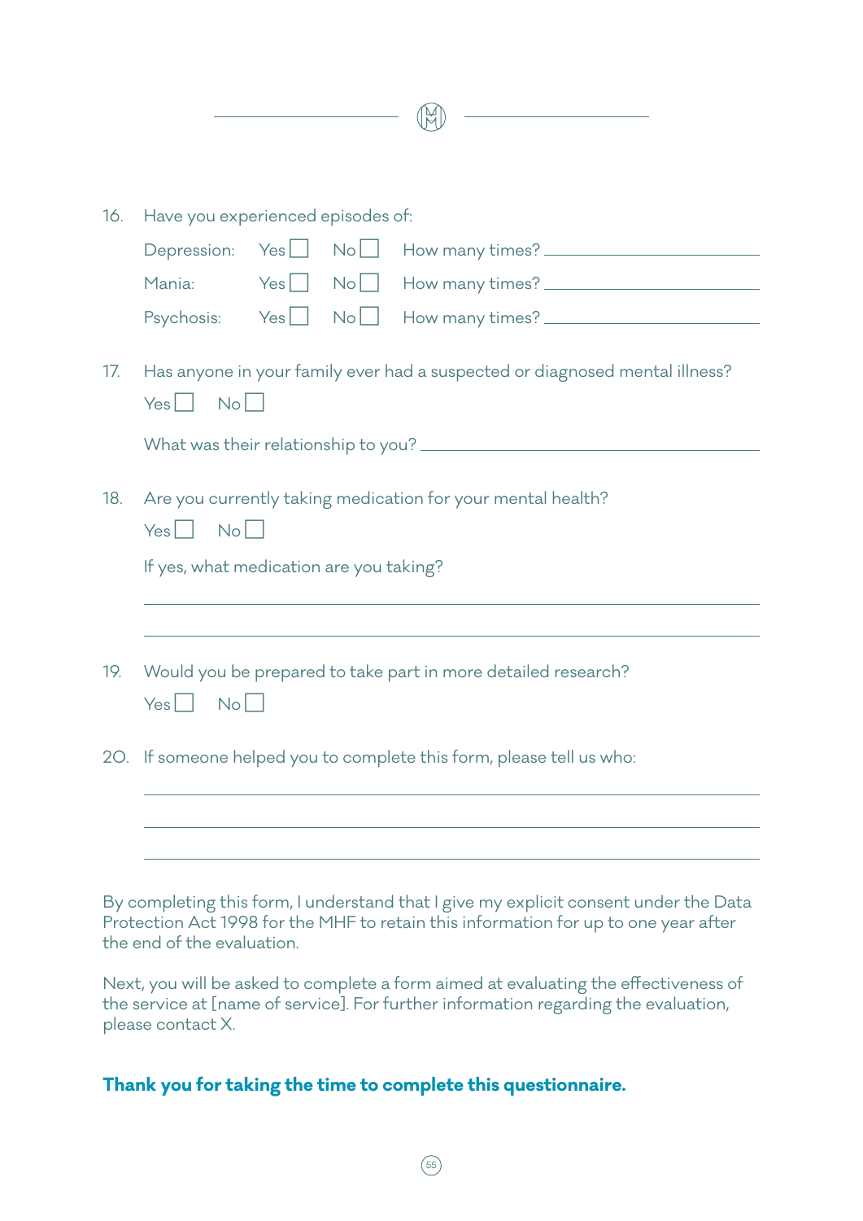16. Have you experienced episodes of:

    Depression: Yes ☐ No ☐ How many times? ____________________

    Mania: Yes ☐ No ☐ How many times? ____________________

    Psychosis: Yes ☐ No ☐ How many times? ____________________

17. Has anyone in your family ever had a suspected or diagnosed mental illness?

    Yes ☐ No ☐

    What was their relationship to you? ____________________

18. Are you currently taking medication for your mental health?

    Yes ☐ No ☐

    If yes, what medication are you taking?

    ____________________________________________

    ____________________________________________

19. Would you be prepared to take part in more detailed research?

    Yes ☐ No ☐

20. If someone helped you to complete this form, please tell us who:

    ____________________________________________

    ____________________________________________

    ____________________________________________

By completing this form, I understand that I give my explicit consent under the Data Protection Act 1998 for the MHF to retain this information for up to one year after the end of the evaluation.

Next, you will be asked to complete a form aimed at evaluating the effectiveness of the service at [name of service]. For further information regarding the evaluation, please contact X.

**Thank you for taking the time to complete this questionnaire.**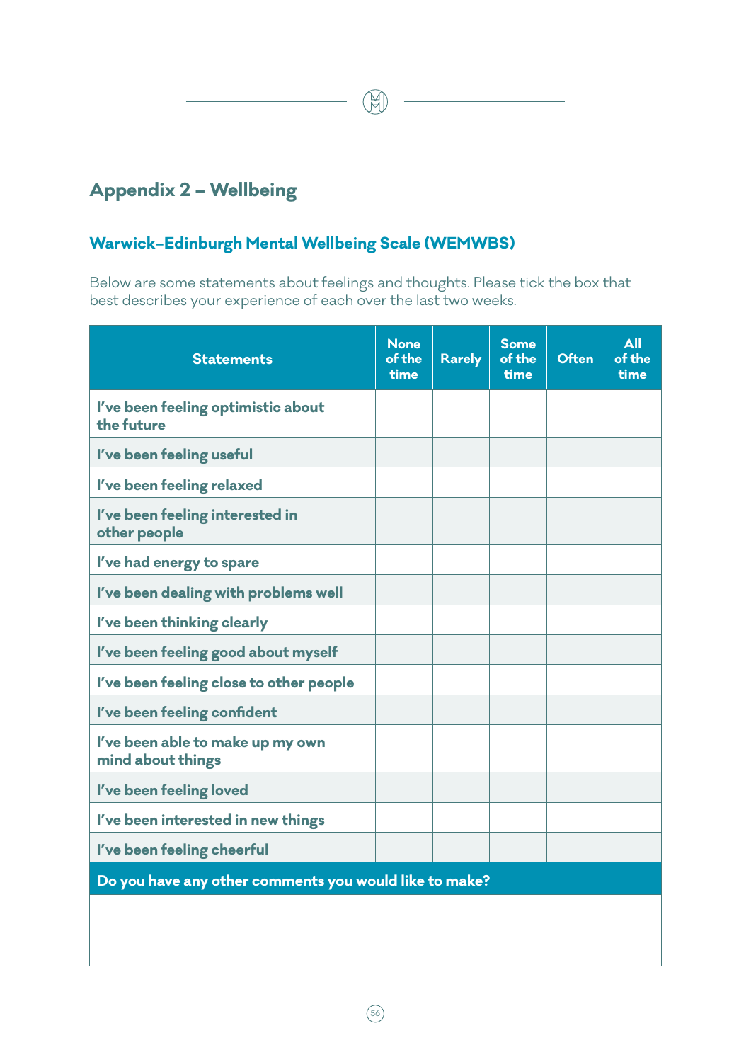## Appendix 2 – Wellbeing

### Warwick–Edinburgh Mental Wellbeing Scale (WEMWBS)

Below are some statements about feelings and thoughts. Please tick the box that best describes your experience of each over the last two weeks.

| Statements | None of the time | Rarely | Some of the time | Often | All of the time |
|---|---|---|---|---|---|
| I've been feeling optimistic about the future | | | | | |
| I've been feeling useful | | | | | |
| I've been feeling relaxed | | | | | |
| I've been feeling interested in other people | | | | | |
| I've had energy to spare | | | | | |
| I've been dealing with problems well | | | | | |
| I've been thinking clearly | | | | | |
| I've been feeling good about myself | | | | | |
| I've been feeling close to other people | | | | | |
| I've been feeling confident | | | | | |
| I've been able to make up my own mind about things | | | | | |
| I've been feeling loved | | | | | |
| I've been interested in new things | | | | | |
| I've been feeling cheerful | | | | | |

**Do you have any other comments you would like to make?**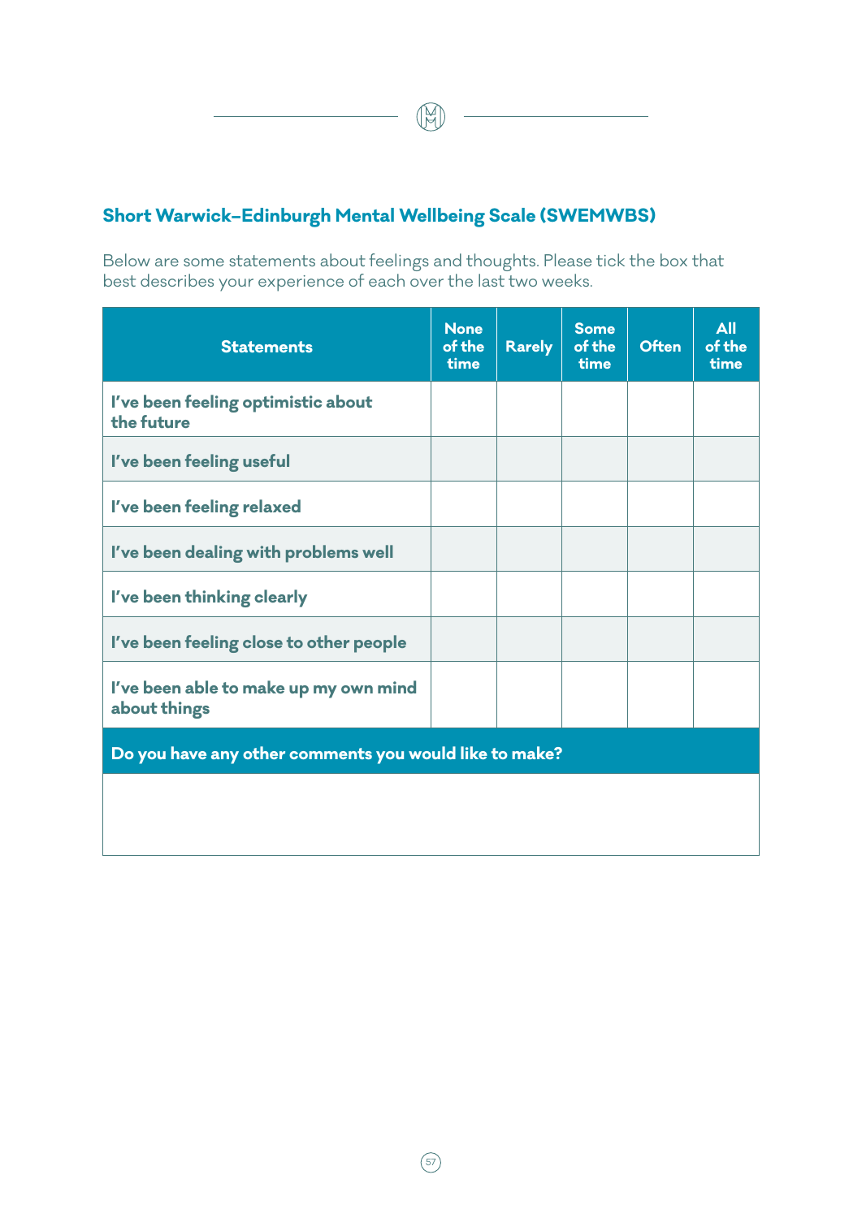## Short Warwick–Edinburgh Mental Wellbeing Scale (SWEMWBS)

Below are some statements about feelings and thoughts. Please tick the box that best describes your experience of each over the last two weeks.

| Statements | None of the time | Rarely | Some of the time | Often | All of the time |
|---|---|---|---|---|---|
| I've been feeling optimistic about the future | | | | | |
| I've been feeling useful | | | | | |
| I've been feeling relaxed | | | | | |
| I've been dealing with problems well | | | | | |
| I've been thinking clearly | | | | | |
| I've been feeling close to other people | | | | | |
| I've been able to make up my own mind about things | | | | | |

**Do you have any other comments you would like to make?**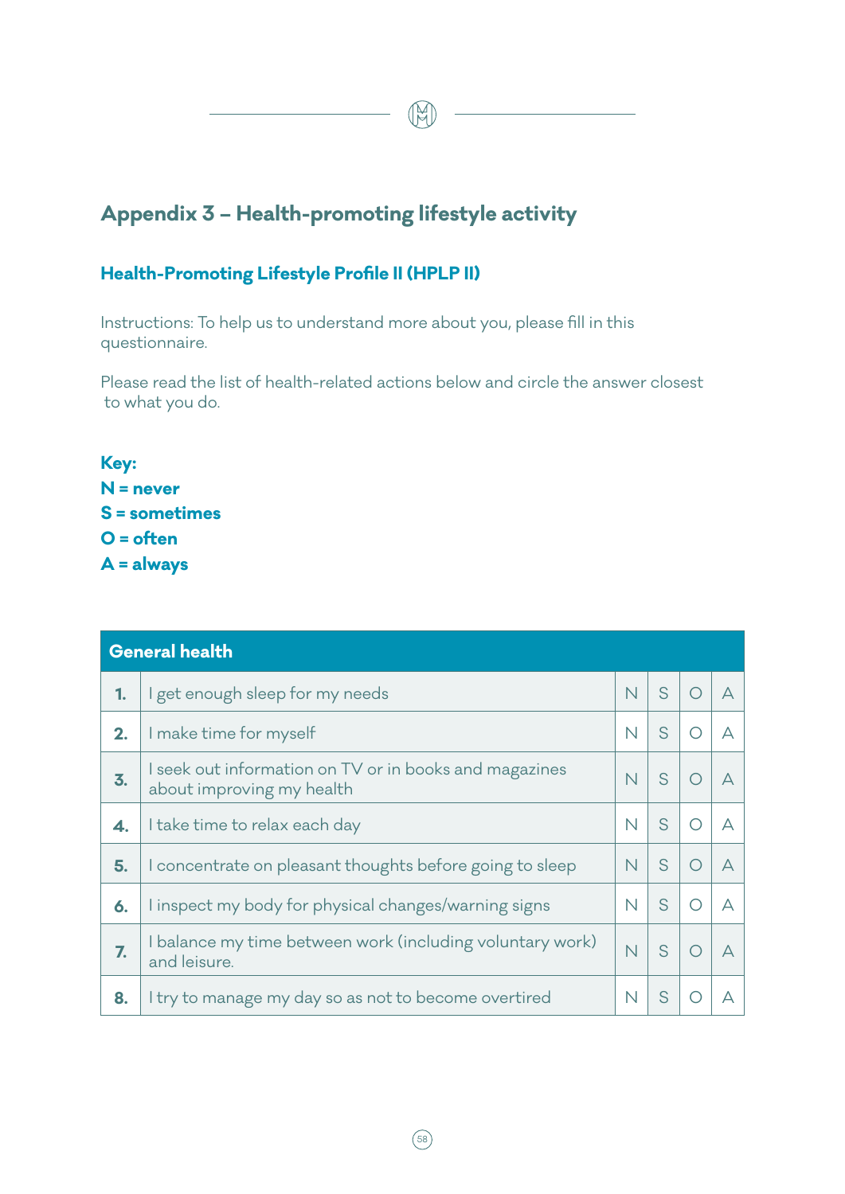## Appendix 3 – Health-promoting lifestyle activity

### Health-Promoting Lifestyle Profile II (HPLP II)

Instructions: To help us to understand more about you, please fill in this questionnaire.

Please read the list of health-related actions below and circle the answer closest to what you do.

**Key:**
**N = never**
**S = sometimes**
**O = often**
**A = always**

| General health | | | | | |
|---|---|---|---|---|---|
| **1.** | I get enough sleep for my needs | N | S | O | A |
| **2.** | I make time for myself | N | S | O | A |
| **3.** | I seek out information on TV or in books and magazines about improving my health | N | S | O | A |
| **4.** | I take time to relax each day | N | S | O | A |
| **5.** | I concentrate on pleasant thoughts before going to sleep | N | S | O | A |
| **6.** | I inspect my body for physical changes/warning signs | N | S | O | A |
| **7.** | I balance my time between work (including voluntary work) and leisure. | N | S | O | A |
| **8.** | I try to manage my day so as not to become overtired | N | S | O | A |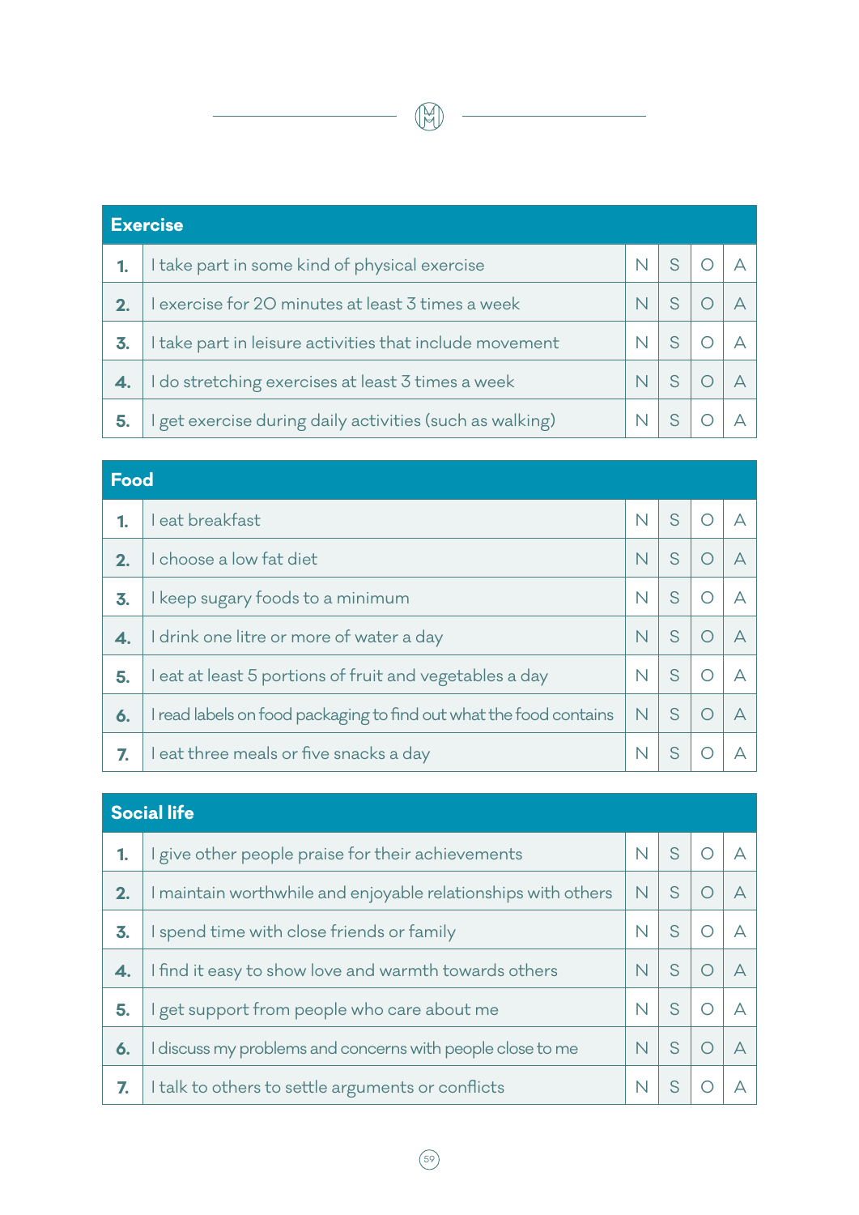| Exercise | | | | | |
|---|---|---|---|---|---|
| **1.** | I take part in some kind of physical exercise | N | S | O | A |
| **2.** | I exercise for 20 minutes at least 3 times a week | N | S | O | A |
| **3.** | I take part in leisure activities that include movement | N | S | O | A |
| **4.** | I do stretching exercises at least 3 times a week | N | S | O | A |
| **5.** | I get exercise during daily activities (such as walking) | N | S | O | A |

| Food | | | | | |
|---|---|---|---|---|---|
| **1.** | I eat breakfast | N | S | O | A |
| **2.** | I choose a low fat diet | N | S | O | A |
| **3.** | I keep sugary foods to a minimum | N | S | O | A |
| **4.** | I drink one litre or more of water a day | N | S | O | A |
| **5.** | I eat at least 5 portions of fruit and vegetables a day | N | S | O | A |
| **6.** | I read labels on food packaging to find out what the food contains | N | S | O | A |
| **7.** | I eat three meals or five snacks a day | N | S | O | A |

| Social life | | | | | |
|---|---|---|---|---|---|
| **1.** | I give other people praise for their achievements | N | S | O | A |
| **2.** | I maintain worthwhile and enjoyable relationships with others | N | S | O | A |
| **3.** | I spend time with close friends or family | N | S | O | A |
| **4.** | I find it easy to show love and warmth towards others | N | S | O | A |
| **5.** | I get support from people who care about me | N | S | O | A |
| **6.** | I discuss my problems and concerns with people close to me | N | S | O | A |
| **7.** | I talk to others to settle arguments or conflicts | N | S | O | A |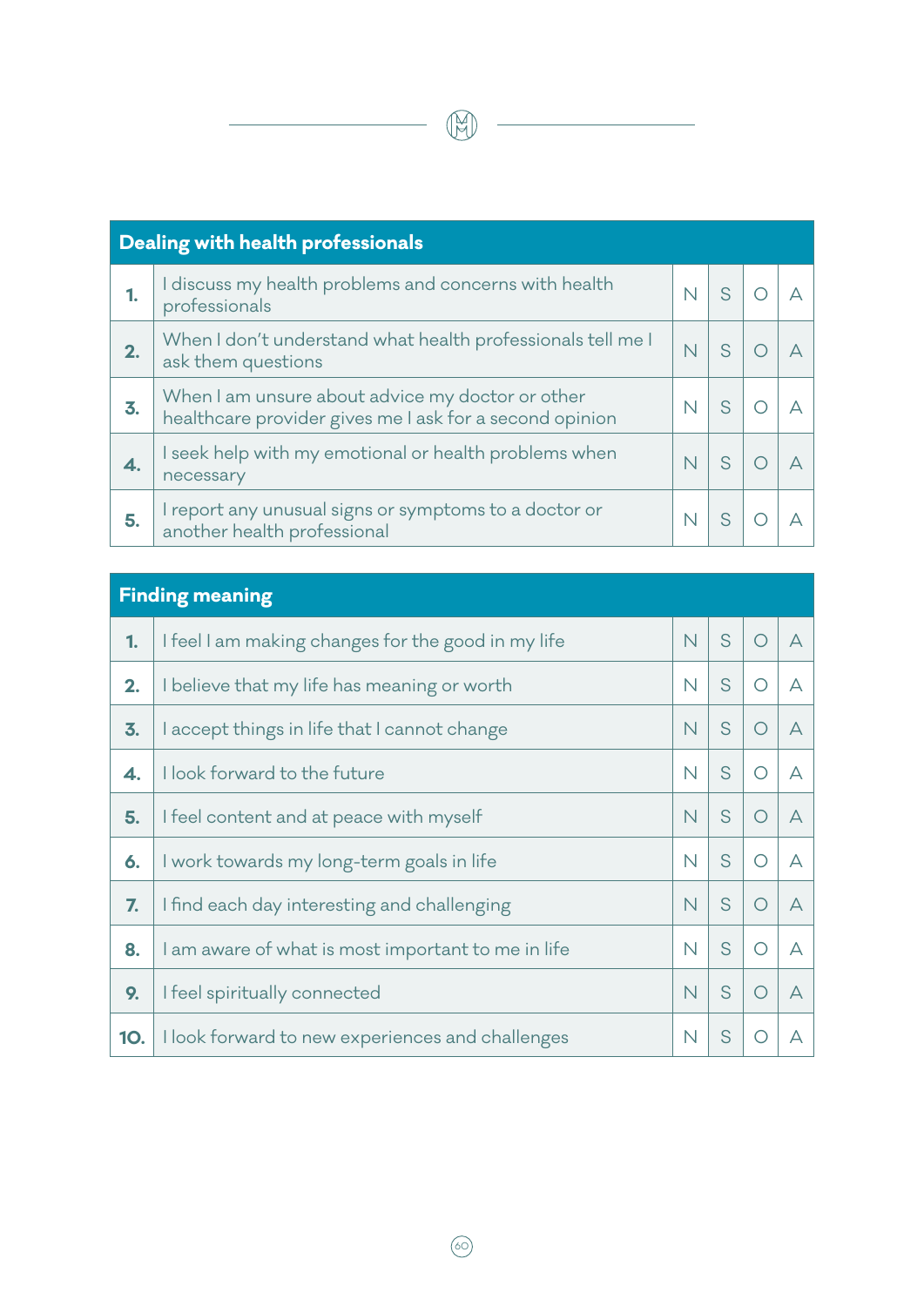| Dealing with health professionals | | | | | |
|---|---|---|---|---|---|
| **1.** | I discuss my health problems and concerns with health professionals | N | S | O | A |
| **2.** | When I don't understand what health professionals tell me I ask them questions | N | S | O | A |
| **3.** | When I am unsure about advice my doctor or other healthcare provider gives me I ask for a second opinion | N | S | O | A |
| **4.** | I seek help with my emotional or health problems when necessary | N | S | O | A |
| **5.** | I report any unusual signs or symptoms to a doctor or another health professional | N | S | O | A |

| Finding meaning | | | | | |
|---|---|---|---|---|---|
| **1.** | I feel I am making changes for the good in my life | N | S | O | A |
| **2.** | I believe that my life has meaning or worth | N | S | O | A |
| **3.** | I accept things in life that I cannot change | N | S | O | A |
| **4.** | I look forward to the future | N | S | O | A |
| **5.** | I feel content and at peace with myself | N | S | O | A |
| **6.** | I work towards my long-term goals in life | N | S | O | A |
| **7.** | I find each day interesting and challenging | N | S | O | A |
| **8.** | I am aware of what is most important to me in life | N | S | O | A |
| **9.** | I feel spiritually connected | N | S | O | A |
| **10.** | I look forward to new experiences and challenges | N | S | O | A |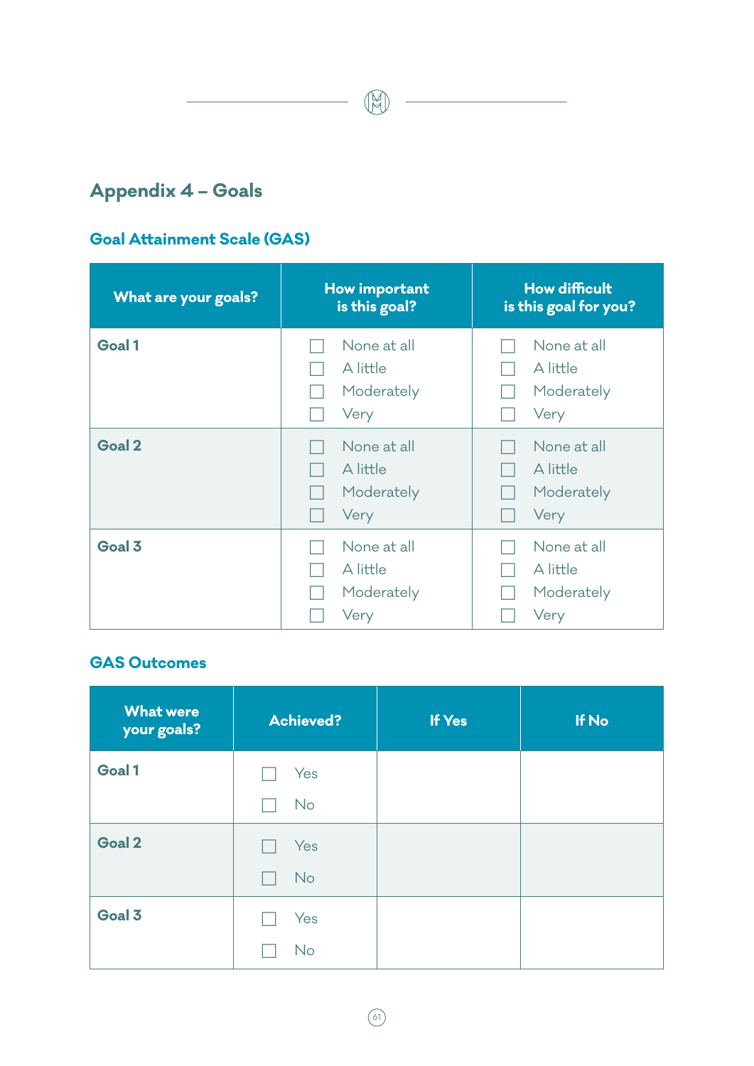# Appendix 4 – Goals

## Goal Attainment Scale (GAS)

| What are your goals? | How important is this goal? | How difficult is this goal for you? |
|---|---|---|
| **Goal 1** | ☐ None at all<br>☐ A little<br>☐ Moderately<br>☐ Very | ☐ None at all<br>☐ A little<br>☐ Moderately<br>☐ Very |
| **Goal 2** | ☐ None at all<br>☐ A little<br>☐ Moderately<br>☐ Very | ☐ None at all<br>☐ A little<br>☐ Moderately<br>☐ Very |
| **Goal 3** | ☐ None at all<br>☐ A little<br>☐ Moderately<br>☐ Very | ☐ None at all<br>☐ A little<br>☐ Moderately<br>☐ Very |

## GAS Outcomes

| What were your goals? | Achieved? | If Yes | If No |
|---|---|---|---|
| **Goal 1** | ☐ Yes<br>☐ No | | |
| **Goal 2** | ☐ Yes<br>☐ No | | |
| **Goal 3** | ☐ Yes<br>☐ No | | |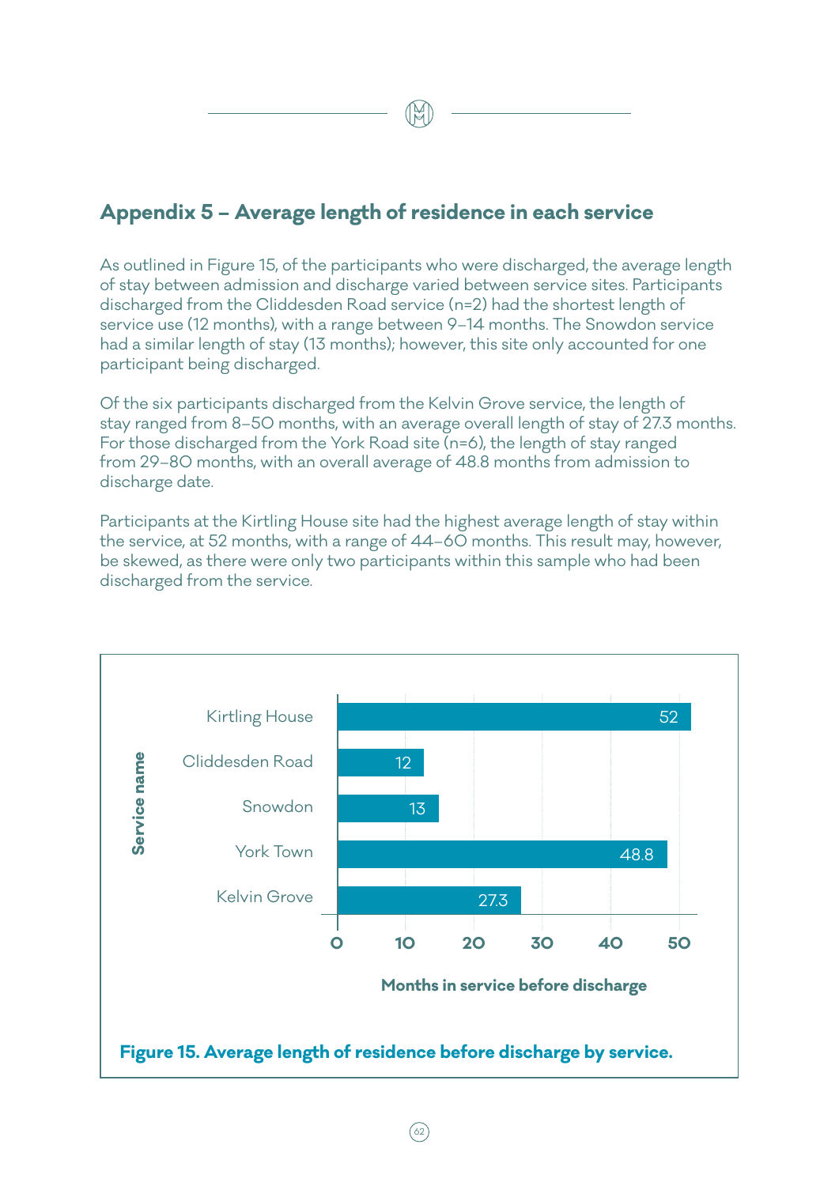## Appendix 5 – Average length of residence in each service

As outlined in Figure 15, of the participants who were discharged, the average length of stay between admission and discharge varied between service sites. Participants discharged from the Cliddesden Road service (n=2) had the shortest length of service use (12 months), with a range between 9–14 months. The Snowdon service had a similar length of stay (13 months); however, this site only accounted for one participant being discharged.

Of the six participants discharged from the Kelvin Grove service, the length of stay ranged from 8–50 months, with an average overall length of stay of 27.3 months. For those discharged from the York Road site (n=6), the length of stay ranged from 29–80 months, with an overall average of 48.8 months from admission to discharge date.

Participants at the Kirtling House site had the highest average length of stay within the service, at 52 months, with a range of 44–60 months. This result may, however, be skewed, as there were only two participants within this sample who had been discharged from the service.

| Service name | Months in service before discharge |
|---|---|
| Kirtling House | 52 |
| Cliddesden Road | 12 |
| Snowdon | 13 |
| York Town | 48.8 |
| Kelvin Grove | 27.3 |

**Figure 15. Average length of residence before discharge by service.**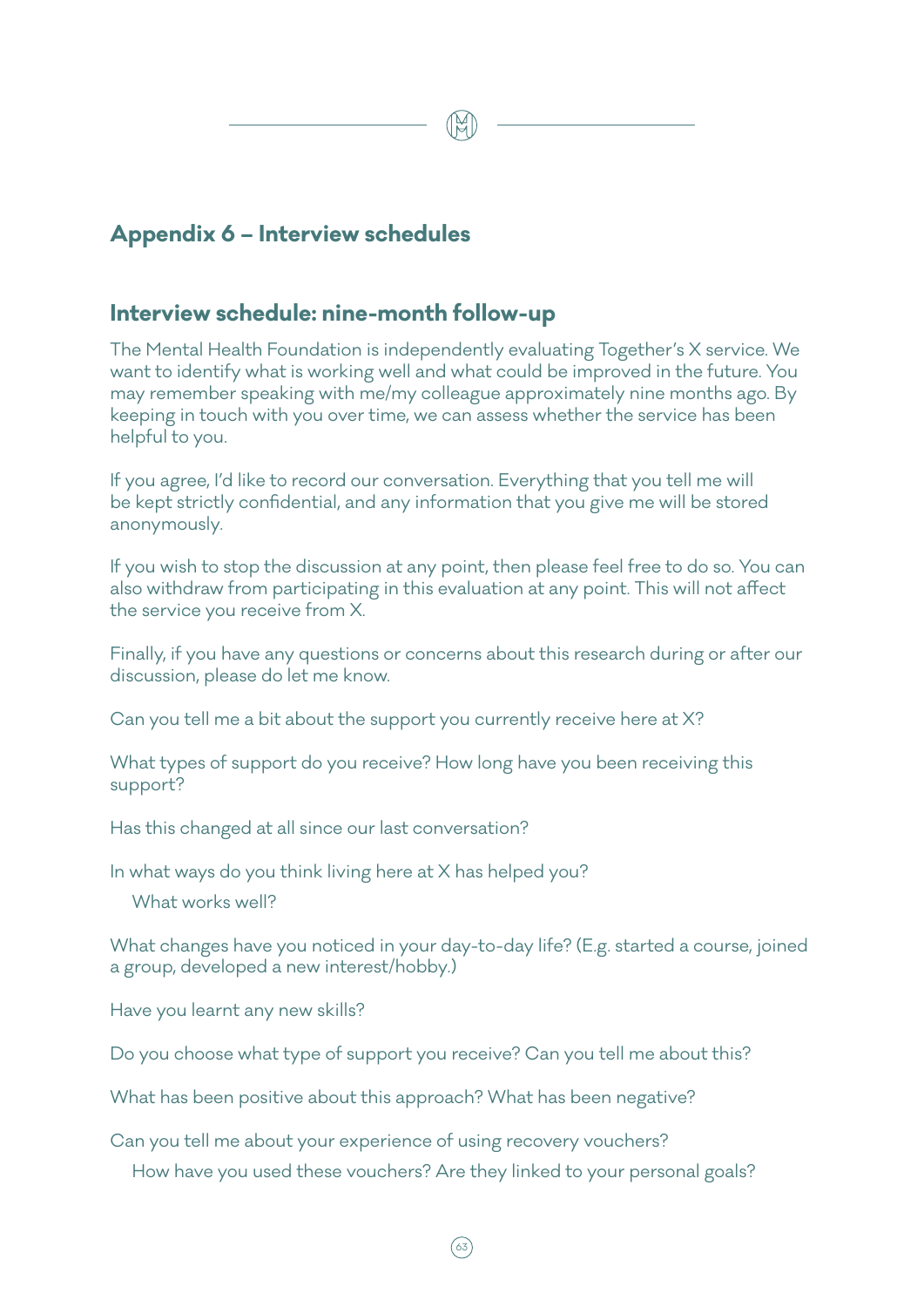## Appendix 6 – Interview schedules

### Interview schedule: nine-month follow-up

The Mental Health Foundation is independently evaluating Together's X service. We want to identify what is working well and what could be improved in the future. You may remember speaking with me/my colleague approximately nine months ago. By keeping in touch with you over time, we can assess whether the service has been helpful to you.

If you agree, I'd like to record our conversation. Everything that you tell me will be kept strictly confidential, and any information that you give me will be stored anonymously.

If you wish to stop the discussion at any point, then please feel free to do so. You can also withdraw from participating in this evaluation at any point. This will not affect the service you receive from X.

Finally, if you have any questions or concerns about this research during or after our discussion, please do let me know.

Can you tell me a bit about the support you currently receive here at X?

What types of support do you receive? How long have you been receiving this support?

Has this changed at all since our last conversation?

In what ways do you think living here at X has helped you?

  What works well?

What changes have you noticed in your day-to-day life? (E.g. started a course, joined a group, developed a new interest/hobby.)

Have you learnt any new skills?

Do you choose what type of support you receive? Can you tell me about this?

What has been positive about this approach? What has been negative?

Can you tell me about your experience of using recovery vouchers?

  How have you used these vouchers? Are they linked to your personal goals?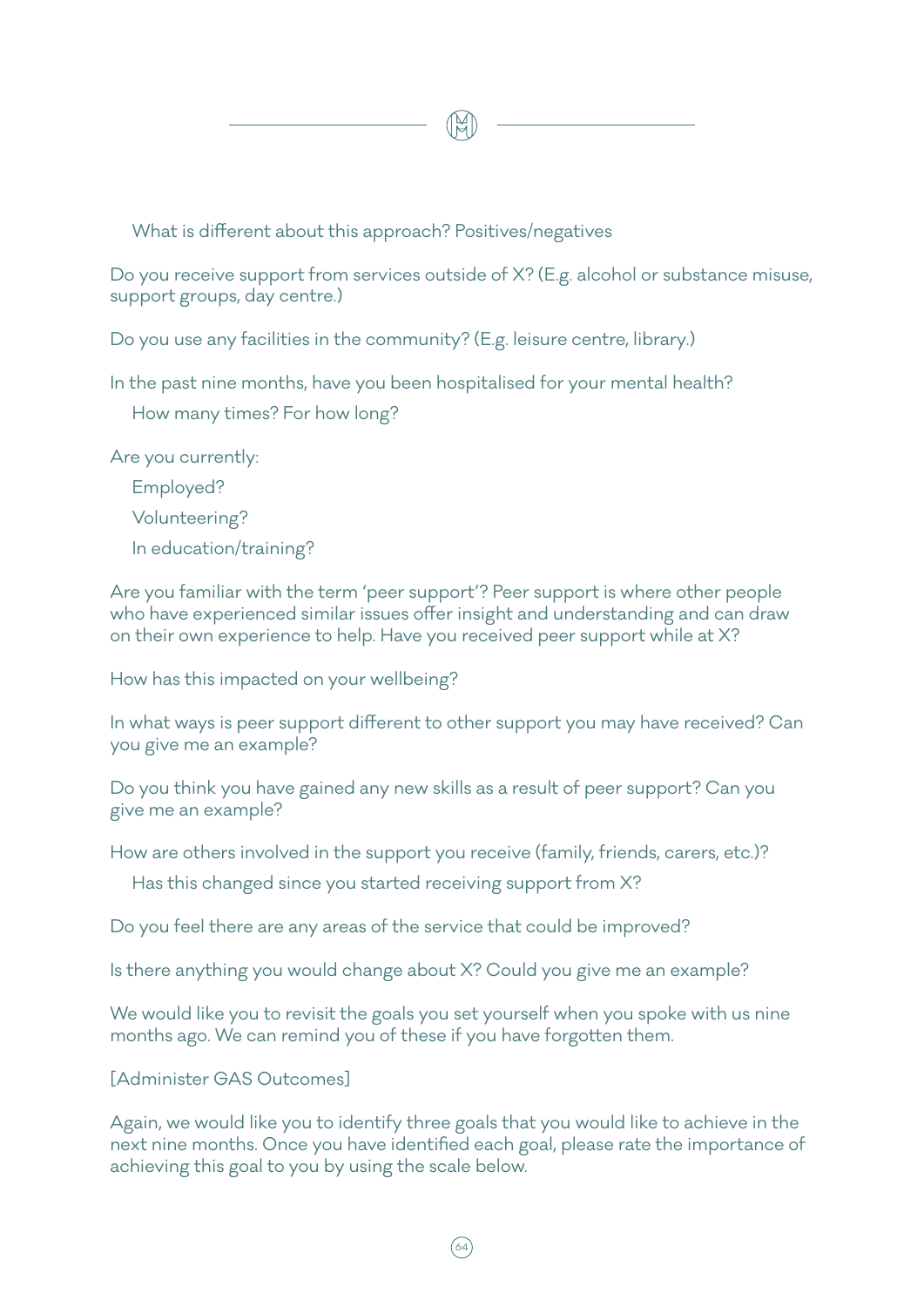What is different about this approach? Positives/negatives

Do you receive support from services outside of X? (E.g. alcohol or substance misuse, support groups, day centre.)

Do you use any facilities in the community? (E.g. leisure centre, library.)

In the past nine months, have you been hospitalised for your mental health?

How many times? For how long?

Are you currently:

Employed?

Volunteering?

In education/training?

Are you familiar with the term 'peer support'? Peer support is where other people who have experienced similar issues offer insight and understanding and can draw on their own experience to help. Have you received peer support while at X?

How has this impacted on your wellbeing?

In what ways is peer support different to other support you may have received? Can you give me an example?

Do you think you have gained any new skills as a result of peer support? Can you give me an example?

How are others involved in the support you receive (family, friends, carers, etc.)?

Has this changed since you started receiving support from X?

Do you feel there are any areas of the service that could be improved?

Is there anything you would change about X? Could you give me an example?

We would like you to revisit the goals you set yourself when you spoke with us nine months ago. We can remind you of these if you have forgotten them.

[Administer GAS Outcomes]

Again, we would like you to identify three goals that you would like to achieve in the next nine months. Once you have identified each goal, please rate the importance of achieving this goal to you by using the scale below.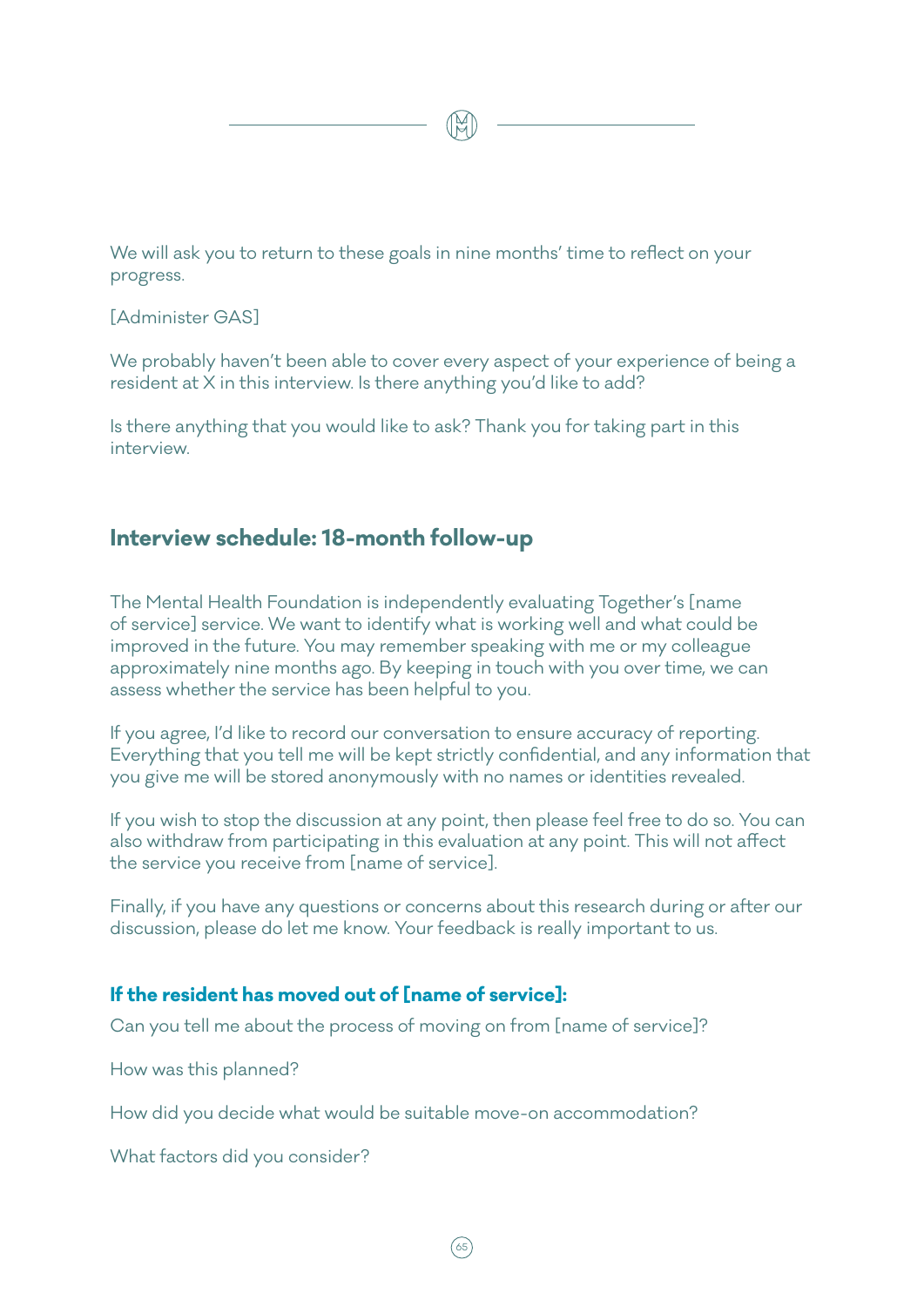We will ask you to return to these goals in nine months' time to reflect on your progress.

[Administer GAS]

We probably haven't been able to cover every aspect of your experience of being a resident at X in this interview. Is there anything you'd like to add?

Is there anything that you would like to ask? Thank you for taking part in this interview.

## Interview schedule: 18-month follow-up

The Mental Health Foundation is independently evaluating Together's [name of service] service. We want to identify what is working well and what could be improved in the future. You may remember speaking with me or my colleague approximately nine months ago. By keeping in touch with you over time, we can assess whether the service has been helpful to you.

If you agree, I'd like to record our conversation to ensure accuracy of reporting. Everything that you tell me will be kept strictly confidential, and any information that you give me will be stored anonymously with no names or identities revealed.

If you wish to stop the discussion at any point, then please feel free to do so. You can also withdraw from participating in this evaluation at any point. This will not affect the service you receive from [name of service].

Finally, if you have any questions or concerns about this research during or after our discussion, please do let me know. Your feedback is really important to us.

### If the resident has moved out of [name of service]:

Can you tell me about the process of moving on from [name of service]?

How was this planned?

How did you decide what would be suitable move-on accommodation?

What factors did you consider?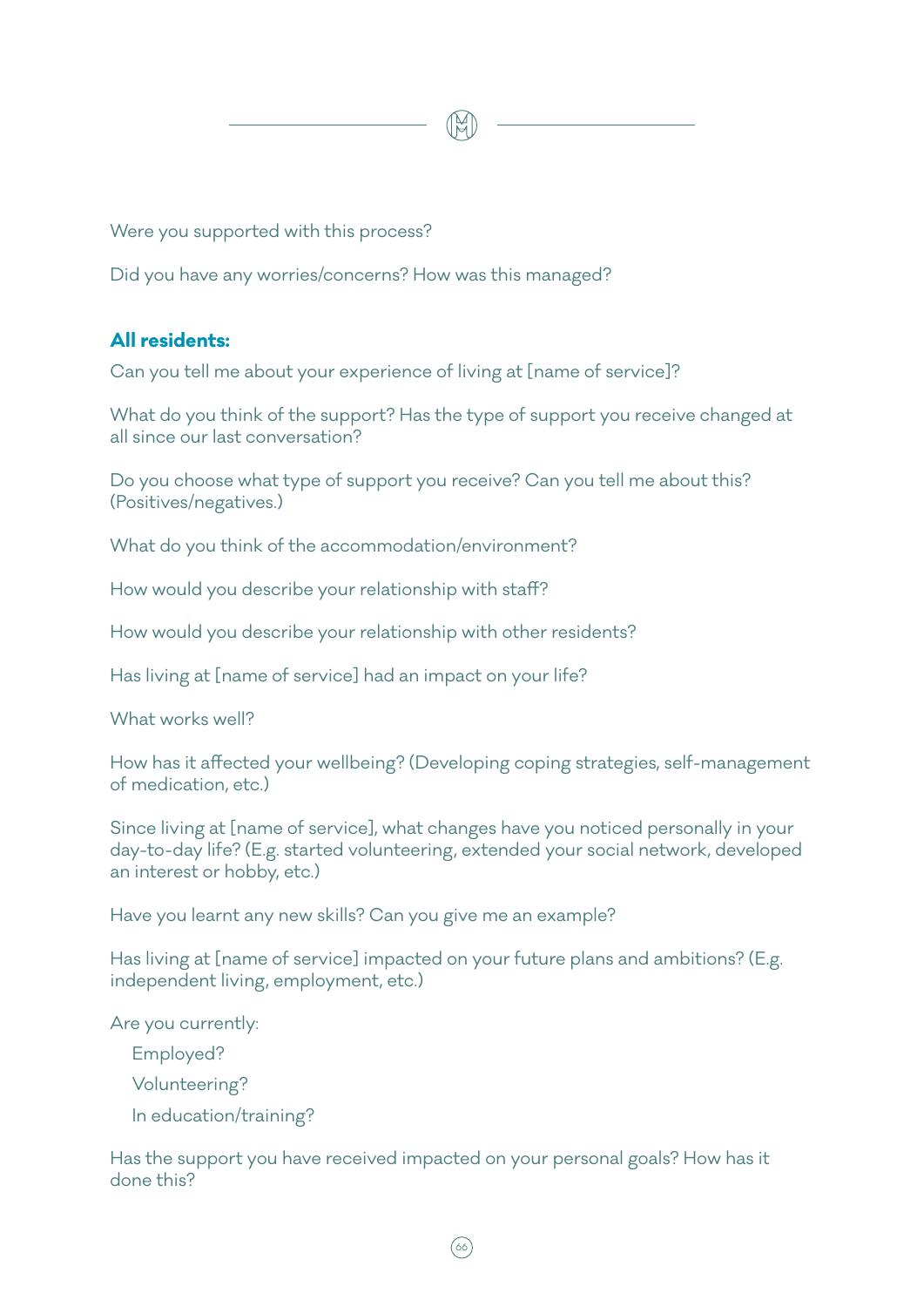Were you supported with this process?

Did you have any worries/concerns? How was this managed?

**All residents:**

Can you tell me about your experience of living at [name of service]?

What do you think of the support? Has the type of support you receive changed at all since our last conversation?

Do you choose what type of support you receive? Can you tell me about this? (Positives/negatives.)

What do you think of the accommodation/environment?

How would you describe your relationship with staff?

How would you describe your relationship with other residents?

Has living at [name of service] had an impact on your life?

What works well?

How has it affected your wellbeing? (Developing coping strategies, self-management of medication, etc.)

Since living at [name of service], what changes have you noticed personally in your day-to-day life? (E.g. started volunteering, extended your social network, developed an interest or hobby, etc.)

Have you learnt any new skills? Can you give me an example?

Has living at [name of service] impacted on your future plans and ambitions? (E.g. independent living, employment, etc.)

Are you currently:

- Employed?
- Volunteering?
- In education/training?

Has the support you have received impacted on your personal goals? How has it done this?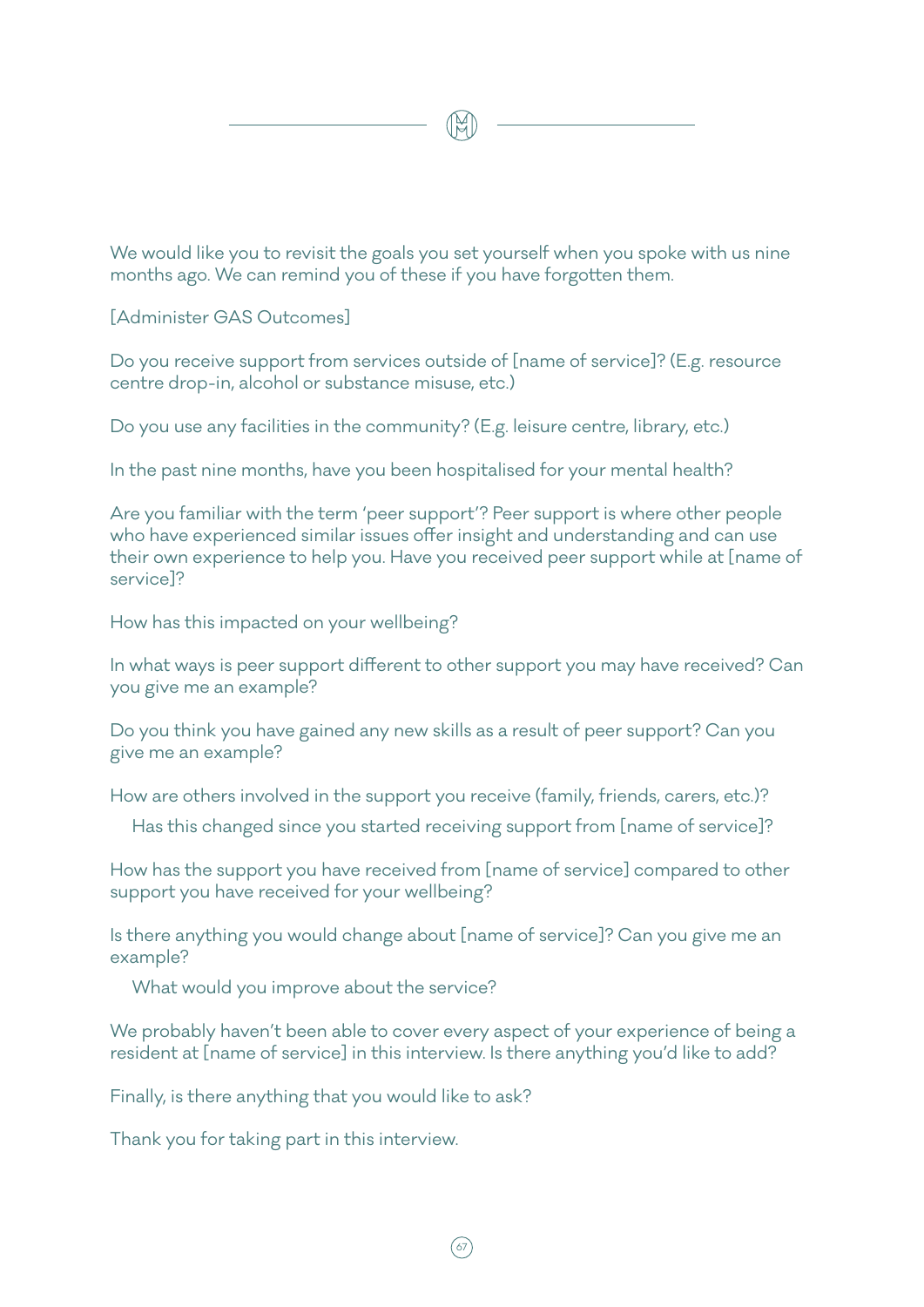We would like you to revisit the goals you set yourself when you spoke with us nine months ago. We can remind you of these if you have forgotten them.

[Administer GAS Outcomes]

Do you receive support from services outside of [name of service]? (E.g. resource centre drop-in, alcohol or substance misuse, etc.)

Do you use any facilities in the community? (E.g. leisure centre, library, etc.)

In the past nine months, have you been hospitalised for your mental health?

Are you familiar with the term 'peer support'? Peer support is where other people who have experienced similar issues offer insight and understanding and can use their own experience to help you. Have you received peer support while at [name of service]?

How has this impacted on your wellbeing?

In what ways is peer support different to other support you may have received? Can you give me an example?

Do you think you have gained any new skills as a result of peer support? Can you give me an example?

How are others involved in the support you receive (family, friends, carers, etc.)?

Has this changed since you started receiving support from [name of service]?

How has the support you have received from [name of service] compared to other support you have received for your wellbeing?

Is there anything you would change about [name of service]? Can you give me an example?

What would you improve about the service?

We probably haven't been able to cover every aspect of your experience of being a resident at [name of service] in this interview. Is there anything you'd like to add?

Finally, is there anything that you would like to ask?

Thank you for taking part in this interview.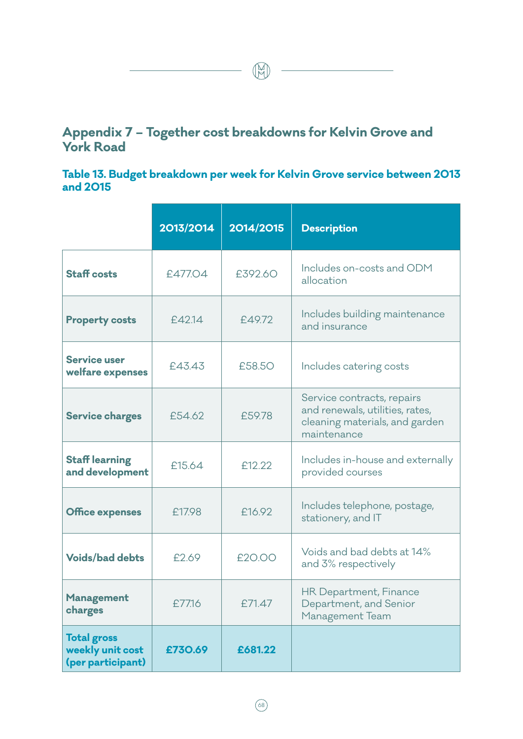## Appendix 7 – Together cost breakdowns for Kelvin Grove and York Road

### Table 13. Budget breakdown per week for Kelvin Grove service between 2013 and 2015

| | 2013/2014 | 2014/2015 | Description |
|---|---|---|---|
| **Staff costs** | £477.04 | £392.60 | Includes on-costs and ODM allocation |
| **Property costs** | £42.14 | £49.72 | Includes building maintenance and insurance |
| **Service user welfare expenses** | £43.43 | £58.50 | Includes catering costs |
| **Service charges** | £54.62 | £59.78 | Service contracts, repairs and renewals, utilities, rates, cleaning materials, and garden maintenance |
| **Staff learning and development** | £15.64 | £12.22 | Includes in-house and externally provided courses |
| **Office expenses** | £17.98 | £16.92 | Includes telephone, postage, stationery, and IT |
| **Voids/bad debts** | £2.69 | £20.00 | Voids and bad debts at 14% and 3% respectively |
| **Management charges** | £77.16 | £71.47 | HR Department, Finance Department, and Senior Management Team |
| **Total gross weekly unit cost (per participant)** | **£730.69** | **£681.22** | |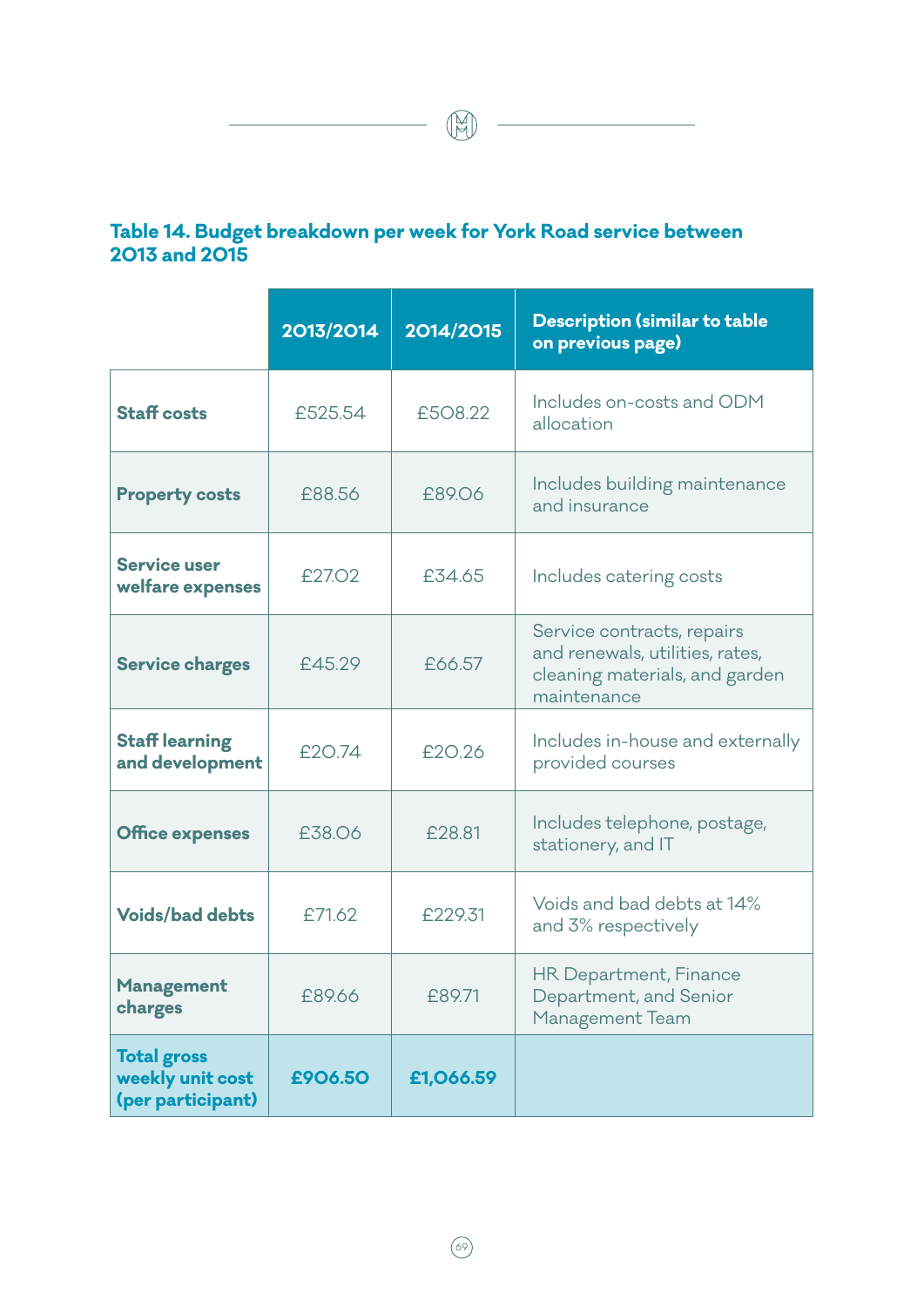**Table 14. Budget breakdown per week for York Road service between 2013 and 2015**

| | 2013/2014 | 2014/2015 | Description (similar to table on previous page) |
|---|---|---|---|
| **Staff costs** | £525.54 | £508.22 | Includes on-costs and ODM allocation |
| **Property costs** | £88.56 | £89.06 | Includes building maintenance and insurance |
| **Service user welfare expenses** | £27.02 | £34.65 | Includes catering costs |
| **Service charges** | £45.29 | £66.57 | Service contracts, repairs and renewals, utilities, rates, cleaning materials, and garden maintenance |
| **Staff learning and development** | £20.74 | £20.26 | Includes in-house and externally provided courses |
| **Office expenses** | £38.06 | £28.81 | Includes telephone, postage, stationery, and IT |
| **Voids/bad debts** | £71.62 | £229.31 | Voids and bad debts at 14% and 3% respectively |
| **Management charges** | £89.66 | £89.71 | HR Department, Finance Department, and Senior Management Team |
| **Total gross weekly unit cost (per participant)** | **£906.50** | **£1,066.59** | |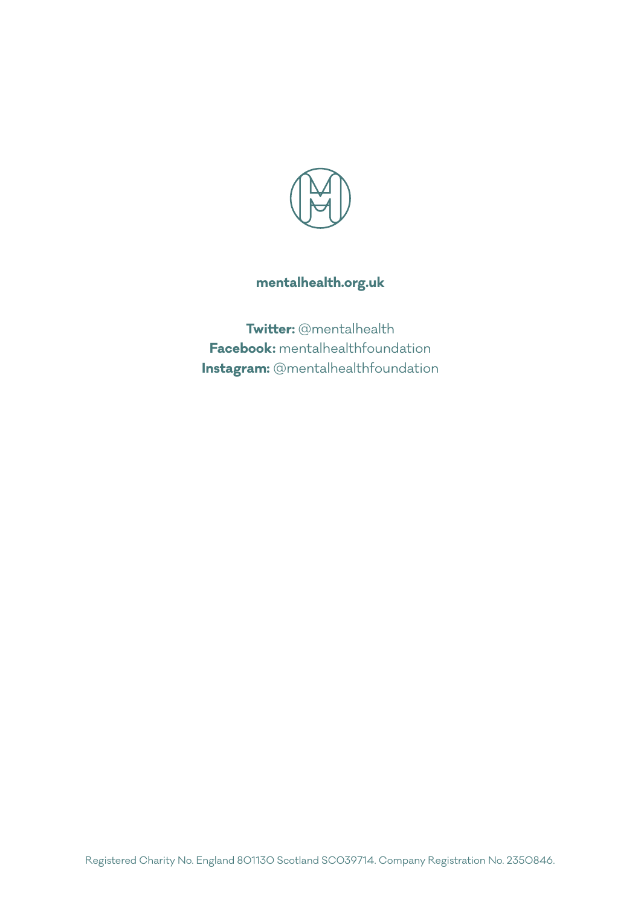**mentalhealth.org.uk**

**Twitter:** @mentalhealth
**Facebook:** mentalhealthfoundation
**Instagram:** @mentalhealthfoundation

Registered Charity No. England 801130 Scotland SC039714. Company Registration No. 2350846.